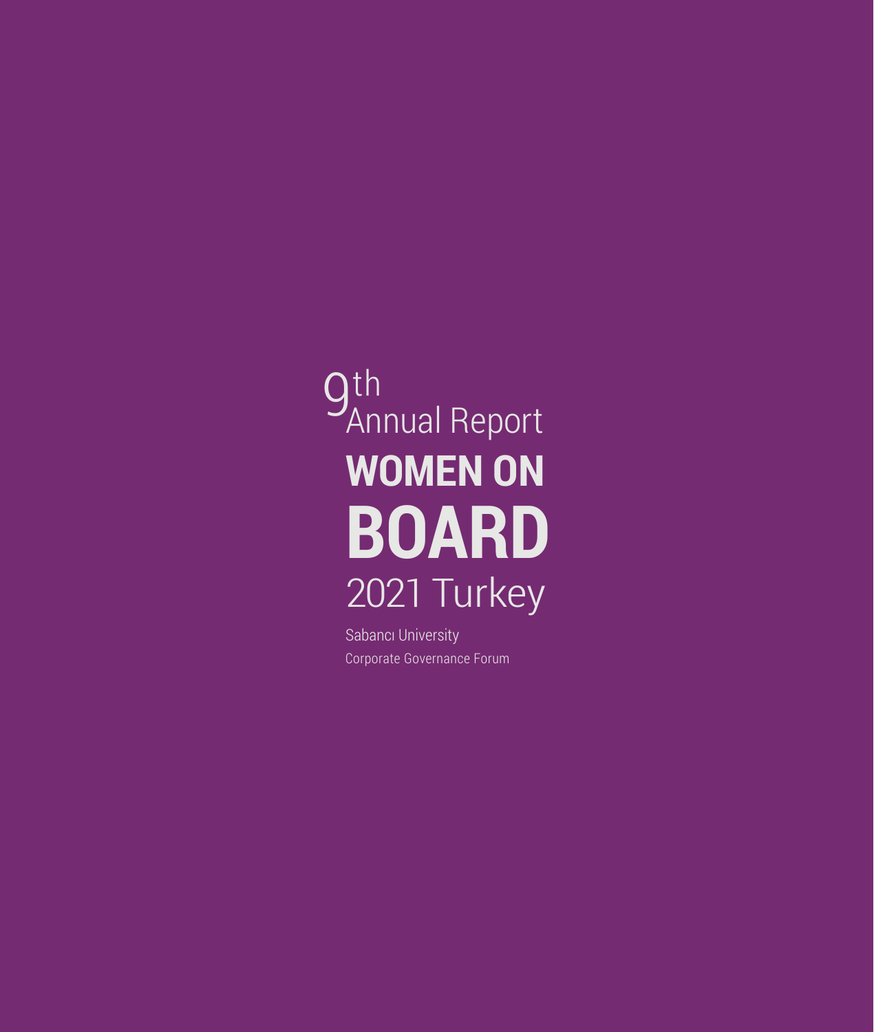9th Annual Report

# WOMEN ON BOARD

# 2021 Turkey

Sabancı University

Corporate Governance Forum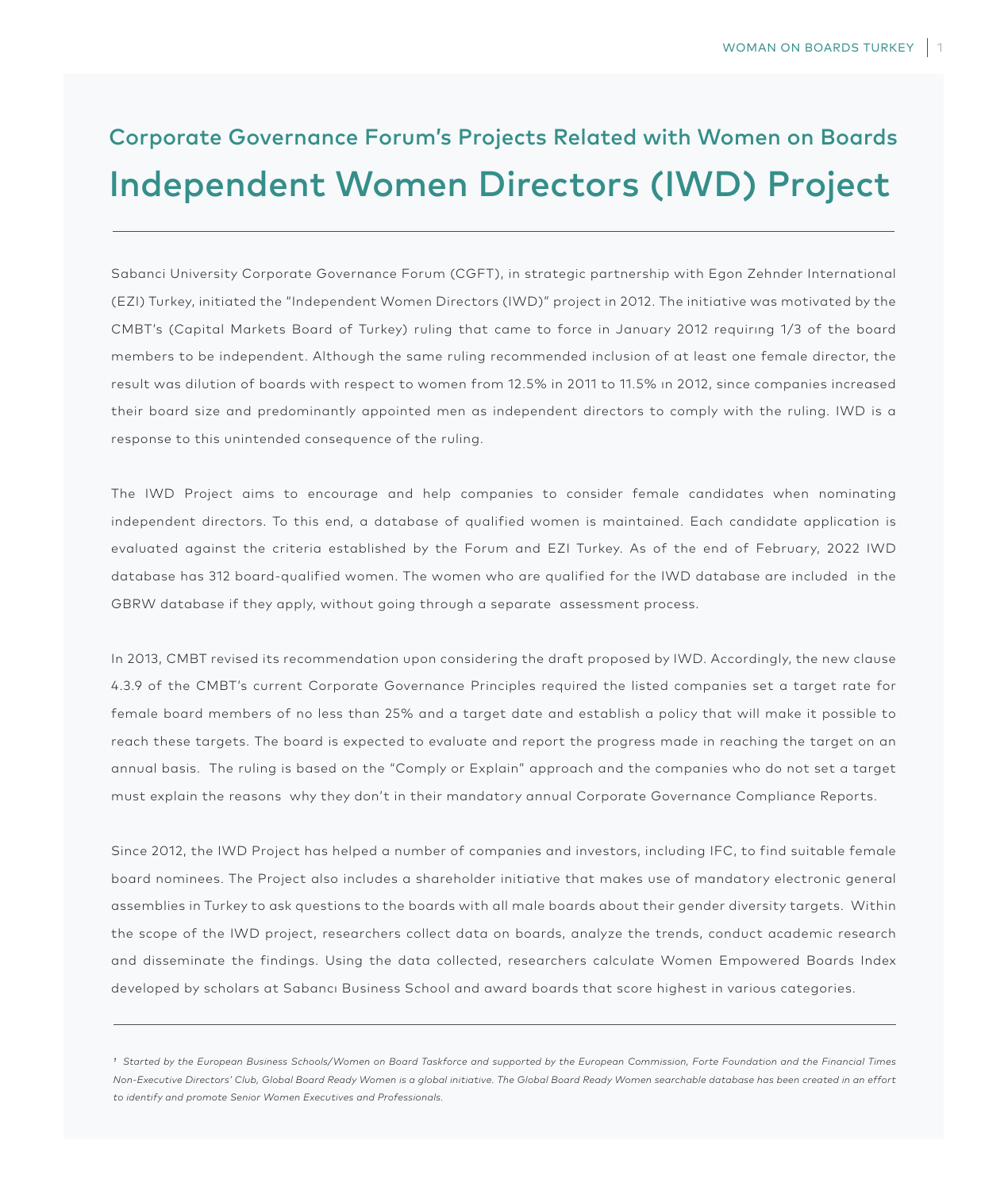## Corporate Governance Forum's Projects Related with Women on Boards

# Independent Women Directors (IWD) Project

Sabanci University Corporate Governance Forum (CGFT), in strategic partnership with Egon Zehnder International (EZI) Turkey, initiated the "Independent Women Directors (IWD)" project in 2012. The initiative was motivated by the CMBT's (Capital Markets Board of Turkey) ruling that came to force in January 2012 requirıng 1/3 of the board members to be independent. Although the same ruling recommended inclusion of at least one female director, the result was dilution of boards with respect to women from 12.5% in 2011 to 11.5% ın 2012, since companies increased their board size and predominantly appointed men as independent directors to comply with the ruling. IWD is a response to this unintended consequence of the ruling.

The IWD Project aims to encourage and help companies to consider female candidates when nominating independent directors. To this end, a database of qualified women is maintained. Each candidate application is evaluated against the criteria established by the Forum and EZI Turkey. As of the end of February, 2022 IWD database has 312 board-qualified women. The women who are qualified for the IWD database are included in the GBRW database if they apply, without going through a separate assessment process.

In 2013, CMBT revised its recommendation upon considering the draft proposed by IWD. Accordingly, the new clause 4.3.9 of the CMBT's current Corporate Governance Principles required the listed companies set a target rate for female board members of no less than 25% and a target date and establish a policy that will make it possible to reach these targets. The board is expected to evaluate and report the progress made in reaching the target on an annual basis. The ruling is based on the "Comply or Explain" approach and the companies who do not set a target must explain the reasons why they don't in their mandatory annual Corporate Governance Compliance Reports.

Since 2012, the IWD Project has helped a number of companies and investors, including IFC, to find suitable female board nominees. The Project also includes a shareholder initiative that makes use of mandatory electronic general assemblies in Turkey to ask questions to the boards with all male boards about their gender diversity targets. Within the scope of the IWD project, researchers collect data on boards, analyze the trends, conduct academic research and disseminate the findings. Using the data collected, researchers calculate Women Empowered Boards Index developed by scholars at Sabancı Business School and award boards that score highest in various categories.

---

*[1] Started by the European Business Schools/Women on Board Taskforce and supported by the European Commission, Forte Foundation and the Financial Times Non-Executive Directors' Club, Global Board Ready Women is a global initiative. The Global Board Ready Women searchable database has been created in an effort to identify and promote Senior Women Executives and Professionals.*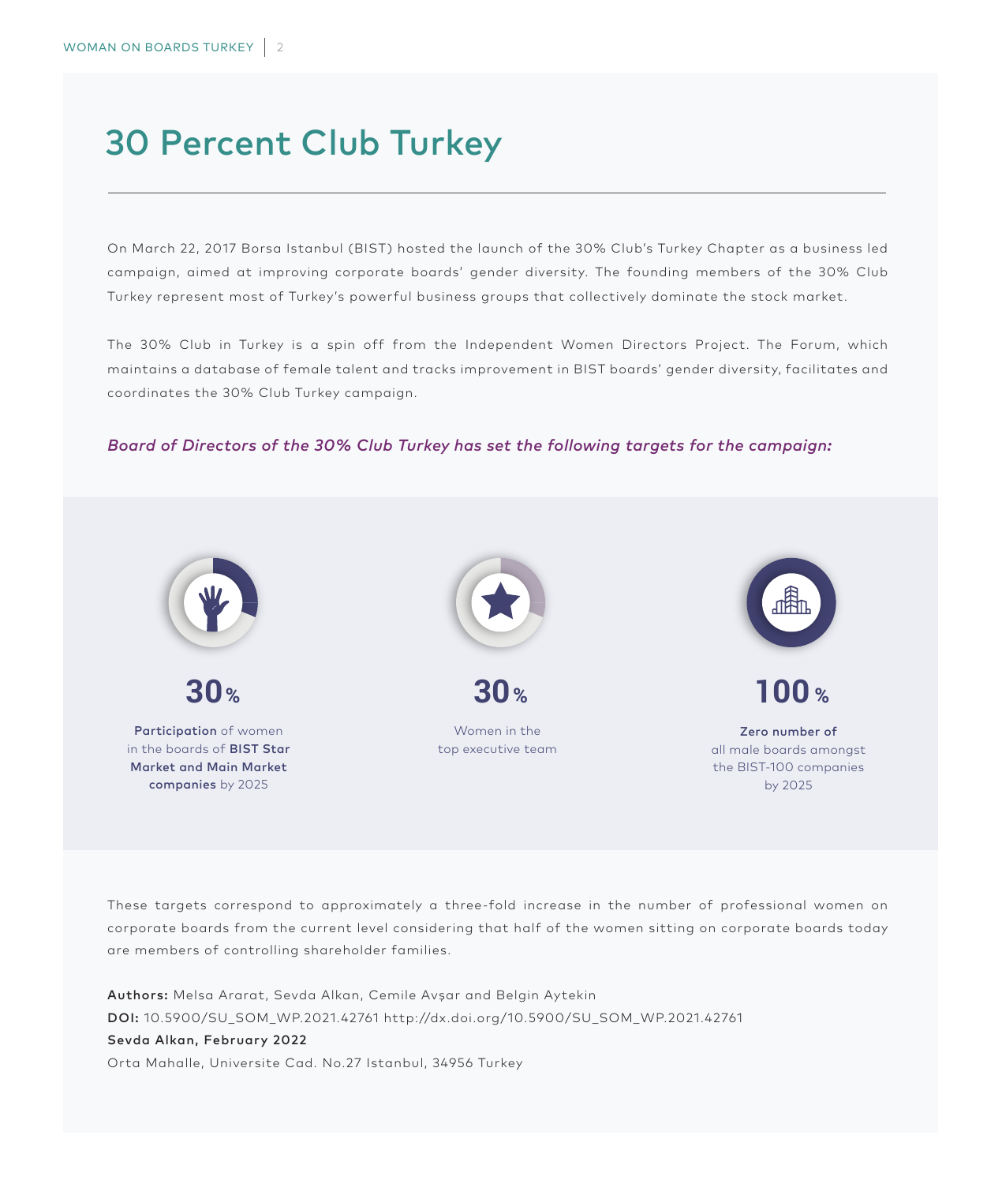# 30 Percent Club Turkey

On March 22, 2017 Borsa Istanbul (BIST) hosted the launch of the 30% Club's Turkey Chapter as a business led campaign, aimed at improving corporate boards' gender diversity. The founding members of the 30% Club Turkey represent most of Turkey's powerful business groups that collectively dominate the stock market.

The 30% Club in Turkey is a spin off from the Independent Women Directors Project. The Forum, which maintains a database of female talent and tracks improvement in BIST boards' gender diversity, facilitates and coordinates the 30% Club Turkey campaign.

***Board of Directors of the 30% Club Turkey has set the following targets for the campaign:***

**30%**

**Participation** of women in the boards of **BIST Star Market and Main Market companies** by 2025

**30%**

Women in the top executive team

**100%**

**Zero number of** all male boards amongst the BIST-100 companies by 2025

These targets correspond to approximately a three-fold increase in the number of professional women on corporate boards from the current level considering that half of the women sitting on corporate boards today are members of controlling shareholder families.

**Authors:** Melsa Ararat, Sevda Alkan, Cemile Avşar and Belgin Aytekin
**DOI:** 10.5900/SU_SOM_WP.2021.42761 http://dx.doi.org/10.5900/SU_SOM_WP.2021.42761
**Sevda Alkan, February 2022**
Orta Mahalle, Universite Cad. No.27 Istanbul, 34956 Turkey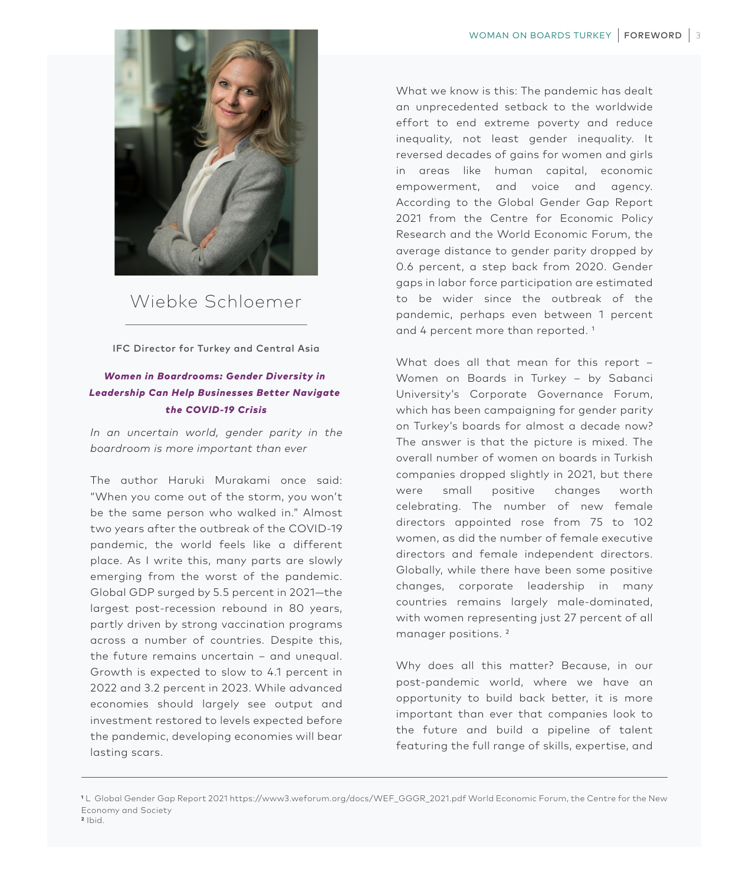# Wiebke Schloemer

**IFC Director for Turkey and Central Asia**

## ***Women in Boardrooms: Gender Diversity in Leadership Can Help Businesses Better Navigate the COVID-19 Crisis***

*In an uncertain world, gender parity in the boardroom is more important than ever*

The author Haruki Murakami once said: "When you come out of the storm, you won't be the same person who walked in." Almost two years after the outbreak of the COVID-19 pandemic, the world feels like a different place. As I write this, many parts are slowly emerging from the worst of the pandemic. Global GDP surged by 5.5 percent in 2021—the largest post-recession rebound in 80 years, partly driven by strong vaccination programs across a number of countries. Despite this, the future remains uncertain – and unequal. Growth is expected to slow to 4.1 percent in 2022 and 3.2 percent in 2023. While advanced economies should largely see output and investment restored to levels expected before the pandemic, developing economies will bear lasting scars.

What we know is this: The pandemic has dealt an unprecedented setback to the worldwide effort to end extreme poverty and reduce inequality, not least gender inequality. It reversed decades of gains for women and girls in areas like human capital, economic empowerment, and voice and agency. According to the Global Gender Gap Report 2021 from the Centre for Economic Policy Research and the World Economic Forum, the average distance to gender parity dropped by 0.6 percent, a step back from 2020. Gender gaps in labor force participation are estimated to be wider since the outbreak of the pandemic, perhaps even between 1 percent and 4 percent more than reported. [1]

What does all that mean for this report – Women on Boards in Turkey – by Sabanci University's Corporate Governance Forum, which has been campaigning for gender parity on Turkey's boards for almost a decade now? The answer is that the picture is mixed. The overall number of women on boards in Turkish companies dropped slightly in 2021, but there were small positive changes worth celebrating. The number of new female directors appointed rose from 75 to 102 women, as did the number of female executive directors and female independent directors. Globally, while there have been some positive changes, corporate leadership in many countries remains largely male-dominated, with women representing just 27 percent of all manager positions. [2]

Why does all this matter? Because, in our post-pandemic world, where we have an opportunity to build back better, it is more important than ever that companies look to the future and build a pipeline of talent featuring the full range of skills, expertise, and

---

[1] L Global Gender Gap Report 2021 https://www3.weforum.org/docs/WEF_GGGR_2021.pdf World Economic Forum, the Centre for the New Economy and Society

[2] Ibid.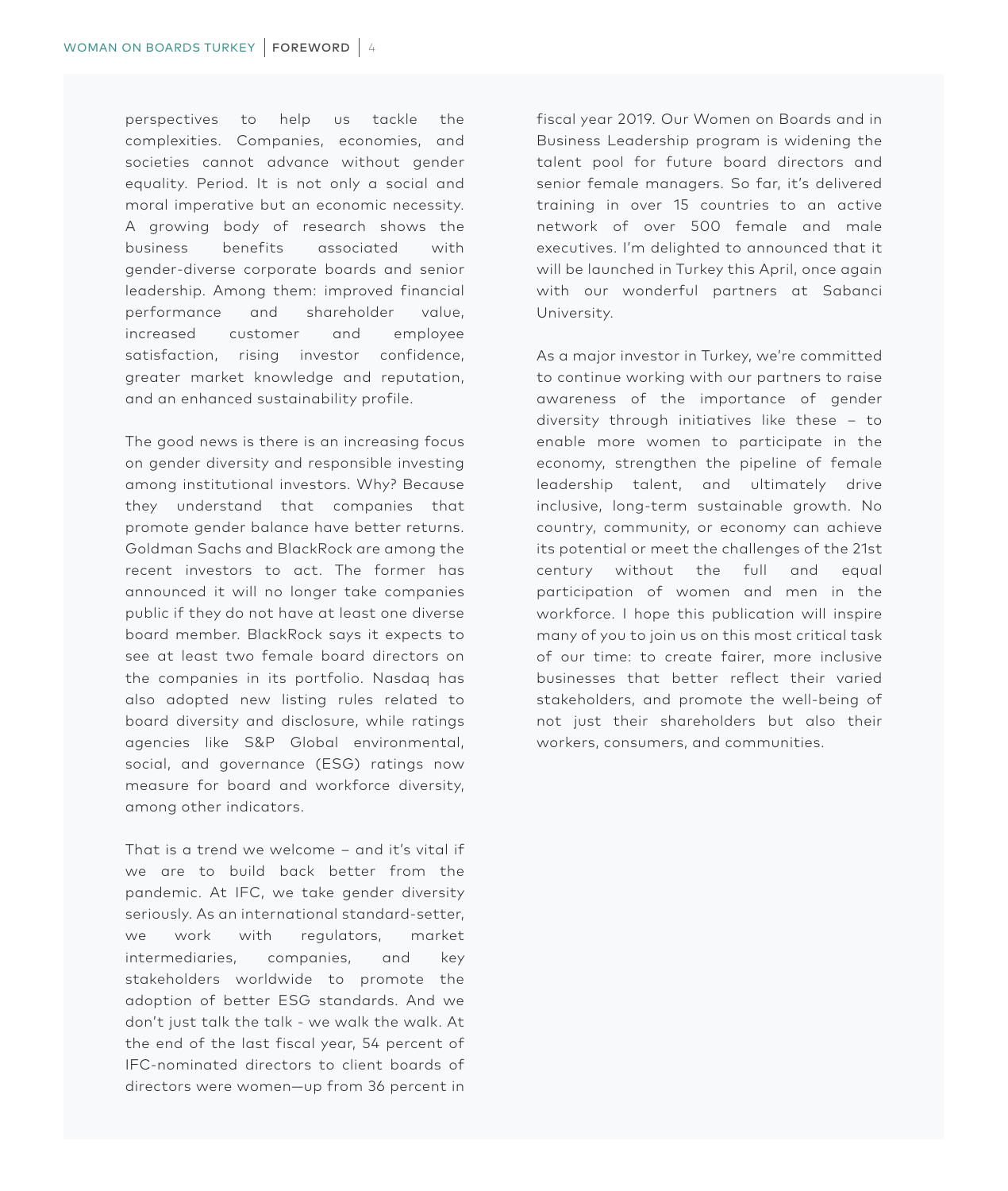perspectives to help us tackle the complexities. Companies, economies, and societies cannot advance without gender equality. Period. It is not only a social and moral imperative but an economic necessity. A growing body of research shows the business benefits associated with gender-diverse corporate boards and senior leadership. Among them: improved financial performance and shareholder value, increased customer and employee satisfaction, rising investor confidence, greater market knowledge and reputation, and an enhanced sustainability profile.

The good news is there is an increasing focus on gender diversity and responsible investing among institutional investors. Why? Because they understand that companies that promote gender balance have better returns. Goldman Sachs and BlackRock are among the recent investors to act. The former has announced it will no longer take companies public if they do not have at least one diverse board member. BlackRock says it expects to see at least two female board directors on the companies in its portfolio. Nasdaq has also adopted new listing rules related to board diversity and disclosure, while ratings agencies like S&P Global environmental, social, and governance (ESG) ratings now measure for board and workforce diversity, among other indicators.

That is a trend we welcome – and it's vital if we are to build back better from the pandemic. At IFC, we take gender diversity seriously. As an international standard-setter, we work with regulators, market intermediaries, companies, and key stakeholders worldwide to promote the adoption of better ESG standards. And we don't just talk the talk - we walk the walk. At the end of the last fiscal year, 54 percent of IFC-nominated directors to client boards of directors were women—up from 36 percent in fiscal year 2019. Our Women on Boards and in Business Leadership program is widening the talent pool for future board directors and senior female managers. So far, it's delivered training in over 15 countries to an active network of over 500 female and male executives. I'm delighted to announced that it will be launched in Turkey this April, once again with our wonderful partners at Sabanci University.

As a major investor in Turkey, we're committed to continue working with our partners to raise awareness of the importance of gender diversity through initiatives like these – to enable more women to participate in the economy, strengthen the pipeline of female leadership talent, and ultimately drive inclusive, long-term sustainable growth. No country, community, or economy can achieve its potential or meet the challenges of the 21st century without the full and equal participation of women and men in the workforce. I hope this publication will inspire many of you to join us on this most critical task of our time: to create fairer, more inclusive businesses that better reflect their varied stakeholders, and promote the well-being of not just their shareholders but also their workers, consumers, and communities.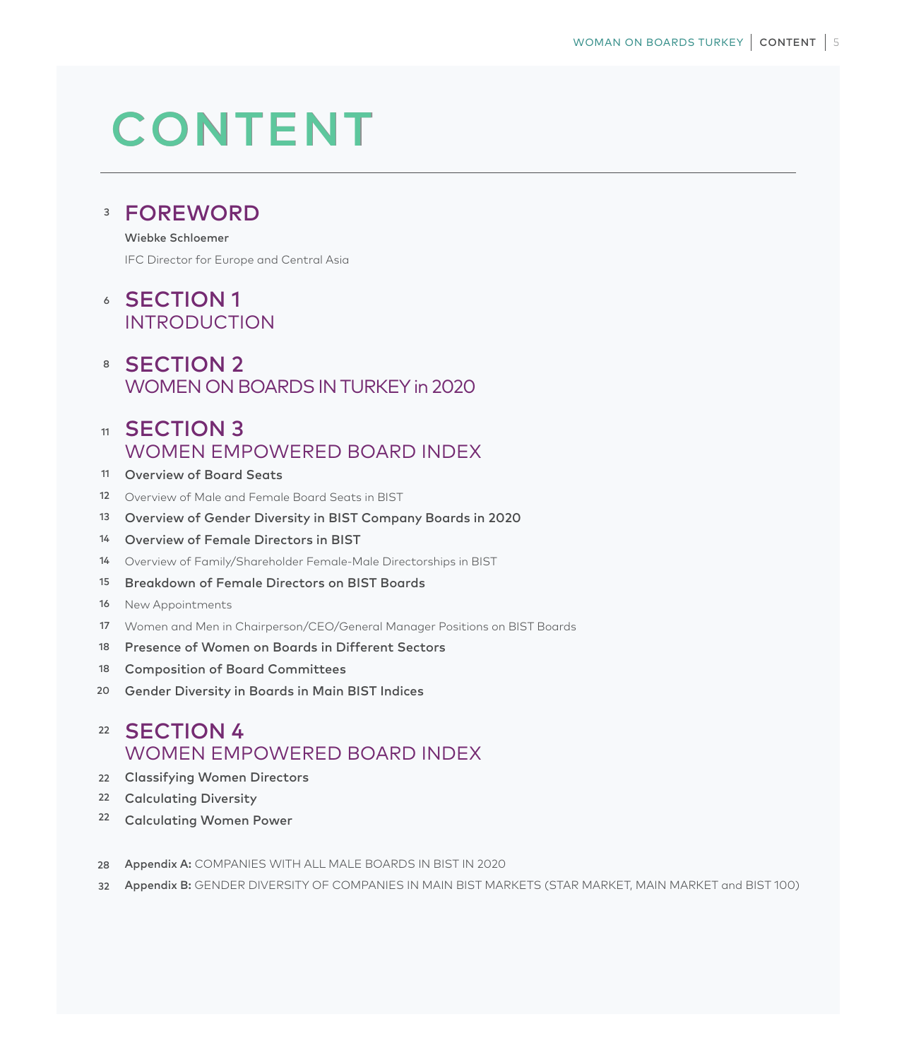# CONTENT

3 **FOREWORD**

**Wiebke Schloemer**

IFC Director for Europe and Central Asia

6 **SECTION 1**
INTRODUCTION

8 **SECTION 2**
WOMEN ON BOARDS IN TURKEY in 2020

11 **SECTION 3**
WOMEN EMPOWERED BOARD INDEX

- 11 **Overview of Board Seats**
- 12 Overview of Male and Female Board Seats in BIST
- 13 **Overview of Gender Diversity in BIST Company Boards in 2020**
- 14 **Overview of Female Directors in BIST**
- 14 Overview of Family/Shareholder Female-Male Directorships in BIST
- 15 **Breakdown of Female Directors on BIST Boards**
- 16 New Appointments
- 17 Women and Men in Chairperson/CEO/General Manager Positions on BIST Boards
- 18 **Presence of Women on Boards in Different Sectors**
- 18 **Composition of Board Committees**
- 20 **Gender Diversity in Boards in Main BIST Indices**

22 **SECTION 4**
WOMEN EMPOWERED BOARD INDEX

- 22 **Classifying Women Directors**
- 22 **Calculating Diversity**
- 22 **Calculating Women Power**

28 **Appendix A:** COMPANIES WITH ALL MALE BOARDS IN BIST IN 2020

32 **Appendix B:** GENDER DIVERSITY OF COMPANIES IN MAIN BIST MARKETS (STAR MARKET, MAIN MARKET and BIST 100)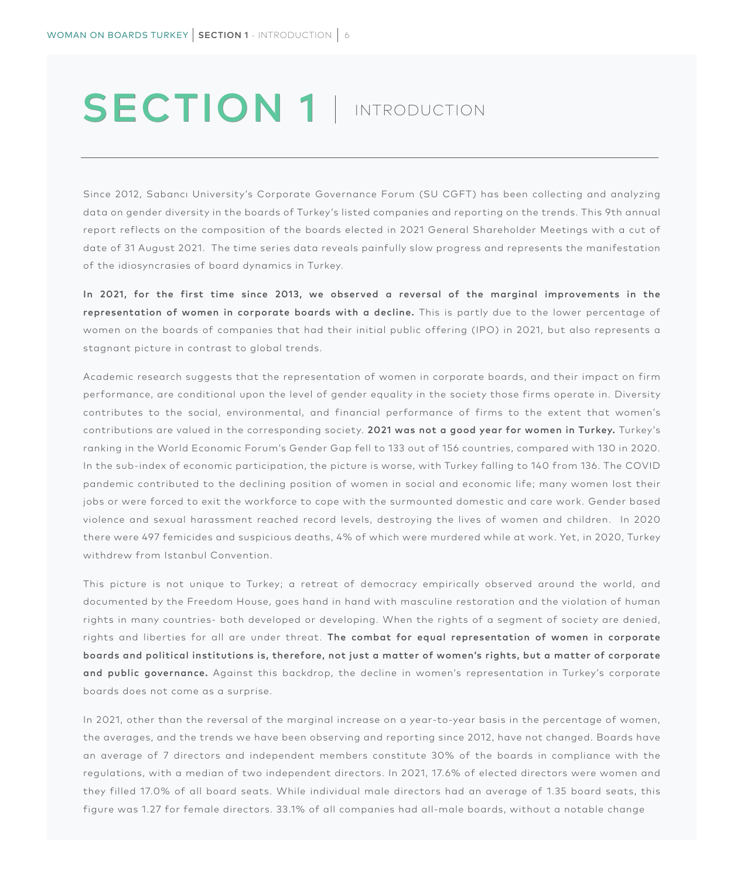# SECTION 1 | INTRODUCTION

Since 2012, Sabancı University's Corporate Governance Forum (SU CGFT) has been collecting and analyzing data on gender diversity in the boards of Turkey's listed companies and reporting on the trends. This 9th annual report reflects on the composition of the boards elected in 2021 General Shareholder Meetings with a cut of date of 31 August 2021. The time series data reveals painfully slow progress and represents the manifestation of the idiosyncrasies of board dynamics in Turkey.

**In 2021, for the first time since 2013, we observed a reversal of the marginal improvements in the representation of women in corporate boards with a decline.** This is partly due to the lower percentage of women on the boards of companies that had their initial public offering (IPO) in 2021, but also represents a stagnant picture in contrast to global trends.

Academic research suggests that the representation of women in corporate boards, and their impact on firm performance, are conditional upon the level of gender equality in the society those firms operate in. Diversity contributes to the social, environmental, and financial performance of firms to the extent that women's contributions are valued in the corresponding society. **2021 was not a good year for women in Turkey.** Turkey's ranking in the World Economic Forum's Gender Gap fell to 133 out of 156 countries, compared with 130 in 2020. In the sub-index of economic participation, the picture is worse, with Turkey falling to 140 from 136. The COVID pandemic contributed to the declining position of women in social and economic life; many women lost their jobs or were forced to exit the workforce to cope with the surmounted domestic and care work. Gender based violence and sexual harassment reached record levels, destroying the lives of women and children. In 2020 there were 497 femicides and suspicious deaths, 4% of which were murdered while at work. Yet, in 2020, Turkey withdrew from Istanbul Convention.

This picture is not unique to Turkey; a retreat of democracy empirically observed around the world, and documented by the Freedom House, goes hand in hand with masculine restoration and the violation of human rights in many countries- both developed or developing. When the rights of a segment of society are denied, rights and liberties for all are under threat. **The combat for equal representation of women in corporate boards and political institutions is, therefore, not just a matter of women's rights, but a matter of corporate and public governance.** Against this backdrop, the decline in women's representation in Turkey's corporate boards does not come as a surprise.

In 2021, other than the reversal of the marginal increase on a year-to-year basis in the percentage of women, the averages, and the trends we have been observing and reporting since 2012, have not changed. Boards have an average of 7 directors and independent members constitute 30% of the boards in compliance with the regulations, with a median of two independent directors. In 2021, 17.6% of elected directors were women and they filled 17.0% of all board seats. While individual male directors had an average of 1.35 board seats, this figure was 1.27 for female directors. 33.1% of all companies had all-male boards, without a notable change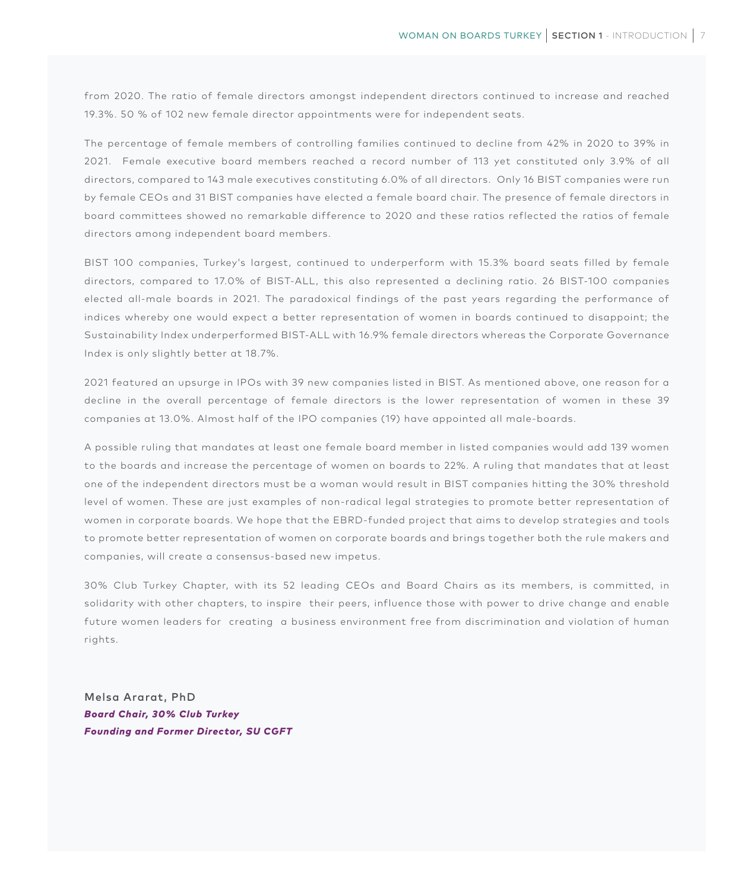from 2020. The ratio of female directors amongst independent directors continued to increase and reached 19.3%. 50 % of 102 new female director appointments were for independent seats.

The percentage of female members of controlling families continued to decline from 42% in 2020 to 39% in 2021. Female executive board members reached a record number of 113 yet constituted only 3.9% of all directors, compared to 143 male executives constituting 6.0% of all directors. Only 16 BIST companies were run by female CEOs and 31 BIST companies have elected a female board chair. The presence of female directors in board committees showed no remarkable difference to 2020 and these ratios reflected the ratios of female directors among independent board members.

BIST 100 companies, Turkey's largest, continued to underperform with 15.3% board seats filled by female directors, compared to 17.0% of BIST-ALL, this also represented a declining ratio. 26 BIST-100 companies elected all-male boards in 2021. The paradoxical findings of the past years regarding the performance of indices whereby one would expect a better representation of women in boards continued to disappoint; the Sustainability Index underperformed BIST-ALL with 16.9% female directors whereas the Corporate Governance Index is only slightly better at 18.7%.

2021 featured an upsurge in IPOs with 39 new companies listed in BIST. As mentioned above, one reason for a decline in the overall percentage of female directors is the lower representation of women in these 39 companies at 13.0%. Almost half of the IPO companies (19) have appointed all male-boards.

A possible ruling that mandates at least one female board member in listed companies would add 139 women to the boards and increase the percentage of women on boards to 22%. A ruling that mandates that at least one of the independent directors must be a woman would result in BIST companies hitting the 30% threshold level of women. These are just examples of non-radical legal strategies to promote better representation of women in corporate boards. We hope that the EBRD-funded project that aims to develop strategies and tools to promote better representation of women on corporate boards and brings together both the rule makers and companies, will create a consensus-based new impetus.

30% Club Turkey Chapter, with its 52 leading CEOs and Board Chairs as its members, is committed, in solidarity with other chapters, to inspire their peers, influence those with power to drive change and enable future women leaders for creating a business environment free from discrimination and violation of human rights.

**Melsa Ararat, PhD**
***Board Chair, 30% Club Turkey***
***Founding and Former Director, SU CGFT***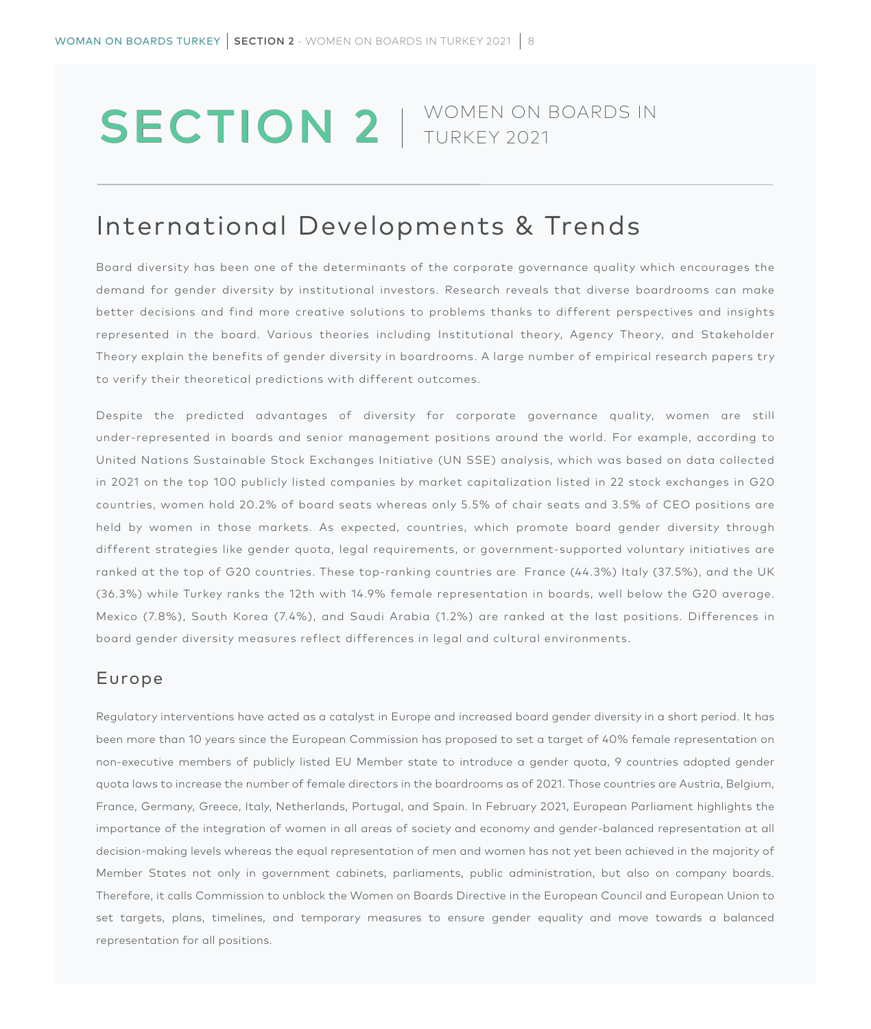# SECTION 2 | WOMEN ON BOARDS IN TURKEY 2021

## International Developments & Trends

Board diversity has been one of the determinants of the corporate governance quality which encourages the demand for gender diversity by institutional investors. Research reveals that diverse boardrooms can make better decisions and find more creative solutions to problems thanks to different perspectives and insights represented in the board. Various theories including Institutional theory, Agency Theory, and Stakeholder Theory explain the benefits of gender diversity in boardrooms. A large number of empirical research papers try to verify their theoretical predictions with different outcomes.

Despite the predicted advantages of diversity for corporate governance quality, women are still under-represented in boards and senior management positions around the world. For example, according to United Nations Sustainable Stock Exchanges Initiative (UN SSE) analysis, which was based on data collected in 2021 on the top 100 publicly listed companies by market capitalization listed in 22 stock exchanges in G20 countries, women hold 20.2% of board seats whereas only 5.5% of chair seats and 3.5% of CEO positions are held by women in those markets. As expected, countries, which promote board gender diversity through different strategies like gender quota, legal requirements, or government-supported voluntary initiatives are ranked at the top of G20 countries. These top-ranking countries are France (44.3%) Italy (37.5%), and the UK (36.3%) while Turkey ranks the 12th with 14.9% female representation in boards, well below the G20 average. Mexico (7.8%), South Korea (7.4%), and Saudi Arabia (1.2%) are ranked at the last positions. Differences in board gender diversity measures reflect differences in legal and cultural environments.

### Europe

Regulatory interventions have acted as a catalyst in Europe and increased board gender diversity in a short period. It has been more than 10 years since the European Commission has proposed to set a target of 40% female representation on non-executive members of publicly listed EU Member state to introduce a gender quota, 9 countries adopted gender quota laws to increase the number of female directors in the boardrooms as of 2021. Those countries are Austria, Belgium, France, Germany, Greece, Italy, Netherlands, Portugal, and Spain. In February 2021, European Parliament highlights the importance of the integration of women in all areas of society and economy and gender-balanced representation at all decision-making levels whereas the equal representation of men and women has not yet been achieved in the majority of Member States not only in government cabinets, parliaments, public administration, but also on company boards. Therefore, it calls Commission to unblock the Women on Boards Directive in the European Council and European Union to set targets, plans, timelines, and temporary measures to ensure gender equality and move towards a balanced representation for all positions.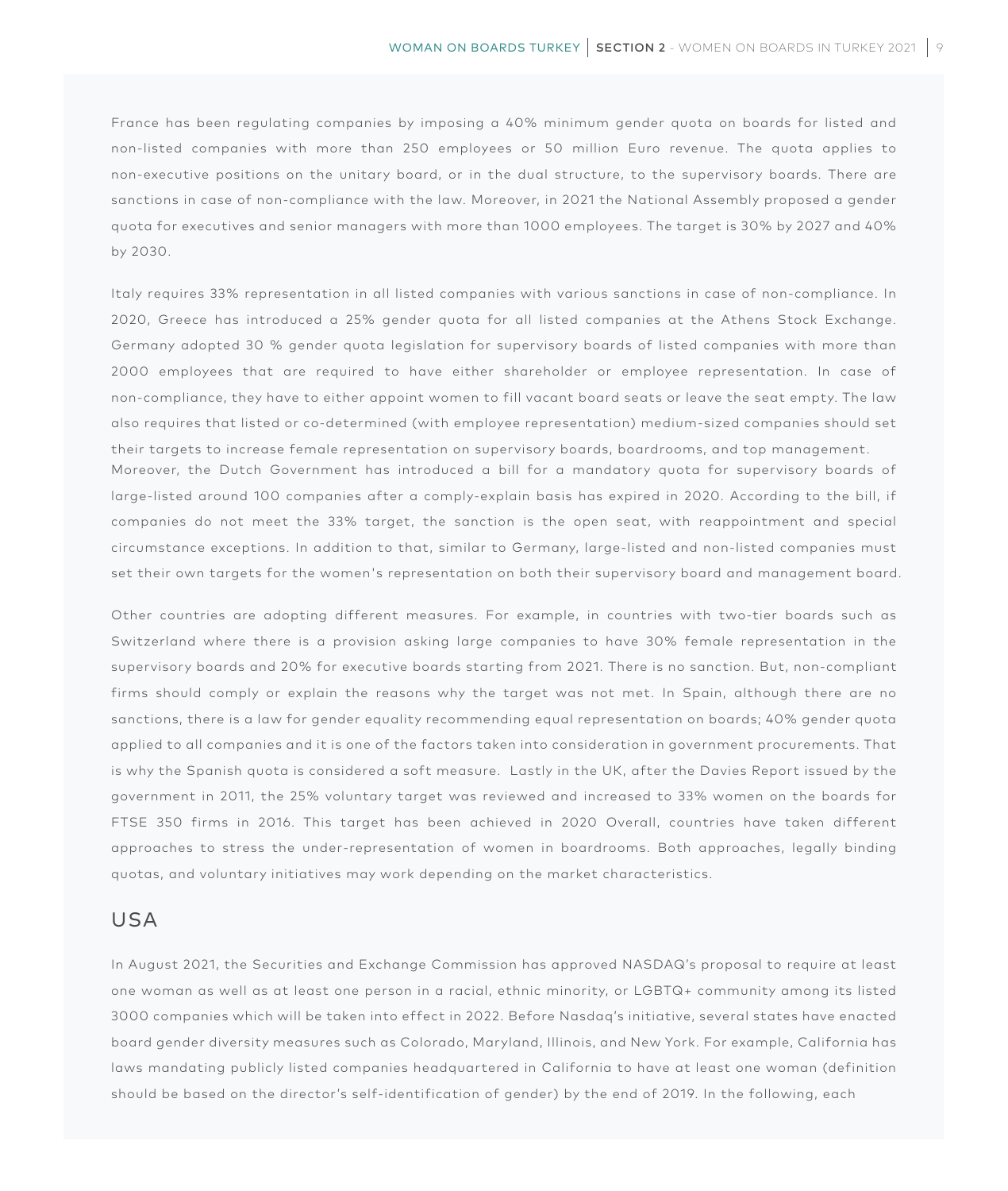France has been regulating companies by imposing a 40% minimum gender quota on boards for listed and non-listed companies with more than 250 employees or 50 million Euro revenue. The quota applies to non-executive positions on the unitary board, or in the dual structure, to the supervisory boards. There are sanctions in case of non-compliance with the law. Moreover, in 2021 the National Assembly proposed a gender quota for executives and senior managers with more than 1000 employees. The target is 30% by 2027 and 40% by 2030.

Italy requires 33% representation in all listed companies with various sanctions in case of non-compliance. In 2020, Greece has introduced a 25% gender quota for all listed companies at the Athens Stock Exchange. Germany adopted 30 % gender quota legislation for supervisory boards of listed companies with more than 2000 employees that are required to have either shareholder or employee representation. In case of non-compliance, they have to either appoint women to fill vacant board seats or leave the seat empty. The law also requires that listed or co-determined (with employee representation) medium-sized companies should set their targets to increase female representation on supervisory boards, boardrooms, and top management.
Moreover, the Dutch Government has introduced a bill for a mandatory quota for supervisory boards of large-listed around 100 companies after a comply-explain basis has expired in 2020. According to the bill, if companies do not meet the 33% target, the sanction is the open seat, with reappointment and special circumstance exceptions. In addition to that, similar to Germany, large-listed and non-listed companies must set their own targets for the women's representation on both their supervisory board and management board.

Other countries are adopting different measures. For example, in countries with two-tier boards such as Switzerland where there is a provision asking large companies to have 30% female representation in the supervisory boards and 20% for executive boards starting from 2021. There is no sanction. But, non-compliant firms should comply or explain the reasons why the target was not met. In Spain, although there are no sanctions, there is a law for gender equality recommending equal representation on boards; 40% gender quota applied to all companies and it is one of the factors taken into consideration in government procurements. That is why the Spanish quota is considered a soft measure. Lastly in the UK, after the Davies Report issued by the government in 2011, the 25% voluntary target was reviewed and increased to 33% women on the boards for FTSE 350 firms in 2016. This target has been achieved in 2020 Overall, countries have taken different approaches to stress the under-representation of women in boardrooms. Both approaches, legally binding quotas, and voluntary initiatives may work depending on the market characteristics.

## USA

In August 2021, the Securities and Exchange Commission has approved NASDAQ's proposal to require at least one woman as well as at least one person in a racial, ethnic minority, or LGBTQ+ community among its listed 3000 companies which will be taken into effect in 2022. Before Nasdaq's initiative, several states have enacted board gender diversity measures such as Colorado, Maryland, Illinois, and New York. For example, California has laws mandating publicly listed companies headquartered in California to have at least one woman (definition should be based on the director's self-identification of gender) by the end of 2019. In the following, each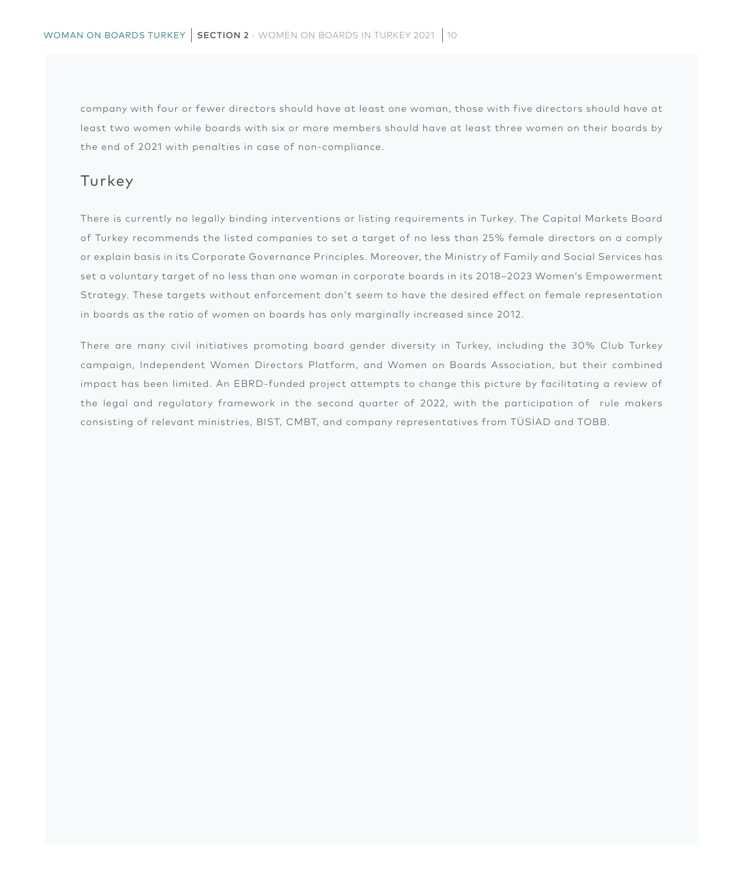company with four or fewer directors should have at least one woman, those with five directors should have at least two women while boards with six or more members should have at least three women on their boards by the end of 2021 with penalties in case of non-compliance.

## Turkey

There is currently no legally binding interventions or listing requirements in Turkey. The Capital Markets Board of Turkey recommends the listed companies to set a target of no less than 25% female directors on a comply or explain basis in its Corporate Governance Principles. Moreover, the Ministry of Family and Social Services has set a voluntary target of no less than one woman in corporate boards in its 2018–2023 Women's Empowerment Strategy. These targets without enforcement don't seem to have the desired effect on female representation in boards as the ratio of women on boards has only marginally increased since 2012.

There are many civil initiatives promoting board gender diversity in Turkey, including the 30% Club Turkey campaign, Independent Women Directors Platform, and Women on Boards Association, but their combined impact has been limited. An EBRD-funded project attempts to change this picture by facilitating a review of the legal and regulatory framework in the second quarter of 2022, with the participation of rule makers consisting of relevant ministries, BIST, CMBT, and company representatives from TÜSİAD and TOBB.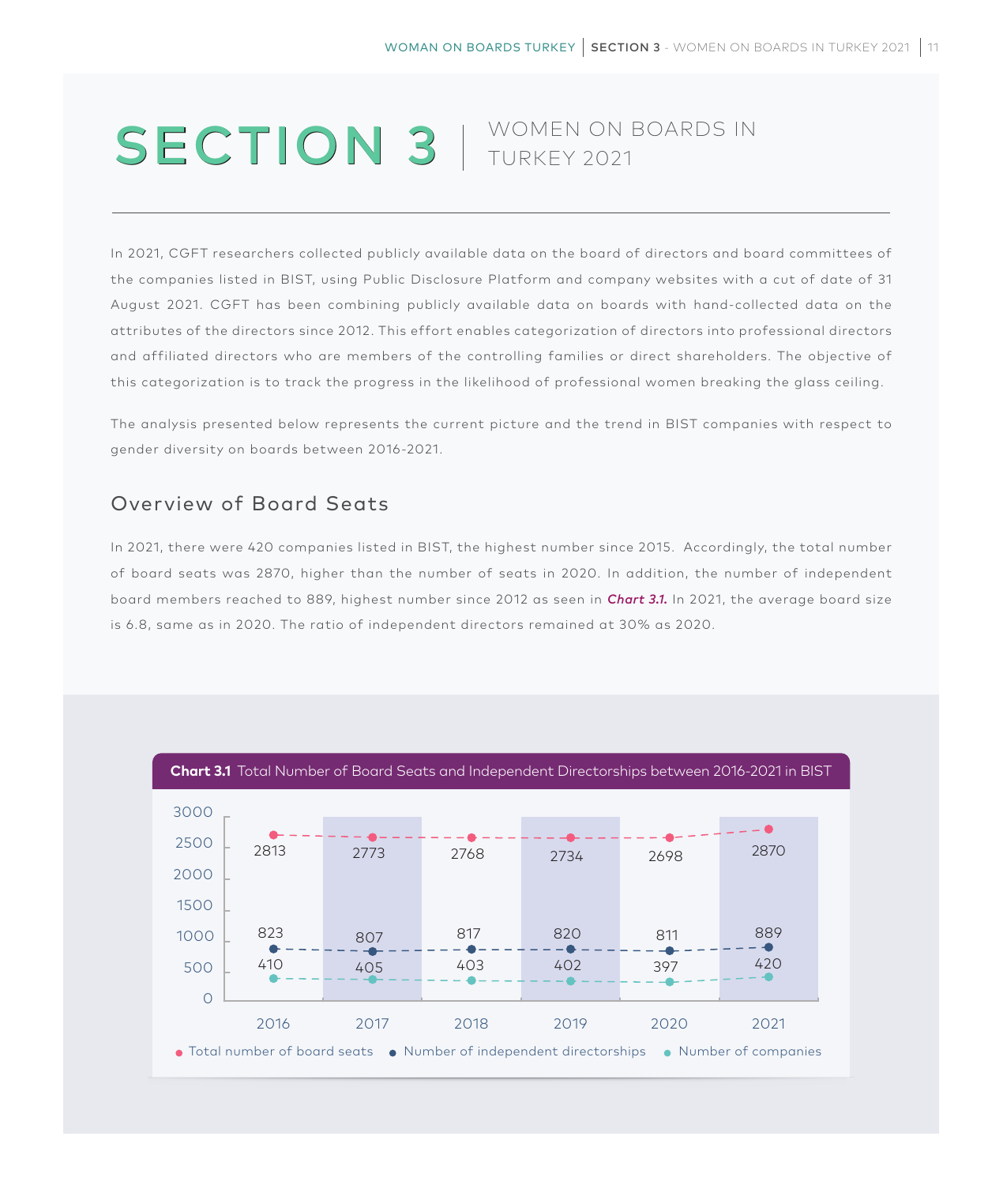# SECTION 3 | WOMEN ON BOARDS IN TURKEY 2021

In 2021, CGFT researchers collected publicly available data on the board of directors and board committees of the companies listed in BIST, using Public Disclosure Platform and company websites with a cut of date of 31 August 2021. CGFT has been combining publicly available data on boards with hand-collected data on the attributes of the directors since 2012. This effort enables categorization of directors into professional directors and affiliated directors who are members of the controlling families or direct shareholders. The objective of this categorization is to track the progress in the likelihood of professional women breaking the glass ceiling.

The analysis presented below represents the current picture and the trend in BIST companies with respect to gender diversity on boards between 2016-2021.

## Overview of Board Seats

In 2021, there were 420 companies listed in BIST, the highest number since 2015. Accordingly, the total number of board seats was 2870, higher than the number of seats in 2020. In addition, the number of independent board members reached to 889, highest number since 2012 as seen in ***Chart 3.1.*** In 2021, the average board size is 6.8, same as in 2020. The ratio of independent directors remained at 30% as 2020.

**Chart 3.1** Total Number of Board Seats and Independent Directorships between 2016-2021 in BIST

| | 2016 | 2017 | 2018 | 2019 | 2020 | 2021 |
|---|---|---|---|---|---|---|
| Total number of board seats | 2813 | 2773 | 2768 | 2734 | 2698 | 2870 |
| Number of independent directorships | 823 | 807 | 817 | 820 | 811 | 889 |
| Number of companies | 410 | 405 | 403 | 402 | 397 | 420 |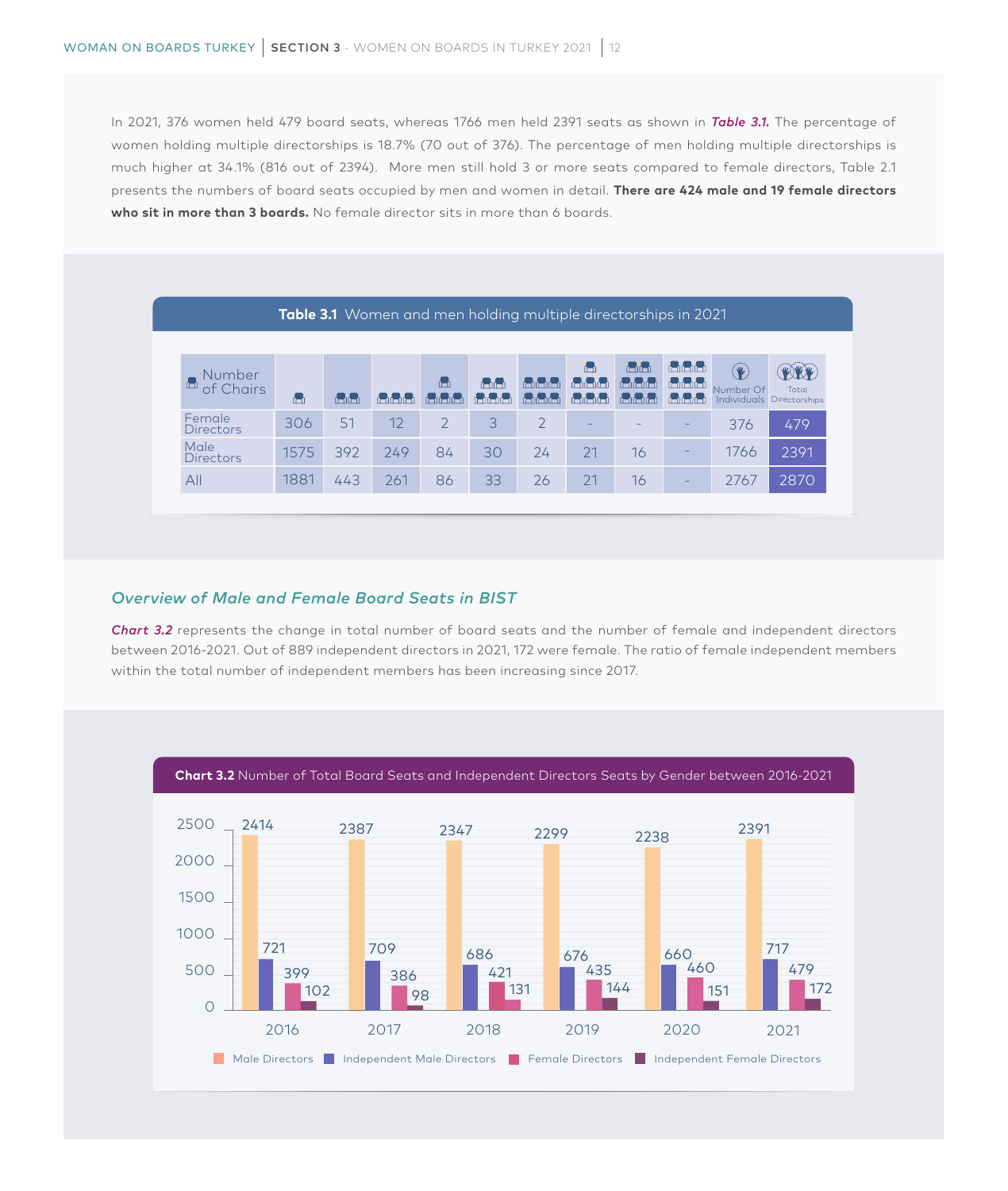In 2021, 376 women held 479 board seats, whereas 1766 men held 2391 seats as shown in ***Table 3.1.*** The percentage of women holding multiple directorships is 18.7% (70 out of 376). The percentage of men holding multiple directorships is much higher at 34.1% (816 out of 2394). More men still hold 3 or more seats compared to female directors, Table 2.1 presents the numbers of board seats occupied by men and women in detail. **There are 424 male and 19 female directors who sit in more than 3 boards.** No female director sits in more than 6 boards.

**Table 3.1** Women and men holding multiple directorships in 2021

| Number of Chairs | 1 | 2 | 3 | 4 | 5 | 6 | 7 | 8 | 9 | Number Of Individuals | Total Directorships |
|---|---|---|---|---|---|---|---|---|---|---|---|
| Female Directors | 306 | 51 | 12 | 2 | 3 | 2 | - | - | - | 376 | 479 |
| Male Directors | 1575 | 392 | 249 | 84 | 30 | 24 | 21 | 16 | - | 1766 | 2391 |
| All | 1881 | 443 | 261 | 86 | 33 | 26 | 21 | 16 | - | 2767 | 2870 |

## *Overview of Male and Female Board Seats in BIST*

***Chart 3.2*** represents the change in total number of board seats and the number of female and independent directors between 2016-2021. Out of 889 independent directors in 2021, 172 were female. The ratio of female independent members within the total number of independent members has been increasing since 2017.

**Chart 3.2** Number of Total Board Seats and Independent Directors Seats by Gender between 2016-2021

| Year | Male Directors | Independent Male Directors | Female Directors | Independent Female Directors |
|---|---|---|---|---|
| 2016 | 2414 | 721 | 399 | 102 |
| 2017 | 2387 | 709 | 386 | 98 |
| 2018 | 2347 | 686 | 421 | 131 |
| 2019 | 2299 | 676 | 435 | 144 |
| 2020 | 2238 | 660 | 460 | 151 |
| 2021 | 2391 | 717 | 479 | 172 |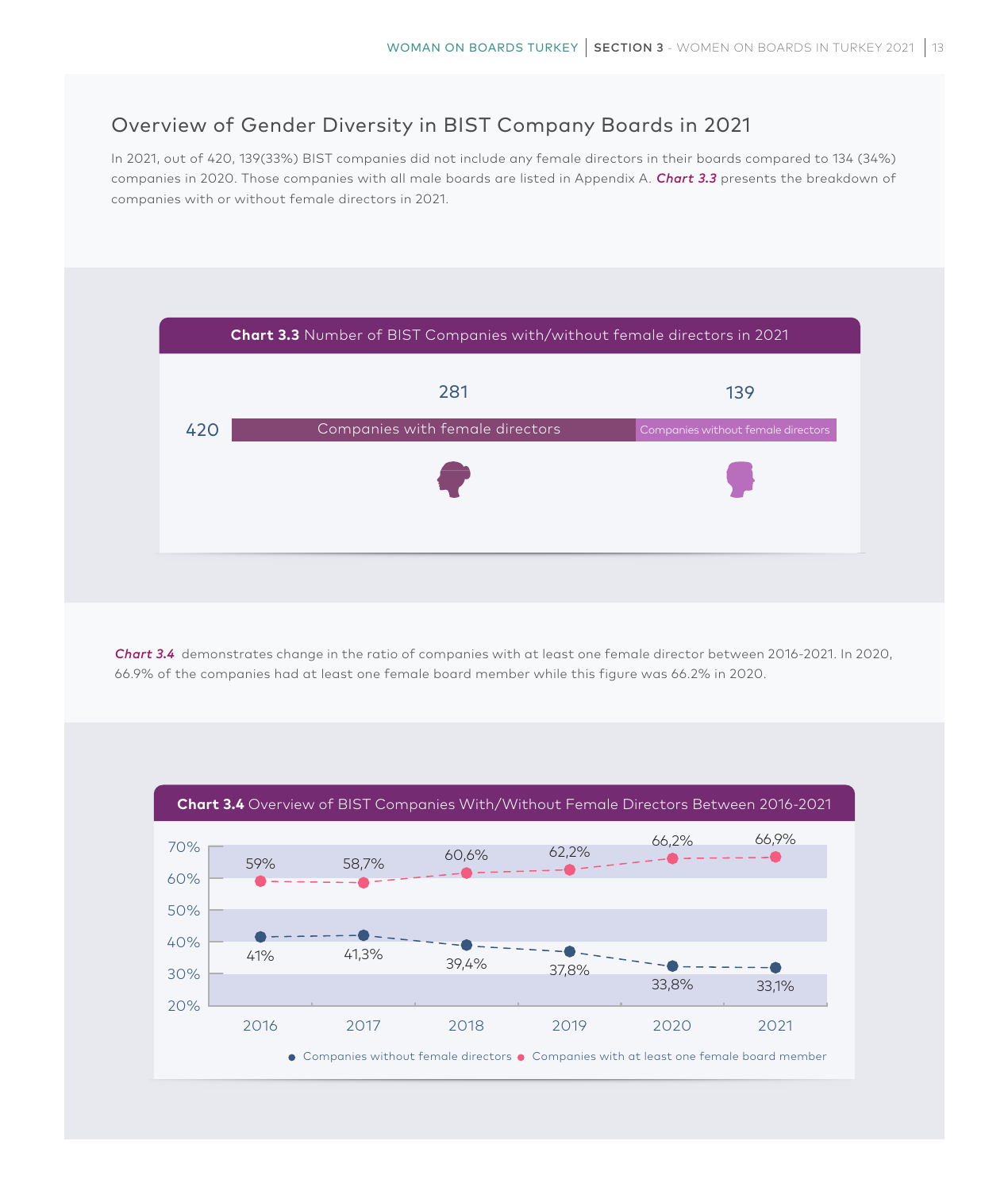## Overview of Gender Diversity in BIST Company Boards in 2021

In 2021, out of 420, 139(33%) BIST companies did not include any female directors in their boards compared to 134 (34%) companies in 2020. Those companies with all male boards are listed in Appendix A. ***Chart 3.3*** presents the breakdown of companies with or without female directors in 2021.

**Chart 3.3** Number of BIST Companies with/without female directors in 2021

| Total | Companies with female directors | Companies without female directors |
|---|---|---|
| 420 | 281 | 139 |

***Chart 3.4*** demonstrates change in the ratio of companies with at least one female director between 2016-2021. In 2020, 66.9% of the companies had at least one female board member while this figure was 66.2% in 2020.

**Chart 3.4** Overview of BIST Companies With/Without Female Directors Between 2016-2021

| | 2016 | 2017 | 2018 | 2019 | 2020 | 2021 |
|---|---|---|---|---|---|---|
| Companies without female directors | 41% | 41,3% | 39,4% | 37,8% | 33,8% | 33,1% |
| Companies with at least one female board member | 59% | 58,7% | 60,6% | 62,2% | 66,2% | 66,9% |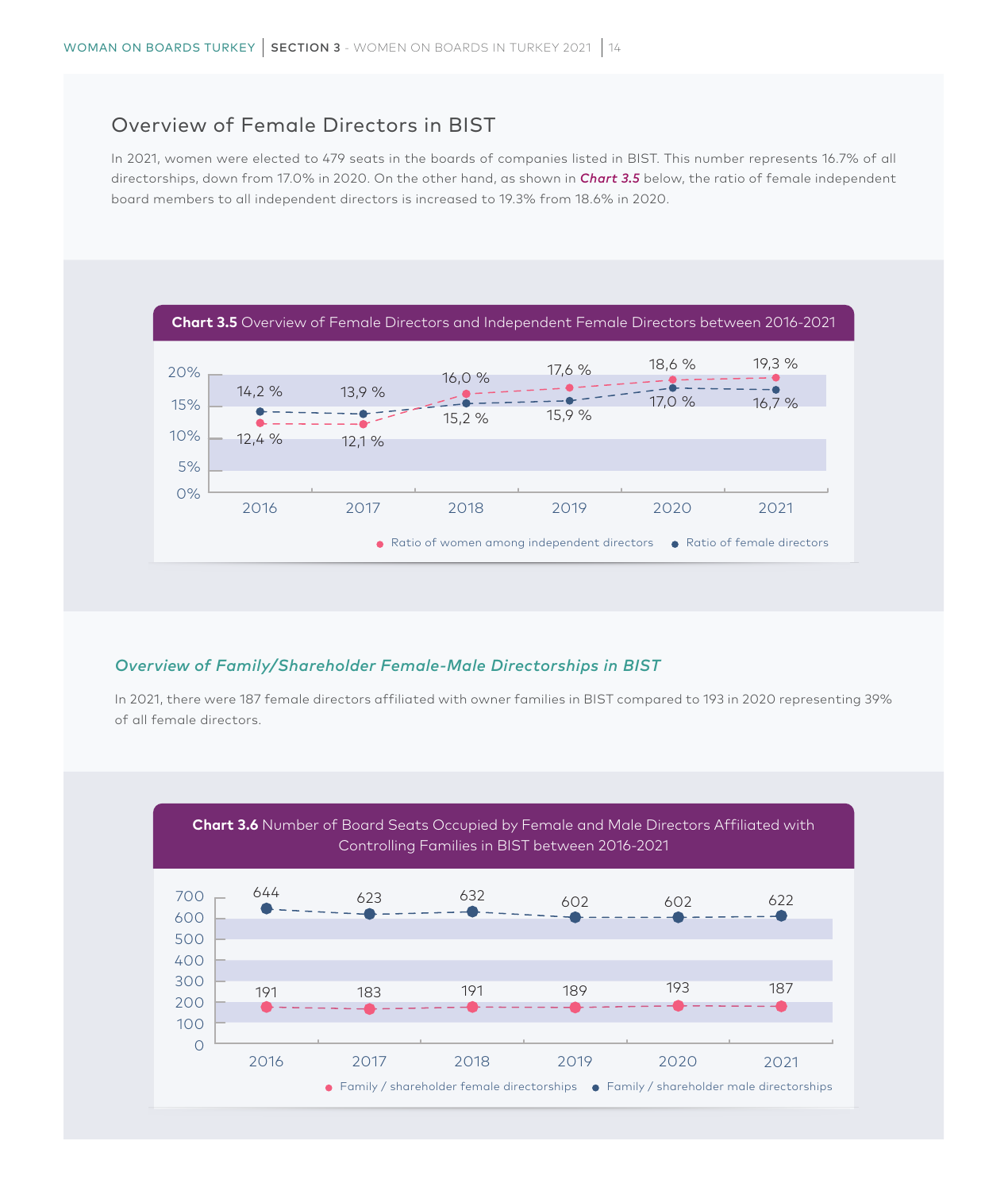## Overview of Female Directors in BIST

In 2021, women were elected to 479 seats in the boards of companies listed in BIST. This number represents 16.7% of all directorships, down from 17.0% in 2020. On the other hand, as shown in ***Chart 3.5*** below, the ratio of female independent board members to all independent directors is increased to 19.3% from 18.6% in 2020.

**Chart 3.5** Overview of Female Directors and Independent Female Directors between 2016-2021

| | 2016 | 2017 | 2018 | 2019 | 2020 | 2021 |
|---|---|---|---|---|---|---|
| Ratio of women among independent directors | 12,4 % | 12,1 % | 16,0 % | 17,6 % | 18,6 % | 19,3 % |
| Ratio of female directors | 14,2 % | 13,9 % | 15,2 % | 15,9 % | 17,0 % | 16,7 % |

### *Overview of Family/Shareholder Female-Male Directorships in BIST*

In 2021, there were 187 female directors affiliated with owner families in BIST compared to 193 in 2020 representing 39% of all female directors.

**Chart 3.6** Number of Board Seats Occupied by Female and Male Directors Affiliated with Controlling Families in BIST between 2016-2021

| | 2016 | 2017 | 2018 | 2019 | 2020 | 2021 |
|---|---|---|---|---|---|---|
| Family / shareholder female directorships | 191 | 183 | 191 | 189 | 193 | 187 |
| Family / shareholder male directorships | 644 | 623 | 632 | 602 | 602 | 622 |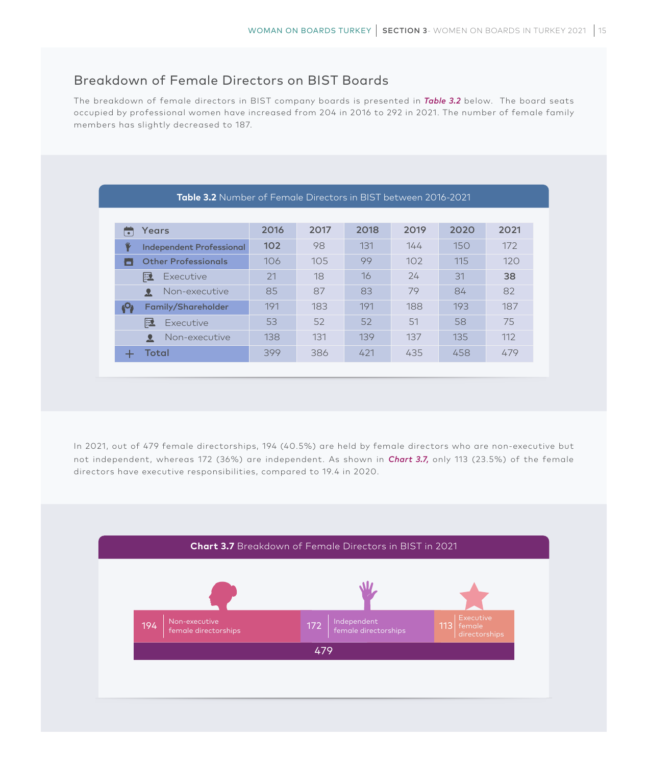## Breakdown of Female Directors on BIST Boards

The breakdown of female directors in BIST company boards is presented in ***Table 3.2*** below. The board seats occupied by professional women have increased from 204 in 2016 to 292 in 2021. The number of female family members has slightly decreased to 187.

**Table 3.2** Number of Female Directors in BIST between 2016-2021

| Years | 2016 | 2017 | 2018 | 2019 | 2020 | 2021 |
|---|---|---|---|---|---|---|
| **Independent Professional** | **102** | 98 | 131 | 144 | 150 | 172 |
| **Other Professionals** | 106 | 105 | 99 | 102 | 115 | 120 |
| Executive | 21 | 18 | 16 | 24 | 31 | **38** |
| Non-executive | 85 | 87 | 83 | 79 | 84 | 82 |
| **Family/Shareholder** | 191 | 183 | 191 | 188 | 193 | 187 |
| Executive | 53 | 52 | 52 | 51 | 58 | 75 |
| Non-executive | 138 | 131 | 139 | 137 | 135 | 112 |
| **Total** | 399 | 386 | 421 | 435 | 458 | 479 |

In 2021, out of 479 female directorships, 194 (40.5%) are held by female directors who are non-executive but not independent, whereas 172 (36%) are independent. As shown in ***Chart 3.7,*** only 113 (23.5%) of the female directors have executive responsibilities, compared to 19.4 in 2020.

**Chart 3.7** Breakdown of Female Directors in BIST in 2021

| 194 Non-executive female directorships | 172 Independent female directorships | 113 Executive female directorships |
|---|---|---|
| 479 | | |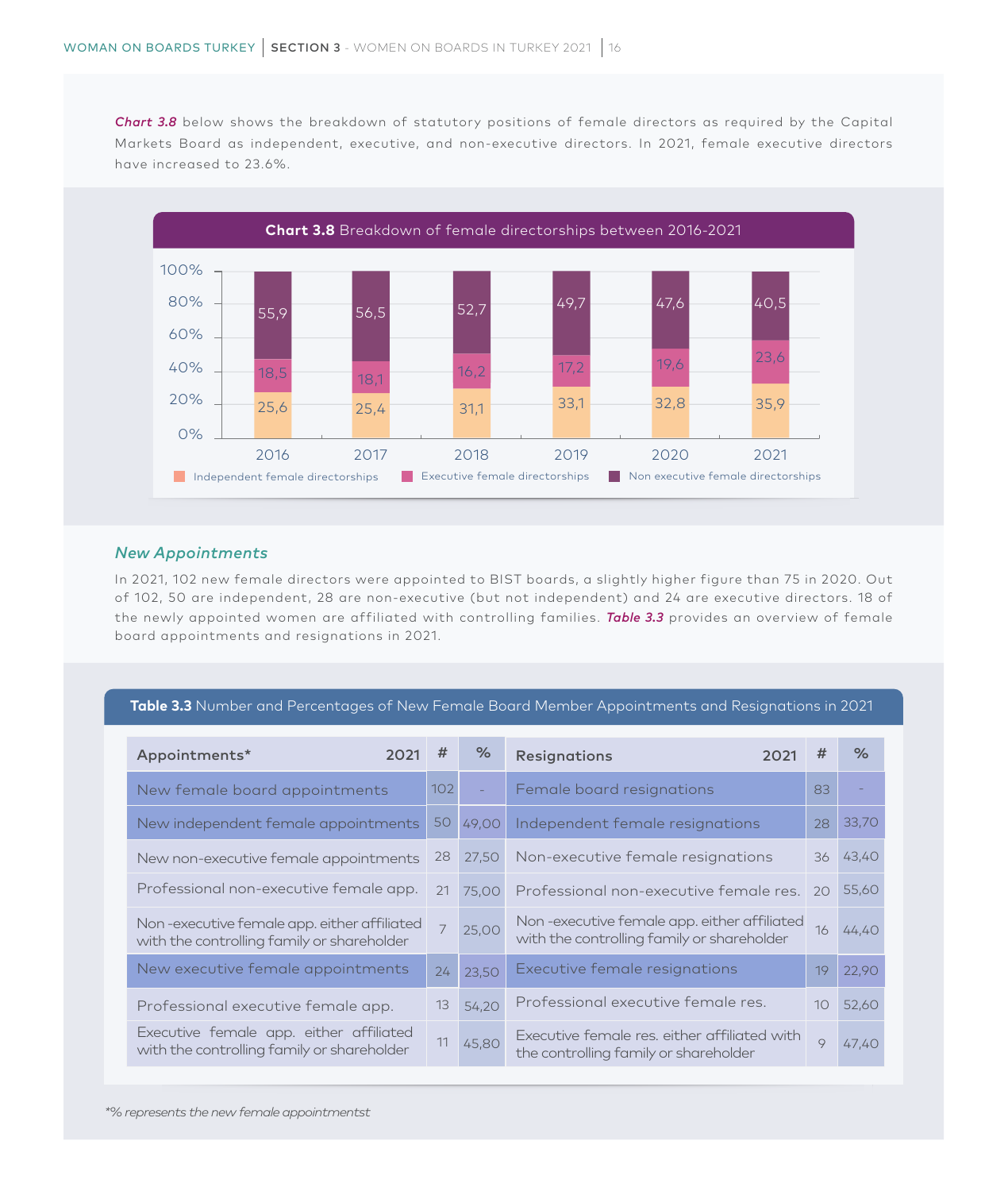***Chart 3.8*** below shows the breakdown of statutory positions of female directors as required by the Capital Markets Board as independent, executive, and non-executive directors. In 2021, female executive directors have increased to 23.6%.

**Chart 3.8** Breakdown of female directorships between 2016-2021

| | 2016 | 2017 | 2018 | 2019 | 2020 | 2021 |
|---|---|---|---|---|---|---|
| Independent female directorships | 25,6 | 25,4 | 31,1 | 33,1 | 32,8 | 35,9 |
| Executive female directorships | 18,5 | 18,1 | 16,2 | 17,2 | 19,6 | 23,6 |
| Non executive female directorships | 55,9 | 56,5 | 52,7 | 49,7 | 47,6 | 40,5 |

## *New Appointments*

In 2021, 102 new female directors were appointed to BIST boards, a slightly higher figure than 75 in 2020. Out of 102, 50 are independent, 28 are non-executive (but not independent) and 24 are executive directors. 18 of the newly appointed women are affiliated with controlling families. ***Table 3.3*** provides an overview of female board appointments and resignations in 2021.

**Table 3.3** Number and Percentages of New Female Board Member Appointments and Resignations in 2021

| Appointments* 2021 | # | % | Resignations 2021 | # | % |
|---|---|---|---|---|---|
| New female board appointments | 102 | - | Female board resignations | 83 | - |
| New independent female appointments | 50 | 49,00 | Independent female resignations | 28 | 33,70 |
| New non-executive female appointments | 28 | 27,50 | Non-executive female resignations | 36 | 43,40 |
| Professional non-executive female app. | 21 | 75,00 | Professional non-executive female res. | 20 | 55,60 |
| Non -executive female app. either affiliated with the controlling family or shareholder | 7 | 25,00 | Non -executive female app. either affiliated with the controlling family or shareholder | 16 | 44,40 |
| New executive female appointments | 24 | 23,50 | Executive female resignations | 19 | 22,90 |
| Professional executive female app. | 13 | 54,20 | Professional executive female res. | 10 | 52,60 |
| Executive female app. either affiliated with the controlling family or shareholder | 11 | 45,80 | Executive female res. either affiliated with the controlling family or shareholder | 9 | 47,40 |

**% represents the new female appointmentst*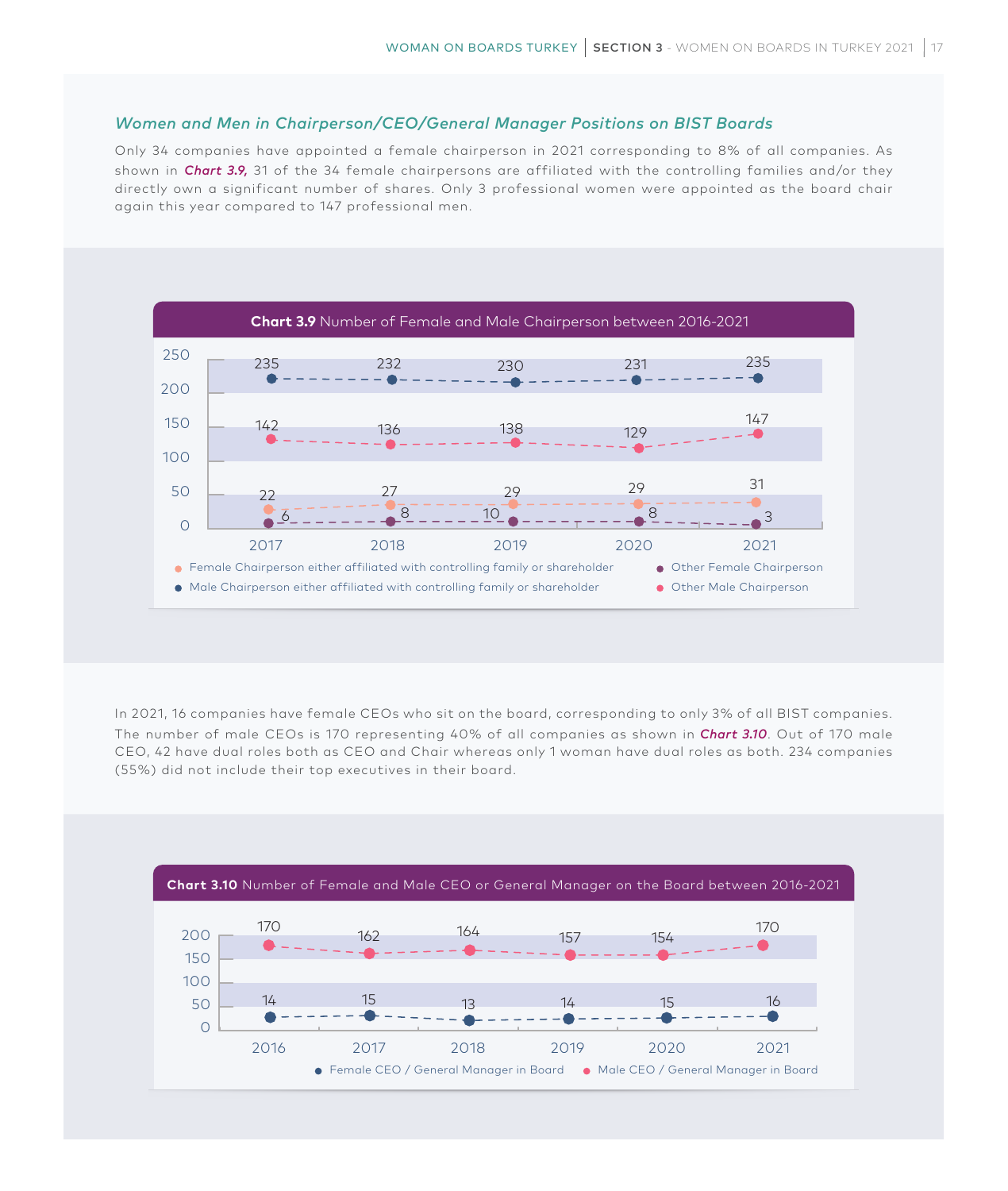### *Women and Men in Chairperson/CEO/General Manager Positions on BIST Boards*

Only 34 companies have appointed a female chairperson in 2021 corresponding to 8% of all companies. As shown in ***Chart 3.9,*** 31 of the 34 female chairpersons are affiliated with the controlling families and/or they directly own a significant number of shares. Only 3 professional women were appointed as the board chair again this year compared to 147 professional men.

**Chart 3.9** Number of Female and Male Chairperson between 2016-2021

| | 2017 | 2018 | 2019 | 2020 | 2021 |
|---|---|---|---|---|---|
| Female Chairperson either affiliated with controlling family or shareholder | 22 | 27 | 29 | 29 | 31 |
| Other Female Chairperson | 6 | 8 | 10 | 8 | 3 |
| Male Chairperson either affiliated with controlling family or shareholder | 235 | 232 | 230 | 231 | 235 |
| Other Male Chairperson | 142 | 136 | 138 | 129 | 147 |

In 2021, 16 companies have female CEOs who sit on the board, corresponding to only 3% of all BIST companies. The number of male CEOs is 170 representing 40% of all companies as shown in ***Chart 3.10***. Out of 170 male CEO, 42 have dual roles both as CEO and Chair whereas only 1 woman have dual roles as both. 234 companies (55%) did not include their top executives in their board.

**Chart 3.10** Number of Female and Male CEO or General Manager on the Board between 2016-2021

| | 2016 | 2017 | 2018 | 2019 | 2020 | 2021 |
|---|---|---|---|---|---|---|
| Female CEO / General Manager in Board | 14 | 15 | 13 | 14 | 15 | 16 |
| Male CEO / General Manager in Board | 170 | 162 | 164 | 157 | 154 | 170 |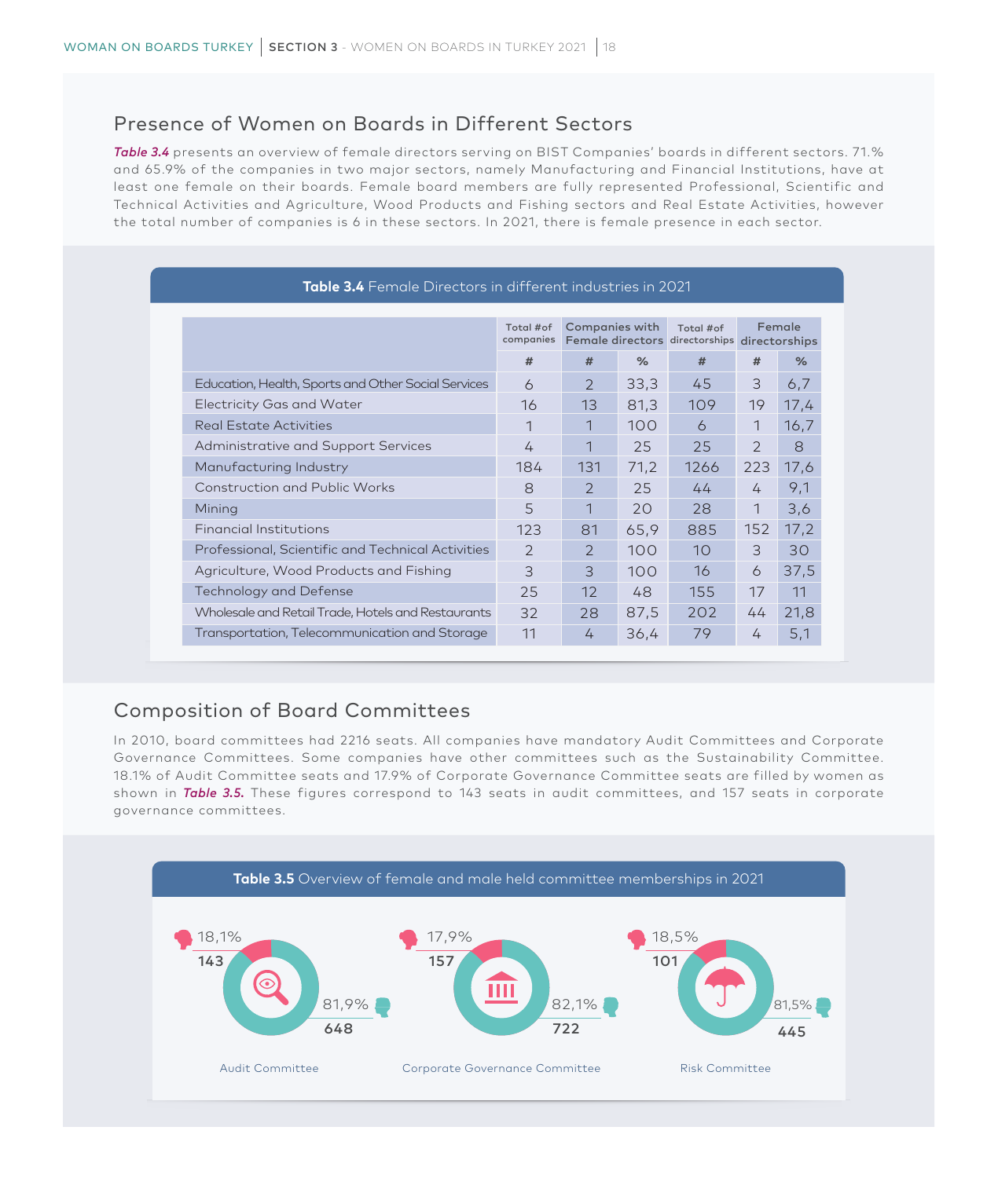## Presence of Women on Boards in Different Sectors

*Table 3.4* presents an overview of female directors serving on BIST Companies' boards in different sectors. 71.% and 65.9% of the companies in two major sectors, namely Manufacturing and Financial Institutions, have at least one female on their boards. Female board members are fully represented Professional, Scientific and Technical Activities and Agriculture, Wood Products and Fishing sectors and Real Estate Activities, however the total number of companies is 6 in these sectors. In 2021, there is female presence in each sector.

**Table 3.4** Female Directors in different industries in 2021

| | Total #of companies | Companies with Female directors | | Total #of directorships | Female directorships | |
|---|---|---|---|---|---|---|
| | # | # | % | # | # | % |
| Education, Health, Sports and Other Social Services | 6 | 2 | 33,3 | 45 | 3 | 6,7 |
| Electricity Gas and Water | 16 | 13 | 81,3 | 109 | 19 | 17,4 |
| Real Estate Activities | 1 | 1 | 100 | 6 | 1 | 16,7 |
| Administrative and Support Services | 4 | 1 | 25 | 25 | 2 | 8 |
| Manufacturing Industry | 184 | 131 | 71,2 | 1266 | 223 | 17,6 |
| Construction and Public Works | 8 | 2 | 25 | 44 | 4 | 9,1 |
| Mining | 5 | 1 | 20 | 28 | 1 | 3,6 |
| Financial Institutions | 123 | 81 | 65,9 | 885 | 152 | 17,2 |
| Professional, Scientific and Technical Activities | 2 | 2 | 100 | 10 | 3 | 30 |
| Agriculture, Wood Products and Fishing | 3 | 3 | 100 | 16 | 6 | 37,5 |
| Technology and Defense | 25 | 12 | 48 | 155 | 17 | 11 |
| Wholesale and Retail Trade, Hotels and Restaurants | 32 | 28 | 87,5 | 202 | 44 | 21,8 |
| Transportation, Telecommunication and Storage | 11 | 4 | 36,4 | 79 | 4 | 5,1 |

## Composition of Board Committees

In 2010, board committees had 2216 seats. All companies have mandatory Audit Committees and Corporate Governance Committees. Some companies have other committees such as the Sustainability Committee. 18.1% of Audit Committee seats and 17.9% of Corporate Governance Committee seats are filled by women as shown in *Table 3.5.* These figures correspond to 143 seats in audit committees, and 157 seats in corporate governance committees.

**Table 3.5** Overview of female and male held committee memberships in 2021

| Committee | Female % | Female # | Male % | Male # |
|---|---|---|---|---|
| Audit Committee | 18,1% | 143 | 81,9% | 648 |
| Corporate Governance Committee | 17,9% | 157 | 82,1% | 722 |
| Risk Committee | 18,5% | 101 | 81,5% | 445 |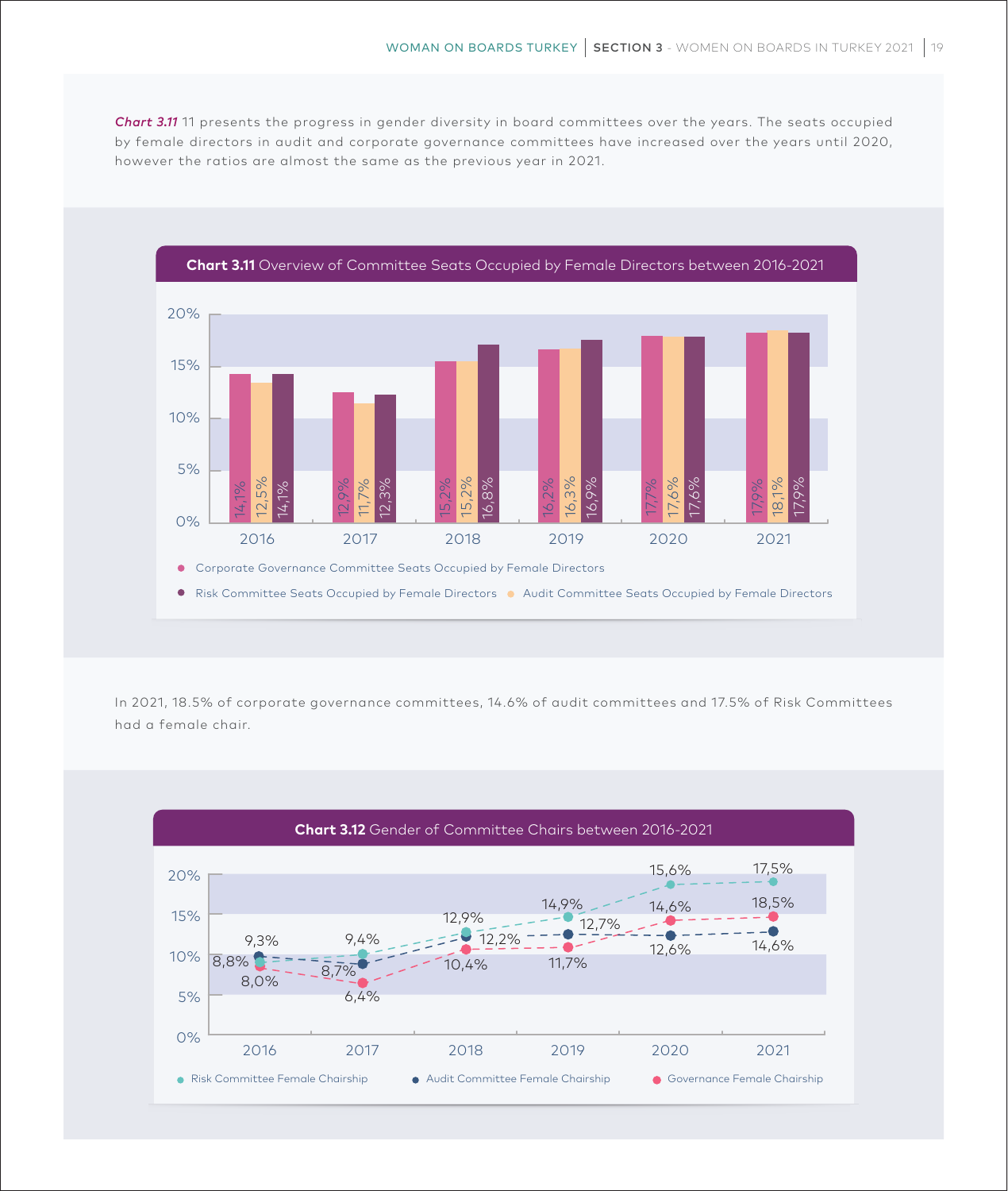*Chart 3.11* 11 presents the progress in gender diversity in board committees over the years. The seats occupied by female directors in audit and corporate governance committees have increased over the years until 2020, however the ratios are almost the same as the previous year in 2021.

**Chart 3.11** Overview of Committee Seats Occupied by Female Directors between 2016-2021

| Year | Corporate Governance Committee Seats Occupied by Female Directors | Audit Committee Seats Occupied by Female Directors | Risk Committee Seats Occupied by Female Directors |
|---|---|---|---|
| 2016 | 14,1% | 12,5% | 14,1% |
| 2017 | 12,9% | 11,7% | 12,3% |
| 2018 | 15,2% | 15,2% | 16,8% |
| 2019 | 16,2% | 16,3% | 16,9% |
| 2020 | 17,7% | 17,6% | 17,6% |
| 2021 | 17,9% | 18,1% | 17,9% |

In 2021, 18.5% of corporate governance committees, 14.6% of audit committees and 17.5% of Risk Committees had a female chair.

**Chart 3.12** Gender of Committee Chairs between 2016-2021

| Year | Risk Committee Female Chairship | Audit Committee Female Chairship | Governance Female Chairship |
|---|---|---|---|
| 2016 | 8,8% | 9,3% | 8,0% |
| 2017 | 9,4% | 8,7% | 6,4% |
| 2018 | 12,9% | 12,2% | 10,4% |
| 2019 | 14,9% | 12,7% | 11,7% |
| 2020 | 15,6% | 12,6% | 14,6% |
| 2021 | 17,5% | 14,6% | 18,5% |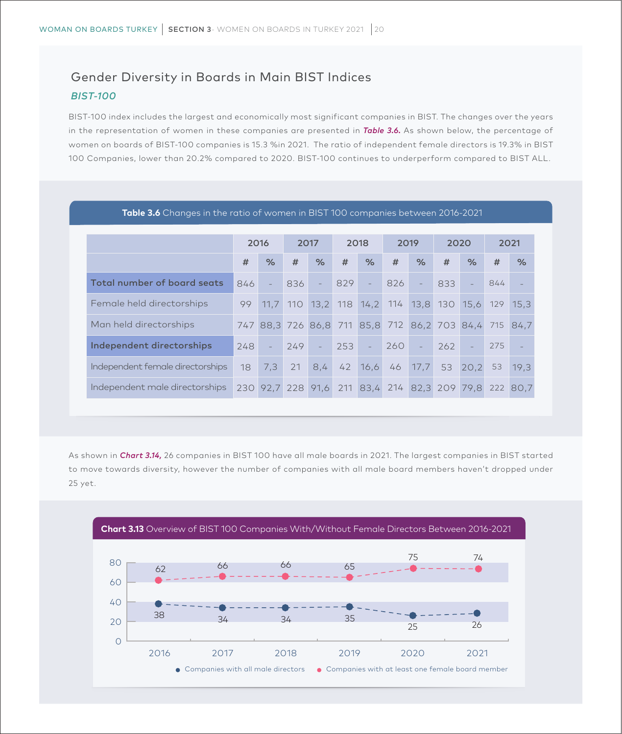## Gender Diversity in Boards in Main BIST Indices

### *BIST-100*

BIST-100 index includes the largest and economically most significant companies in BIST. The changes over the years in the representation of women in these companies are presented in ***Table 3.6.*** As shown below, the percentage of women on boards of BIST-100 companies is 15.3 %in 2021. The ratio of independent female directors is 19.3% in BIST 100 Companies, lower than 20.2% compared to 2020. BIST-100 continues to underperform compared to BIST ALL.

**Table 3.6** Changes in the ratio of women in BIST 100 companies between 2016-2021

| | 2016 | | 2017 | | 2018 | | 2019 | | 2020 | | 2021 | |
|---|---|---|---|---|---|---|---|---|---|---|---|---|
| | # | % | # | % | # | % | # | % | # | % | # | % |
| **Total number of board seats** | 846 | - | 836 | - | 829 | - | 826 | - | 833 | - | 844 | - |
| Female held directorships | 99 | 11,7 | 110 | 13,2 | 118 | 14,2 | 114 | 13,8 | 130 | 15,6 | 129 | 15,3 |
| Man held directorships | 747 | 88,3 | 726 | 86,8 | 711 | 85,8 | 712 | 86,2 | 703 | 84,4 | 715 | 84,7 |
| **Independent directorships** | 248 | - | 249 | - | 253 | - | 260 | - | 262 | - | 275 | - |
| Independent female directorships | 18 | 7,3 | 21 | 8,4 | 42 | 16,6 | 46 | 17,7 | 53 | 20,2 | 53 | 19,3 |
| Independent male directorships | 230 | 92,7 | 228 | 91,6 | 211 | 83,4 | 214 | 82,3 | 209 | 79,8 | 222 | 80,7 |

As shown in ***Chart 3.14,*** 26 companies in BIST 100 have all male boards in 2021. The largest companies in BIST started to move towards diversity, however the number of companies with all male board members haven't dropped under 25 yet.

**Chart 3.13** Overview of BIST 100 Companies With/Without Female Directors Between 2016-2021

| | 2016 | 2017 | 2018 | 2019 | 2020 | 2021 |
|---|---|---|---|---|---|---|
| Companies with all male directors | 38 | 34 | 34 | 35 | 25 | 26 |
| Companies with at least one female board member | 62 | 66 | 66 | 65 | 75 | 74 |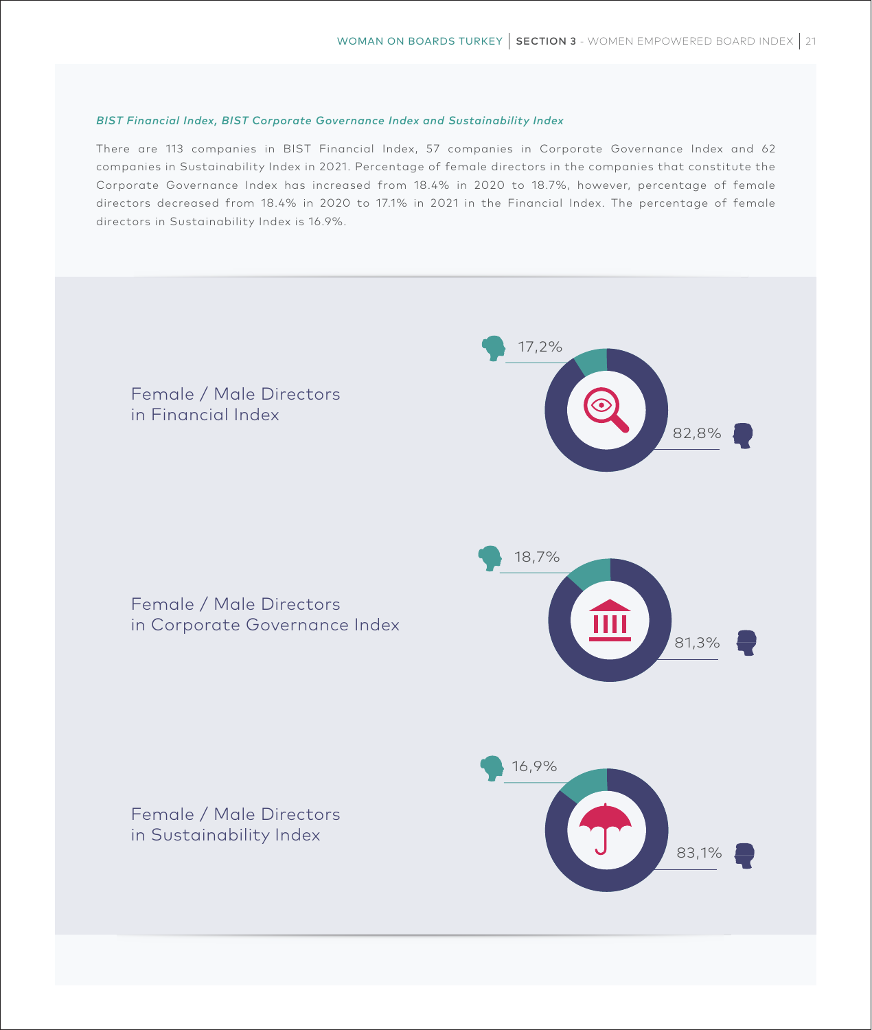***BIST Financial Index, BIST Corporate Governance Index and Sustainability Index***

There are 113 companies in BIST Financial Index, 57 companies in Corporate Governance Index and 62 companies in Sustainability Index in 2021. Percentage of female directors in the companies that constitute the Corporate Governance Index has increased from 18.4% in 2020 to 18.7%, however, percentage of female directors decreased from 18.4% in 2020 to 17.1% in 2021 in the Financial Index. The percentage of female directors in Sustainability Index is 16.9%.

Female / Male Directors in Financial Index

17,2%

82,8%

Female / Male Directors in Corporate Governance Index

18,7%

81,3%

Female / Male Directors in Sustainability Index

16,9%

83,1%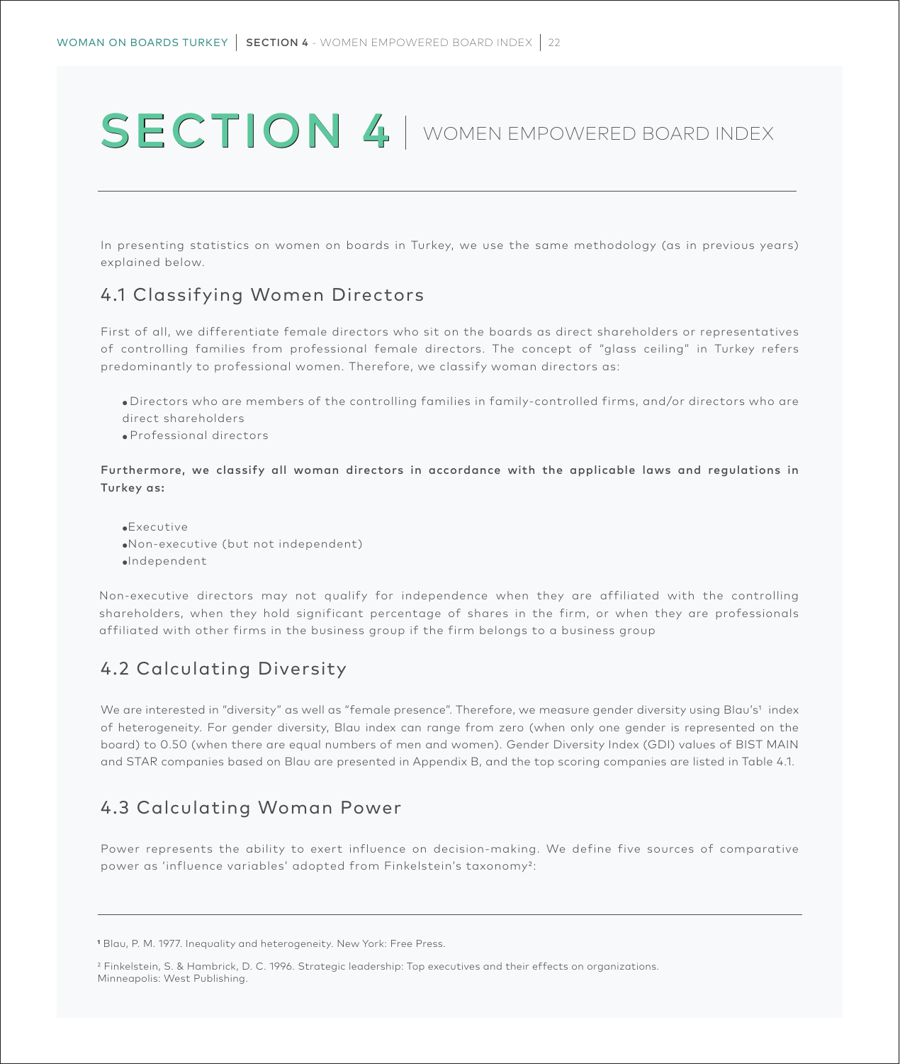# SECTION 4 | WOMEN EMPOWERED BOARD INDEX

In presenting statistics on women on boards in Turkey, we use the same methodology (as in previous years) explained below.

## 4.1 Classifying Women Directors

First of all, we differentiate female directors who sit on the boards as direct shareholders or representatives of controlling families from professional female directors. The concept of "glass ceiling" in Turkey refers predominantly to professional women. Therefore, we classify woman directors as:

- Directors who are members of the controlling families in family-controlled firms, and/or directors who are direct shareholders
- Professional directors

**Furthermore, we classify all woman directors in accordance with the applicable laws and regulations in Turkey as:**

- Executive
- Non-executive (but not independent)
- Independent

Non-executive directors may not qualify for independence when they are affiliated with the controlling shareholders, when they hold significant percentage of shares in the firm, or when they are professionals affiliated with other firms in the business group if the firm belongs to a business group

## 4.2 Calculating Diversity

We are interested in "diversity" as well as "female presence". Therefore, we measure gender diversity using Blau's[1] index of heterogeneity. For gender diversity, Blau index can range from zero (when only one gender is represented on the board) to 0.50 (when there are equal numbers of men and women). Gender Diversity Index (GDI) values of BIST MAIN and STAR companies based on Blau are presented in Appendix B, and the top scoring companies are listed in Table 4.1.

## 4.3 Calculating Woman Power

Power represents the ability to exert influence on decision-making. We define five sources of comparative power as 'influence variables' adopted from Finkelstein's taxonomy[2]:

---

[1] Blau, P. M. 1977. Inequality and heterogeneity. New York: Free Press.

[2] Finkelstein, S. & Hambrick, D. C. 1996. Strategic leadership: Top executives and their effects on organizations. Minneapolis: West Publishing.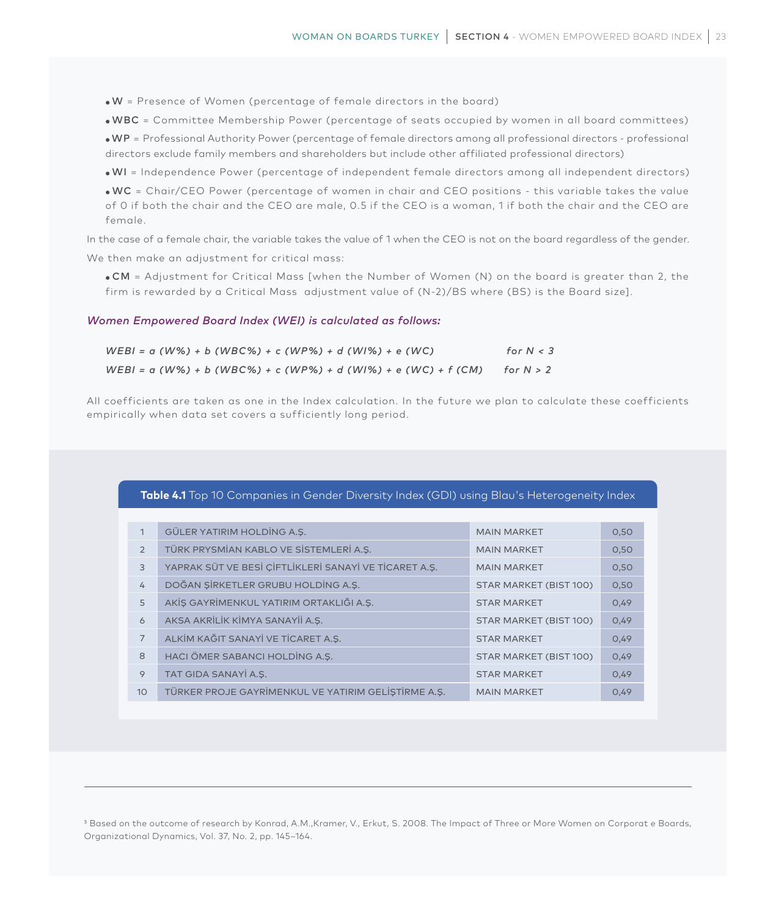- **W** = Presence of Women (percentage of female directors in the board)
- **WBC** = Committee Membership Power (percentage of seats occupied by women in all board committees)
- **WP** = Professional Authority Power (percentage of female directors among all professional directors - professional directors exclude family members and shareholders but include other affiliated professional directors)
- **WI** = Independence Power (percentage of independent female directors among all independent directors)
- **WC** = Chair/CEO Power (percentage of women in chair and CEO positions - this variable takes the value of 0 if both the chair and the CEO are male, 0.5 if the CEO is a woman, 1 if both the chair and the CEO are female.

In the case of a female chair, the variable takes the value of 1 when the CEO is not on the board regardless of the gender.

We then make an adjustment for critical mass:

- **CM** = Adjustment for Critical Mass [when the Number of Women (N) on the board is greater than 2, the firm is rewarded by a Critical Mass adjustment value of (N-2)/BS where (BS) is the Board size].

***Women Empowered Board Index (WEI) is calculated as follows:***

$$WEBI = a\,(W\%) + b\,(WBC\%) + c\,(WP\%) + d\,(WI\%) + e\,(WC) \qquad \text{for } N < 3$$

$$WEBI = a\,(W\%) + b\,(WBC\%) + c\,(WP\%) + d\,(WI\%) + e\,(WC) + f\,(CM) \qquad \text{for } N > 2$$

All coefficients are taken as one in the Index calculation. In the future we plan to calculate these coefficients empirically when data set covers a sufficiently long period.

**Table 4.1** Top 10 Companies in Gender Diversity Index (GDI) using Blau's Heterogeneity Index

| | | | |
|---|---|---|---|
| 1 | GÜLER YATIRIM HOLDİNG A.Ş. | MAIN MARKET | 0,50 |
| 2 | TÜRK PRYSMİAN KABLO VE SİSTEMLERİ A.Ş. | MAIN MARKET | 0,50 |
| 3 | YAPRAK SÜT VE BESİ ÇİFTLİKLERİ SANAYİ VE TİCARET A.Ş. | MAIN MARKET | 0,50 |
| 4 | DOĞAN ŞİRKETLER GRUBU HOLDİNG A.Ş. | STAR MARKET (BIST 100) | 0,50 |
| 5 | AKİŞ GAYRİMENKUL YATIRIM ORTAKLIĞI A.Ş. | STAR MARKET | 0,49 |
| 6 | AKSA AKRİLİK KİMYA SANAYİİ A.Ş. | STAR MARKET (BIST 100) | 0,49 |
| 7 | ALKİM KAĞIT SANAYİ VE TİCARET A.Ş. | STAR MARKET | 0,49 |
| 8 | HACI ÖMER SABANCI HOLDİNG A.Ş. | STAR MARKET (BIST 100) | 0,49 |
| 9 | TAT GIDA SANAYİ A.Ş. | STAR MARKET | 0,49 |
| 10 | TÜRKER PROJE GAYRİMENKUL VE YATIRIM GELİŞTİRME A.Ş. | MAIN MARKET | 0,49 |

---

[3] Based on the outcome of research by Konrad, A.M.,Kramer, V., Erkut, S. 2008. The Impact of Three or More Women on Corporat e Boards, Organizational Dynamics, Vol. 37, No. 2, pp. 145–164.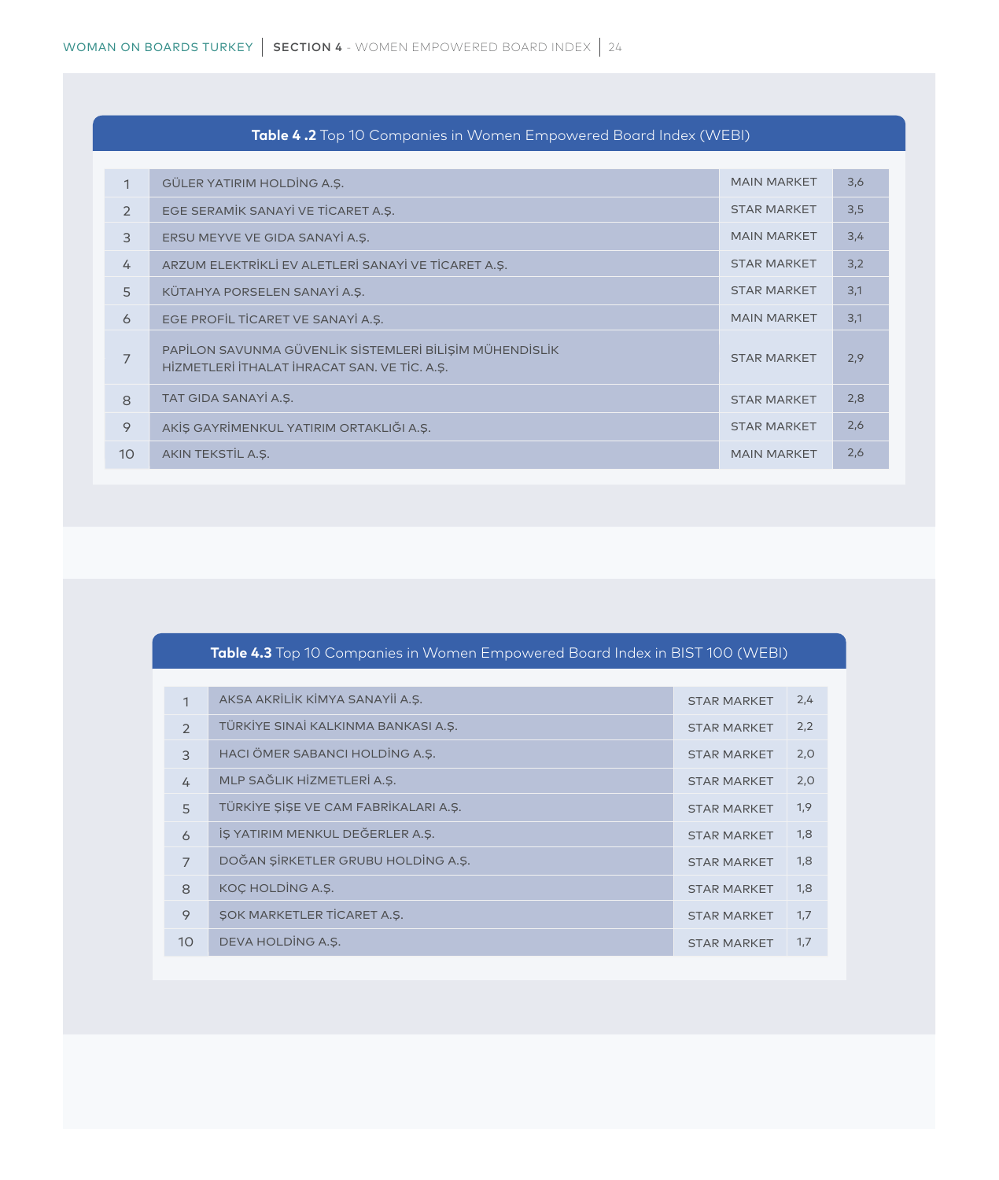**Table 4 .2** Top 10 Companies in Women Empowered Board Index (WEBI)

| | | | |
|---|---|---|---|
| 1 | GÜLER YATIRIM HOLDİNG A.Ş. | MAIN MARKET | 3,6 |
| 2 | EGE SERAMİK SANAYİ VE TİCARET A.Ş. | STAR MARKET | 3,5 |
| 3 | ERSU MEYVE VE GIDA SANAYİ A.Ş. | MAIN MARKET | 3,4 |
| 4 | ARZUM ELEKTRİKLİ EV ALETLERİ SANAYİ VE TİCARET A.Ş. | STAR MARKET | 3,2 |
| 5 | KÜTAHYA PORSELEN SANAYİ A.Ş. | STAR MARKET | 3,1 |
| 6 | EGE PROFİL TİCARET VE SANAYİ A.Ş. | MAIN MARKET | 3,1 |
| 7 | PAPİLON SAVUNMA GÜVENLİK SİSTEMLERİ BİLİŞİM MÜHENDİSLİK HİZMETLERİ İTHALAT İHRACAT SAN. VE TİC. A.Ş. | STAR MARKET | 2,9 |
| 8 | TAT GIDA SANAYİ A.Ş. | STAR MARKET | 2,8 |
| 9 | AKİŞ GAYRİMENKUL YATIRIM ORTAKLIĞI A.Ş. | STAR MARKET | 2,6 |
| 10 | AKIN TEKSTİL A.Ş. | MAIN MARKET | 2,6 |

**Table 4.3** Top 10 Companies in Women Empowered Board Index in BIST 100 (WEBI)

| | | | |
|---|---|---|---|
| 1 | AKSA AKRİLİK KİMYA SANAYİİ A.Ş. | STAR MARKET | 2,4 |
| 2 | TÜRKİYE SINAİ KALKINMA BANKASI A.Ş. | STAR MARKET | 2,2 |
| 3 | HACI ÖMER SABANCI HOLDİNG A.Ş. | STAR MARKET | 2,0 |
| 4 | MLP SAĞLIK HİZMETLERİ A.Ş. | STAR MARKET | 2,0 |
| 5 | TÜRKİYE ŞİŞE VE CAM FABRİKALARI A.Ş. | STAR MARKET | 1,9 |
| 6 | İŞ YATIRIM MENKUL DEĞERLER A.Ş. | STAR MARKET | 1,8 |
| 7 | DOĞAN ŞİRKETLER GRUBU HOLDİNG A.Ş. | STAR MARKET | 1,8 |
| 8 | KOÇ HOLDİNG A.Ş. | STAR MARKET | 1,8 |
| 9 | ŞOK MARKETLER TİCARET A.Ş. | STAR MARKET | 1,7 |
| 10 | DEVA HOLDİNG A.Ş. | STAR MARKET | 1,7 |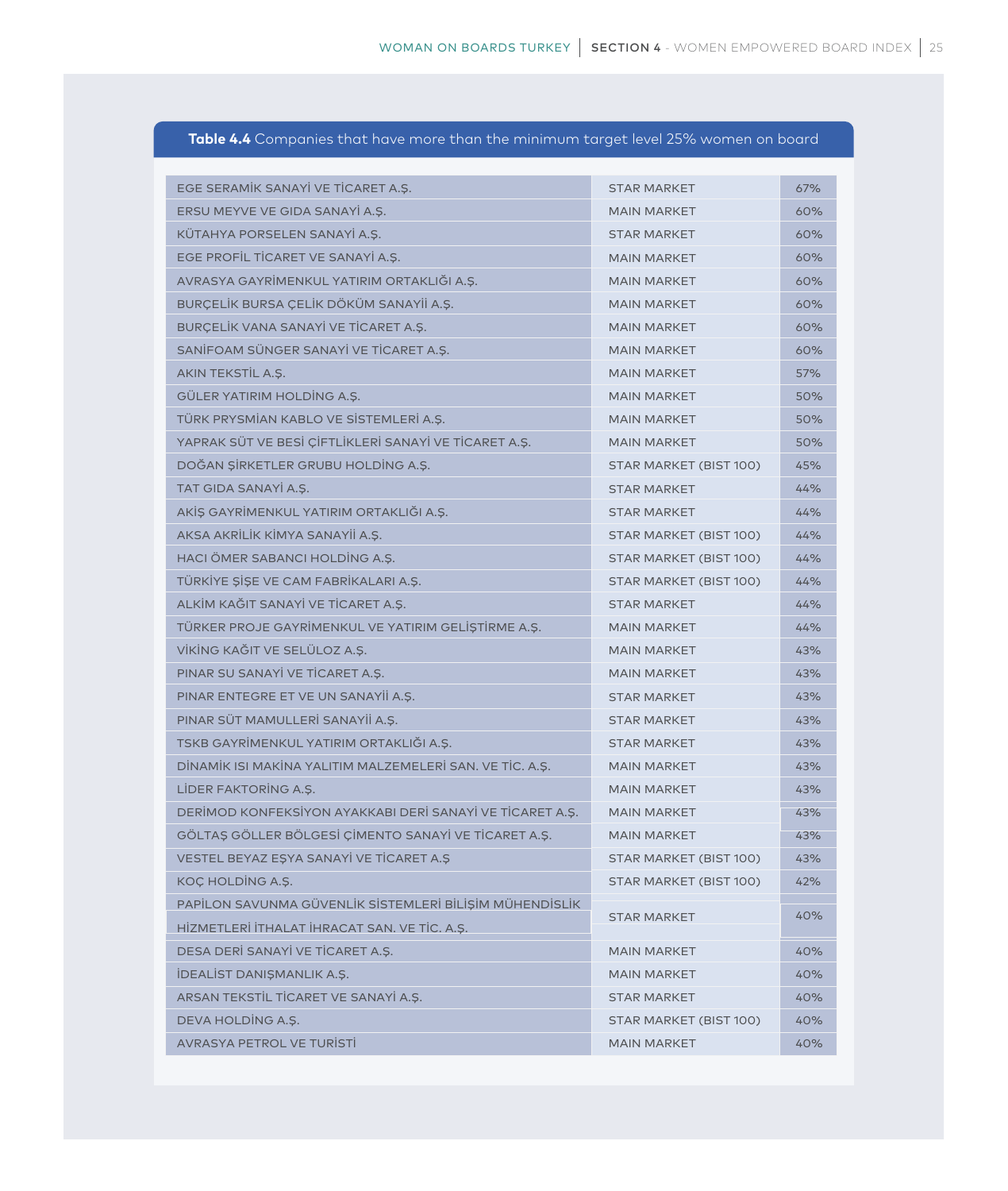**Table 4.4** Companies that have more than the minimum target level 25% women on board

| Company | Market | Women on Board |
|---|---|---|
| EGE SERAMİK SANAYİ VE TİCARET A.Ş. | STAR MARKET | 67% |
| ERSU MEYVE VE GIDA SANAYİ A.Ş. | MAIN MARKET | 60% |
| KÜTAHYA PORSELEN SANAYİ A.Ş. | STAR MARKET | 60% |
| EGE PROFİL TİCARET VE SANAYİ A.Ş. | MAIN MARKET | 60% |
| AVRASYA GAYRİMENKUL YATIRIM ORTAKLIĞI A.Ş. | MAIN MARKET | 60% |
| BURÇELİK BURSA ÇELİK DÖKÜM SANAYİİ A.Ş. | MAIN MARKET | 60% |
| BURÇELİK VANA SANAYİ VE TİCARET A.Ş. | MAIN MARKET | 60% |
| SANİFOAM SÜNGER SANAYİ VE TİCARET A.Ş. | MAIN MARKET | 60% |
| AKIN TEKSTİL A.Ş. | MAIN MARKET | 57% |
| GÜLER YATIRIM HOLDİNG A.Ş. | MAIN MARKET | 50% |
| TÜRK PRYSMİAN KABLO VE SİSTEMLERİ A.Ş. | MAIN MARKET | 50% |
| YAPRAK SÜT VE BESİ ÇİFTLİKLERİ SANAYİ VE TİCARET A.Ş. | MAIN MARKET | 50% |
| DOĞAN ŞİRKETLER GRUBU HOLDİNG A.Ş. | STAR MARKET (BIST 100) | 45% |
| TAT GIDA SANAYİ A.Ş. | STAR MARKET | 44% |
| AKİŞ GAYRİMENKUL YATIRIM ORTAKLIĞI A.Ş. | STAR MARKET | 44% |
| AKSA AKRİLİK KİMYA SANAYİİ A.Ş. | STAR MARKET (BIST 100) | 44% |
| HACI ÖMER SABANCI HOLDİNG A.Ş. | STAR MARKET (BIST 100) | 44% |
| TÜRKİYE ŞİŞE VE CAM FABRİKALARI A.Ş. | STAR MARKET (BIST 100) | 44% |
| ALKİM KAĞIT SANAYİ VE TİCARET A.Ş. | STAR MARKET | 44% |
| TÜRKER PROJE GAYRİMENKUL VE YATIRIM GELİŞTİRME A.Ş. | MAIN MARKET | 44% |
| VİKİNG KAĞIT VE SELÜLOZ A.Ş. | MAIN MARKET | 43% |
| PINAR SU SANAYİ VE TİCARET A.Ş. | MAIN MARKET | 43% |
| PINAR ENTEGRE ET VE UN SANAYİİ A.Ş. | STAR MARKET | 43% |
| PINAR SÜT MAMULLERİ SANAYİİ A.Ş. | STAR MARKET | 43% |
| TSKB GAYRİMENKUL YATIRIM ORTAKLIĞI A.Ş. | STAR MARKET | 43% |
| DİNAMİK ISI MAKİNA YALITIM MALZEMELERİ SAN. VE TİC. A.Ş. | MAIN MARKET | 43% |
| LİDER FAKTORİNG A.Ş. | MAIN MARKET | 43% |
| DERİMOD KONFEKSİYON AYAKKABI DERİ SANAYİ VE TİCARET A.Ş. | MAIN MARKET | 43% |
| GÖLTAŞ GÖLLER BÖLGESİ ÇİMENTO SANAYİ VE TİCARET A.Ş. | MAIN MARKET | 43% |
| VESTEL BEYAZ EŞYA SANAYİ VE TİCARET A.Ş | STAR MARKET (BIST 100) | 43% |
| KOÇ HOLDİNG A.Ş. | STAR MARKET (BIST 100) | 42% |
| PAPİLON SAVUNMA GÜVENLİK SİSTEMLERİ BİLİŞİM MÜHENDİSLİK HİZMETLERİ İTHALAT İHRACAT SAN. VE TİC. A.Ş. | STAR MARKET | 40% |
| DESA DERİ SANAYİ VE TİCARET A.Ş. | MAIN MARKET | 40% |
| İDEALİST DANIŞMANLIK A.Ş. | MAIN MARKET | 40% |
| ARSAN TEKSTİL TİCARET VE SANAYİ A.Ş. | STAR MARKET | 40% |
| DEVA HOLDİNG A.Ş. | STAR MARKET (BIST 100) | 40% |
| AVRASYA PETROL VE TURİSTİ | MAIN MARKET | 40% |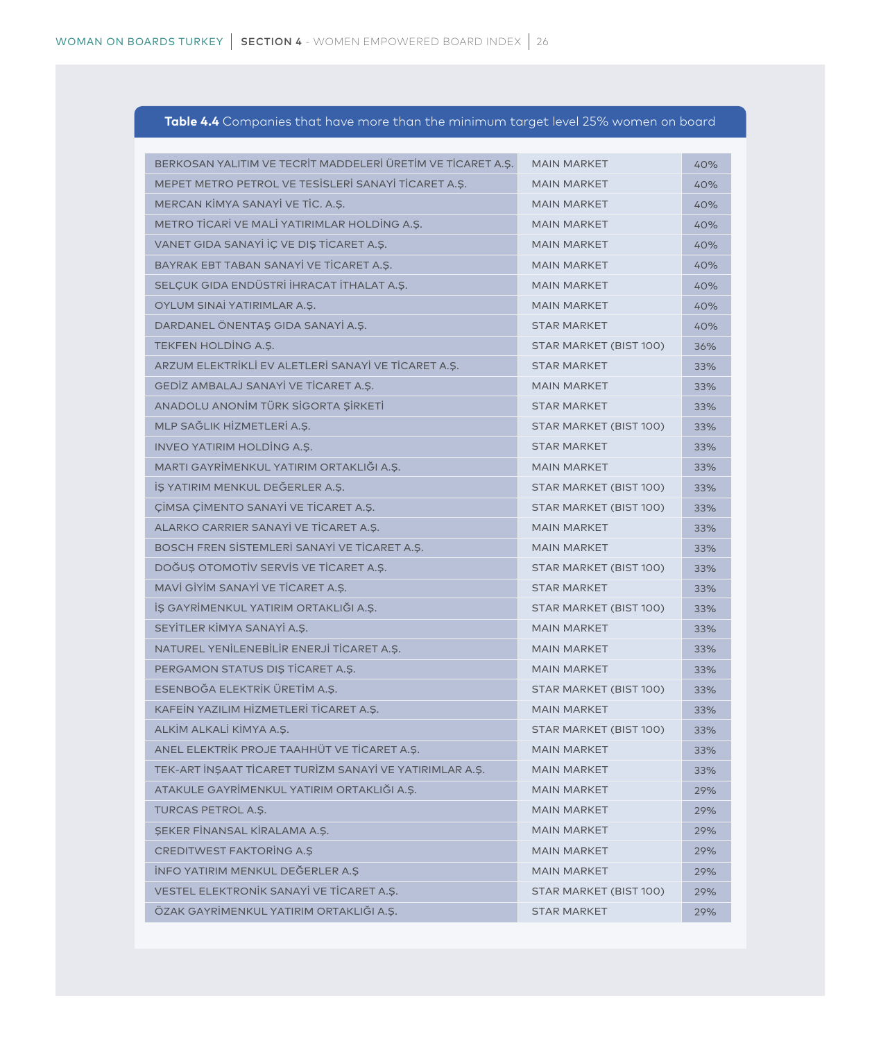**Table 4.4** Companies that have more than the minimum target level 25% women on board

| | | |
|---|---|---|
| BERKOSAN YALITIM VE TECRİT MADDELERİ ÜRETİM VE TİCARET A.Ş. | MAIN MARKET | 40% |
| MEPET METRO PETROL VE TESİSLERİ SANAYİ TİCARET A.Ş. | MAIN MARKET | 40% |
| MERCAN KİMYA SANAYİ VE TİC. A.Ş. | MAIN MARKET | 40% |
| METRO TİCARİ VE MALİ YATIRIMLAR HOLDİNG A.Ş. | MAIN MARKET | 40% |
| VANET GIDA SANAYİ İÇ VE DIŞ TİCARET A.Ş. | MAIN MARKET | 40% |
| BAYRAK EBT TABAN SANAYİ VE TİCARET A.Ş. | MAIN MARKET | 40% |
| SELÇUK GIDA ENDÜSTRİ İHRACAT İTHALAT A.Ş. | MAIN MARKET | 40% |
| OYLUM SINAİ YATIRIMLAR A.Ş. | MAIN MARKET | 40% |
| DARDANEL ÖNENTAŞ GIDA SANAYİ A.Ş. | STAR MARKET | 40% |
| TEKFEN HOLDİNG A.Ş. | STAR MARKET (BIST 100) | 36% |
| ARZUM ELEKTRİKLİ EV ALETLERİ SANAYİ VE TİCARET A.Ş. | STAR MARKET | 33% |
| GEDİZ AMBALAJ SANAYİ VE TİCARET A.Ş. | MAIN MARKET | 33% |
| ANADOLU ANONİM TÜRK SİGORTA ŞİRKETİ | STAR MARKET | 33% |
| MLP SAĞLIK HİZMETLERİ A.Ş. | STAR MARKET (BIST 100) | 33% |
| INVEO YATIRIM HOLDİNG A.Ş. | STAR MARKET | 33% |
| MARTI GAYRİMENKUL YATIRIM ORTAKLIĞI A.Ş. | MAIN MARKET | 33% |
| İŞ YATIRIM MENKUL DEĞERLER A.Ş. | STAR MARKET (BIST 100) | 33% |
| ÇİMSA ÇİMENTO SANAYİ VE TİCARET A.Ş. | STAR MARKET (BIST 100) | 33% |
| ALARKO CARRIER SANAYİ VE TİCARET A.Ş. | MAIN MARKET | 33% |
| BOSCH FREN SİSTEMLERİ SANAYİ VE TİCARET A.Ş. | MAIN MARKET | 33% |
| DOĞUŞ OTOMOTİV SERVİS VE TİCARET A.Ş. | STAR MARKET (BIST 100) | 33% |
| MAVİ GİYİM SANAYİ VE TİCARET A.Ş. | STAR MARKET | 33% |
| İŞ GAYRİMENKUL YATIRIM ORTAKLIĞI A.Ş. | STAR MARKET (BIST 100) | 33% |
| SEYİTLER KİMYA SANAYİ A.Ş. | MAIN MARKET | 33% |
| NATUREL YENİLENEBİLİR ENERJİ TİCARET A.Ş. | MAIN MARKET | 33% |
| PERGAMON STATUS DIŞ TİCARET A.Ş. | MAIN MARKET | 33% |
| ESENBOĞA ELEKTRİK ÜRETİM A.Ş. | STAR MARKET (BIST 100) | 33% |
| KAFEİN YAZILIM HİZMETLERİ TİCARET A.Ş. | MAIN MARKET | 33% |
| ALKİM ALKALİ KİMYA A.Ş. | STAR MARKET (BIST 100) | 33% |
| ANEL ELEKTRİK PROJE TAAHHÜT VE TİCARET A.Ş. | MAIN MARKET | 33% |
| TEK-ART İNŞAAT TİCARET TURİZM SANAYİ VE YATIRIMLAR A.Ş. | MAIN MARKET | 33% |
| ATAKULE GAYRİMENKUL YATIRIM ORTAKLIĞI A.Ş. | MAIN MARKET | 29% |
| TURCAS PETROL A.Ş. | MAIN MARKET | 29% |
| ŞEKER FİNANSAL KİRALAMA A.Ş. | MAIN MARKET | 29% |
| CREDITWEST FAKTORİNG A.Ş | MAIN MARKET | 29% |
| İNFO YATIRIM MENKUL DEĞERLER A.Ş | MAIN MARKET | 29% |
| VESTEL ELEKTRONİK SANAYİ VE TİCARET A.Ş. | STAR MARKET (BIST 100) | 29% |
| ÖZAK GAYRİMENKUL YATIRIM ORTAKLIĞI A.Ş. | STAR MARKET | 29% |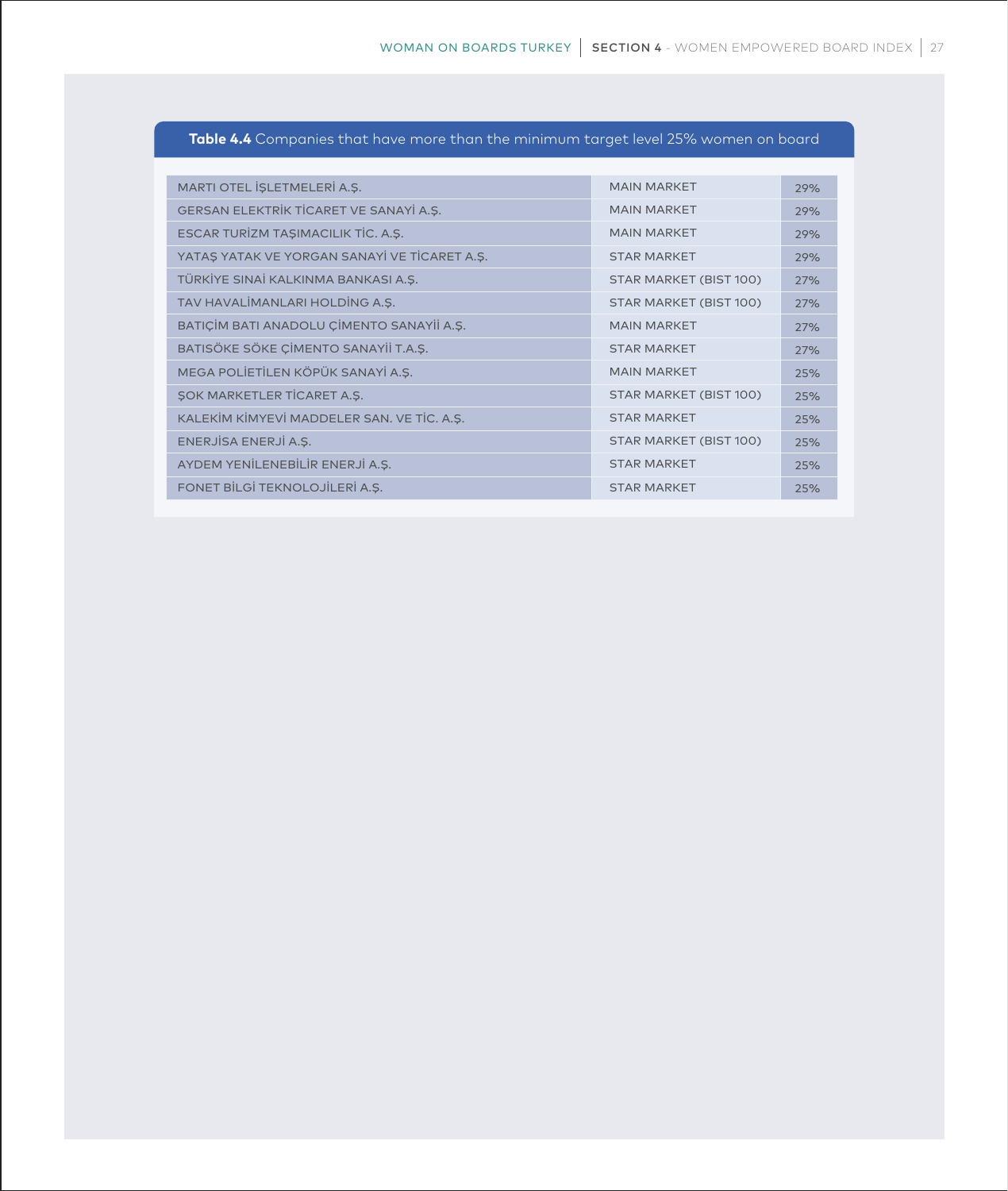**Table 4.4** Companies that have more than the minimum target level 25% women on board

| Company | Market | Women on board |
|---|---|---|
| MARTI OTEL İŞLETMELERİ A.Ş. | MAIN MARKET | 29% |
| GERSAN ELEKTRİK TİCARET VE SANAYİ A.Ş. | MAIN MARKET | 29% |
| ESCAR TURİZM TAŞIMACILIK TİC. A.Ş. | MAIN MARKET | 29% |
| YATAŞ YATAK VE YORGAN SANAYİ VE TİCARET A.Ş. | STAR MARKET | 29% |
| TÜRKİYE SINAİ KALKINMA BANKASI A.Ş. | STAR MARKET (BIST 100) | 27% |
| TAV HAVALİMANLARI HOLDİNG A.Ş. | STAR MARKET (BIST 100) | 27% |
| BATIÇİM BATI ANADOLU ÇİMENTO SANAYİİ A.Ş. | MAIN MARKET | 27% |
| BATISÖKE SÖKE ÇİMENTO SANAYİİ T.A.Ş. | STAR MARKET | 27% |
| MEGA POLİETİLEN KÖPÜK SANAYİ A.Ş. | MAIN MARKET | 25% |
| ŞOK MARKETLER TİCARET A.Ş. | STAR MARKET (BIST 100) | 25% |
| KALEKİM KİMYEVİ MADDELER SAN. VE TİC. A.Ş. | STAR MARKET | 25% |
| ENERJİSA ENERJİ A.Ş. | STAR MARKET (BIST 100) | 25% |
| AYDEM YENİLENEBİLİR ENERJİ A.Ş. | STAR MARKET | 25% |
| FONET BİLGİ TEKNOLOJİLERİ A.Ş. | STAR MARKET | 25% |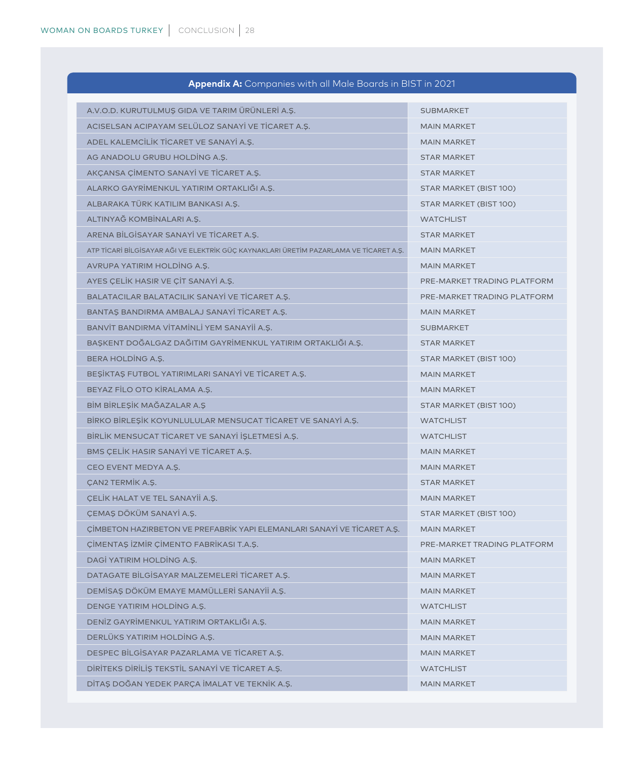**Appendix A:** Companies with all Male Boards in BIST in 2021

| Company | Market |
|---|---|
| A.V.O.D. KURUTULMUŞ GIDA VE TARIM ÜRÜNLERİ A.Ş. | SUBMARKET |
| ACISELSAN ACIPAYAM SELÜLOZ SANAYİ VE TİCARET A.Ş. | MAIN MARKET |
| ADEL KALEMCİLİK TİCARET VE SANAYİ A.Ş. | MAIN MARKET |
| AG ANADOLU GRUBU HOLDİNG A.Ş. | STAR MARKET |
| AKÇANSA ÇİMENTO SANAYİ VE TİCARET A.Ş. | STAR MARKET |
| ALARKO GAYRİMENKUL YATIRIM ORTAKLIĞI A.Ş. | STAR MARKET (BIST 100) |
| ALBARAKA TÜRK KATILIM BANKASI A.Ş. | STAR MARKET (BIST 100) |
| ALTINYAĞ KOMBİNALARI A.Ş. | WATCHLIST |
| ARENA BİLGİSAYAR SANAYİ VE TİCARET A.Ş. | STAR MARKET |
| ATP TİCARİ BİLGİSAYAR AĞI VE ELEKTRİK GÜÇ KAYNAKLARI ÜRETİM PAZARLAMA VE TİCARET A.Ş. | MAIN MARKET |
| AVRUPA YATIRIM HOLDİNG A.Ş. | MAIN MARKET |
| AYES ÇELİK HASIR VE ÇİT SANAYİ A.Ş. | PRE-MARKET TRADING PLATFORM |
| BALATACILAR BALATACILIK SANAYİ VE TİCARET A.Ş. | PRE-MARKET TRADING PLATFORM |
| BANTAŞ BANDIRMA AMBALAJ SANAYİ TİCARET A.Ş. | MAIN MARKET |
| BANVİT BANDIRMA VİTAMİNLİ YEM SANAYİİ A.Ş. | SUBMARKET |
| BAŞKENT DOĞALGAZ DAĞITIM GAYRİMENKUL YATIRIM ORTAKLIĞI A.Ş. | STAR MARKET |
| BERA HOLDİNG A.Ş. | STAR MARKET (BIST 100) |
| BEŞİKTAŞ FUTBOL YATIRIMLARI SANAYİ VE TİCARET A.Ş. | MAIN MARKET |
| BEYAZ FİLO OTO KİRALAMA A.Ş. | MAIN MARKET |
| BİM BİRLEŞİK MAĞAZALAR A.Ş | STAR MARKET (BIST 100) |
| BİRKO BİRLEŞİK KOYUNLULULAR MENSUCAT TİCARET VE SANAYİ A.Ş. | WATCHLIST |
| BİRLİK MENSUCAT TİCARET VE SANAYİ İŞLETMESİ A.Ş. | WATCHLIST |
| BMS ÇELİK HASIR SANAYİ VE TİCARET A.Ş. | MAIN MARKET |
| CEO EVENT MEDYA A.Ş. | MAIN MARKET |
| ÇAN2 TERMİK A.Ş. | STAR MARKET |
| ÇELİK HALAT VE TEL SANAYİİ A.Ş. | MAIN MARKET |
| ÇEMAŞ DÖKÜM SANAYİ A.Ş. | STAR MARKET (BIST 100) |
| ÇİMBETON HAZIRBETON VE PREFABRİK YAPI ELEMANLARI SANAYİ VE TİCARET A.Ş. | MAIN MARKET |
| ÇİMENTAŞ İZMİR ÇİMENTO FABRİKASI T.A.Ş. | PRE-MARKET TRADING PLATFORM |
| DAGİ YATIRIM HOLDİNG A.Ş. | MAIN MARKET |
| DATAGATE BİLGİSAYAR MALZEMELERİ TİCARET A.Ş. | MAIN MARKET |
| DEMİSAŞ DÖKÜM EMAYE MAMÜLLERİ SANAYİİ A.Ş. | MAIN MARKET |
| DENGE YATIRIM HOLDİNG A.Ş. | WATCHLIST |
| DENİZ GAYRİMENKUL YATIRIM ORTAKLIĞI A.Ş. | MAIN MARKET |
| DERLÜKS YATIRIM HOLDİNG A.Ş. | MAIN MARKET |
| DESPEC BİLGİSAYAR PAZARLAMA VE TİCARET A.Ş. | MAIN MARKET |
| DİRİTEKS DİRİLİŞ TEKSTİL SANAYİ VE TİCARET A.Ş. | WATCHLIST |
| DİTAŞ DOĞAN YEDEK PARÇA İMALAT VE TEKNİK A.Ş. | MAIN MARKET |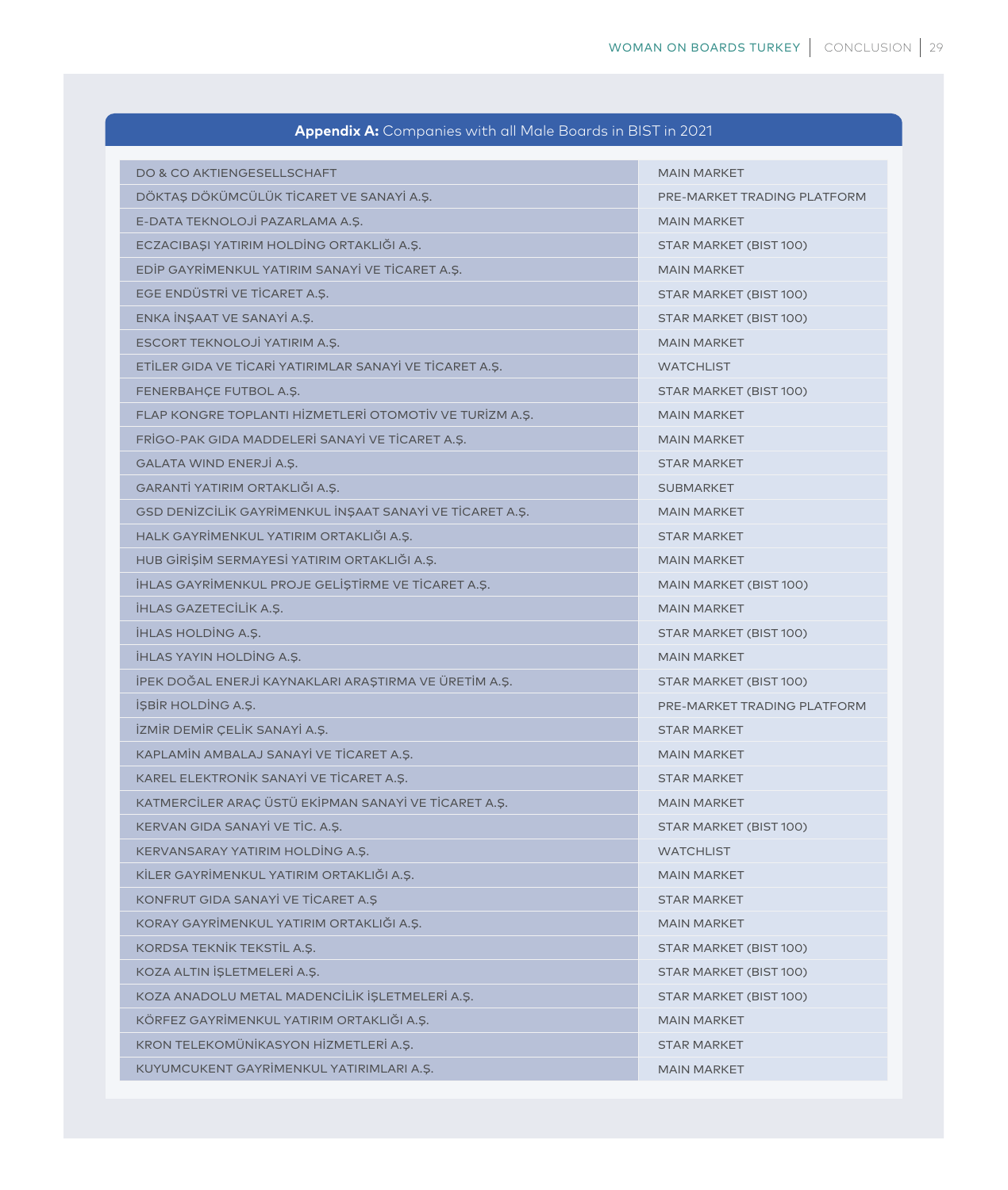**Appendix A:** Companies with all Male Boards in BIST in 2021

| | |
|---|---|
| DO & CO AKTIENGESELLSCHAFT | MAIN MARKET |
| DÖKTAŞ DÖKÜMCÜLÜK TİCARET VE SANAYİ A.Ş. | PRE-MARKET TRADING PLATFORM |
| E-DATA TEKNOLOJİ PAZARLAMA A.Ş. | MAIN MARKET |
| ECZACIBAŞI YATIRIM HOLDİNG ORTAKLIĞI A.Ş. | STAR MARKET (BIST 100) |
| EDİP GAYRİMENKUL YATIRIM SANAYİ VE TİCARET A.Ş. | MAIN MARKET |
| EGE ENDÜSTRİ VE TİCARET A.Ş. | STAR MARKET (BIST 100) |
| ENKA İNŞAAT VE SANAYİ A.Ş. | STAR MARKET (BIST 100) |
| ESCORT TEKNOLOJİ YATIRIM A.Ş. | MAIN MARKET |
| ETİLER GIDA VE TİCARİ YATIRIMLAR SANAYİ VE TİCARET A.Ş. | WATCHLIST |
| FENERBAHÇE FUTBOL A.Ş. | STAR MARKET (BIST 100) |
| FLAP KONGRE TOPLANTI HİZMETLERİ OTOMOTİV VE TURİZM A.Ş. | MAIN MARKET |
| FRİGO-PAK GIDA MADDELERİ SANAYİ VE TİCARET A.Ş. | MAIN MARKET |
| GALATA WIND ENERJİ A.Ş. | STAR MARKET |
| GARANTİ YATIRIM ORTAKLIĞI A.Ş. | SUBMARKET |
| GSD DENİZCİLİK GAYRİMENKUL İNŞAAT SANAYİ VE TİCARET A.Ş. | MAIN MARKET |
| HALK GAYRİMENKUL YATIRIM ORTAKLIĞI A.Ş. | STAR MARKET |
| HUB GİRİŞİM SERMAYESİ YATIRIM ORTAKLIĞI A.Ş. | MAIN MARKET |
| İHLAS GAYRİMENKUL PROJE GELİŞTİRME VE TİCARET A.Ş. | MAIN MARKET (BIST 100) |
| İHLAS GAZETECİLİK A.Ş. | MAIN MARKET |
| İHLAS HOLDİNG A.Ş. | STAR MARKET (BIST 100) |
| İHLAS YAYIN HOLDİNG A.Ş. | MAIN MARKET |
| İPEK DOĞAL ENERJİ KAYNAKLARI ARAŞTIRMA VE ÜRETİM A.Ş. | STAR MARKET (BIST 100) |
| İŞBİR HOLDİNG A.Ş. | PRE-MARKET TRADING PLATFORM |
| İZMİR DEMİR ÇELİK SANAYİ A.Ş. | STAR MARKET |
| KAPLAMİN AMBALAJ SANAYİ VE TİCARET A.Ş. | MAIN MARKET |
| KAREL ELEKTRONİK SANAYİ VE TİCARET A.Ş. | STAR MARKET |
| KATMERCİLER ARAÇ ÜSTÜ EKİPMAN SANAYİ VE TİCARET A.Ş. | MAIN MARKET |
| KERVAN GIDA SANAYİ VE TİC. A.Ş. | STAR MARKET (BIST 100) |
| KERVANSARAY YATIRIM HOLDİNG A.Ş. | WATCHLIST |
| KİLER GAYRİMENKUL YATIRIM ORTAKLIĞI A.Ş. | MAIN MARKET |
| KONFRUT GIDA SANAYİ VE TİCARET A.Ş | STAR MARKET |
| KORAY GAYRİMENKUL YATIRIM ORTAKLIĞI A.Ş. | MAIN MARKET |
| KORDSA TEKNİK TEKSTİL A.Ş. | STAR MARKET (BIST 100) |
| KOZA ALTIN İŞLETMELERİ A.Ş. | STAR MARKET (BIST 100) |
| KOZA ANADOLU METAL MADENCİLİK İŞLETMELERİ A.Ş. | STAR MARKET (BIST 100) |
| KÖRFEZ GAYRİMENKUL YATIRIM ORTAKLIĞI A.Ş. | MAIN MARKET |
| KRON TELEKOMÜNİKASYON HİZMETLERİ A.Ş. | STAR MARKET |
| KUYUMCUKENT GAYRİMENKUL YATIRIMLARI A.Ş. | MAIN MARKET |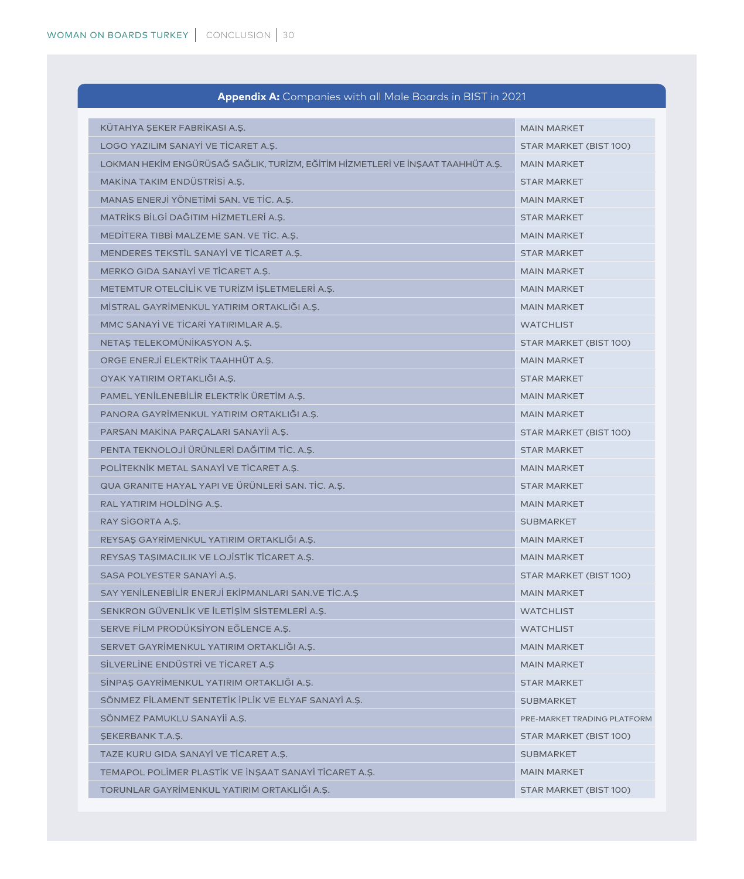**Appendix A:** Companies with all Male Boards in BIST in 2021

| Company | Market |
|---|---|
| KÜTAHYA ŞEKER FABRİKASI A.Ş. | MAIN MARKET |
| LOGO YAZILIM SANAYİ VE TİCARET A.Ş. | STAR MARKET (BIST 100) |
| LOKMAN HEKİM ENGÜRÜSAĞ SAĞLIK, TURİZM, EĞİTİM HİZMETLERİ VE İNŞAAT TAAHHÜT A.Ş. | MAIN MARKET |
| MAKİNA TAKIM ENDÜSTRİSİ A.Ş. | STAR MARKET |
| MANAS ENERJİ YÖNETİMİ SAN. VE TİC. A.Ş. | MAIN MARKET |
| MATRİKS BİLGİ DAĞITIM HİZMETLERİ A.Ş. | STAR MARKET |
| MEDİTERA TIBBİ MALZEME SAN. VE TİC. A.Ş. | MAIN MARKET |
| MENDERES TEKSTİL SANAYİ VE TİCARET A.Ş. | STAR MARKET |
| MERKO GIDA SANAYİ VE TİCARET A.Ş. | MAIN MARKET |
| METEMTUR OTELCİLİK VE TURİZM İŞLETMELERİ A.Ş. | MAIN MARKET |
| MİSTRAL GAYRİMENKUL YATIRIM ORTAKLIĞI A.Ş. | MAIN MARKET |
| MMC SANAYİ VE TİCARİ YATIRIMLAR A.Ş. | WATCHLIST |
| NETAŞ TELEKOMÜNİKASYON A.Ş. | STAR MARKET (BIST 100) |
| ORGE ENERJİ ELEKTRİK TAAHHÜT A.Ş. | MAIN MARKET |
| OYAK YATIRIM ORTAKLIĞI A.Ş. | STAR MARKET |
| PAMEL YENİLENEBİLİR ELEKTRİK ÜRETİM A.Ş. | MAIN MARKET |
| PANORA GAYRİMENKUL YATIRIM ORTAKLIĞI A.Ş. | MAIN MARKET |
| PARSAN MAKİNA PARÇALARI SANAYİİ A.Ş. | STAR MARKET (BIST 100) |
| PENTA TEKNOLOJİ ÜRÜNLERİ DAĞITIM TİC. A.Ş. | STAR MARKET |
| POLİTEKNİK METAL SANAYİ VE TİCARET A.Ş. | MAIN MARKET |
| QUA GRANITE HAYAL YAPI VE ÜRÜNLERİ SAN. TİC. A.Ş. | STAR MARKET |
| RAL YATIRIM HOLDİNG A.Ş. | MAIN MARKET |
| RAY SİGORTA A.Ş. | SUBMARKET |
| REYSAŞ GAYRİMENKUL YATIRIM ORTAKLIĞI A.Ş. | MAIN MARKET |
| REYSAŞ TAŞIMACILIK VE LOJİSTİK TİCARET A.Ş. | MAIN MARKET |
| SASA POLYESTER SANAYİ A.Ş. | STAR MARKET (BIST 100) |
| SAY YENİLENEBİLİR ENERJİ EKİPMANLARI SAN.VE TİC.A.Ş | MAIN MARKET |
| SENKRON GÜVENLİK VE İLETİŞİM SİSTEMLERİ A.Ş. | WATCHLIST |
| SERVE FİLM PRODÜKSİYON EĞLENCE A.Ş. | WATCHLIST |
| SERVET GAYRİMENKUL YATIRIM ORTAKLIĞI A.Ş. | MAIN MARKET |
| SİLVERLİNE ENDÜSTRİ VE TİCARET A.Ş | MAIN MARKET |
| SİNPAŞ GAYRİMENKUL YATIRIM ORTAKLIĞI A.Ş. | STAR MARKET |
| SÖNMEZ FİLAMENT SENTETİK İPLİK VE ELYAF SANAYİ A.Ş. | SUBMARKET |
| SÖNMEZ PAMUKLU SANAYİİ A.Ş. | PRE-MARKET TRADING PLATFORM |
| ŞEKERBANK T.A.Ş. | STAR MARKET (BIST 100) |
| TAZE KURU GIDA SANAYİ VE TİCARET A.Ş. | SUBMARKET |
| TEMAPOL POLİMER PLASTİK VE İNŞAAT SANAYİ TİCARET A.Ş. | MAIN MARKET |
| TORUNLAR GAYRİMENKUL YATIRIM ORTAKLIĞI A.Ş. | STAR MARKET (BIST 100) |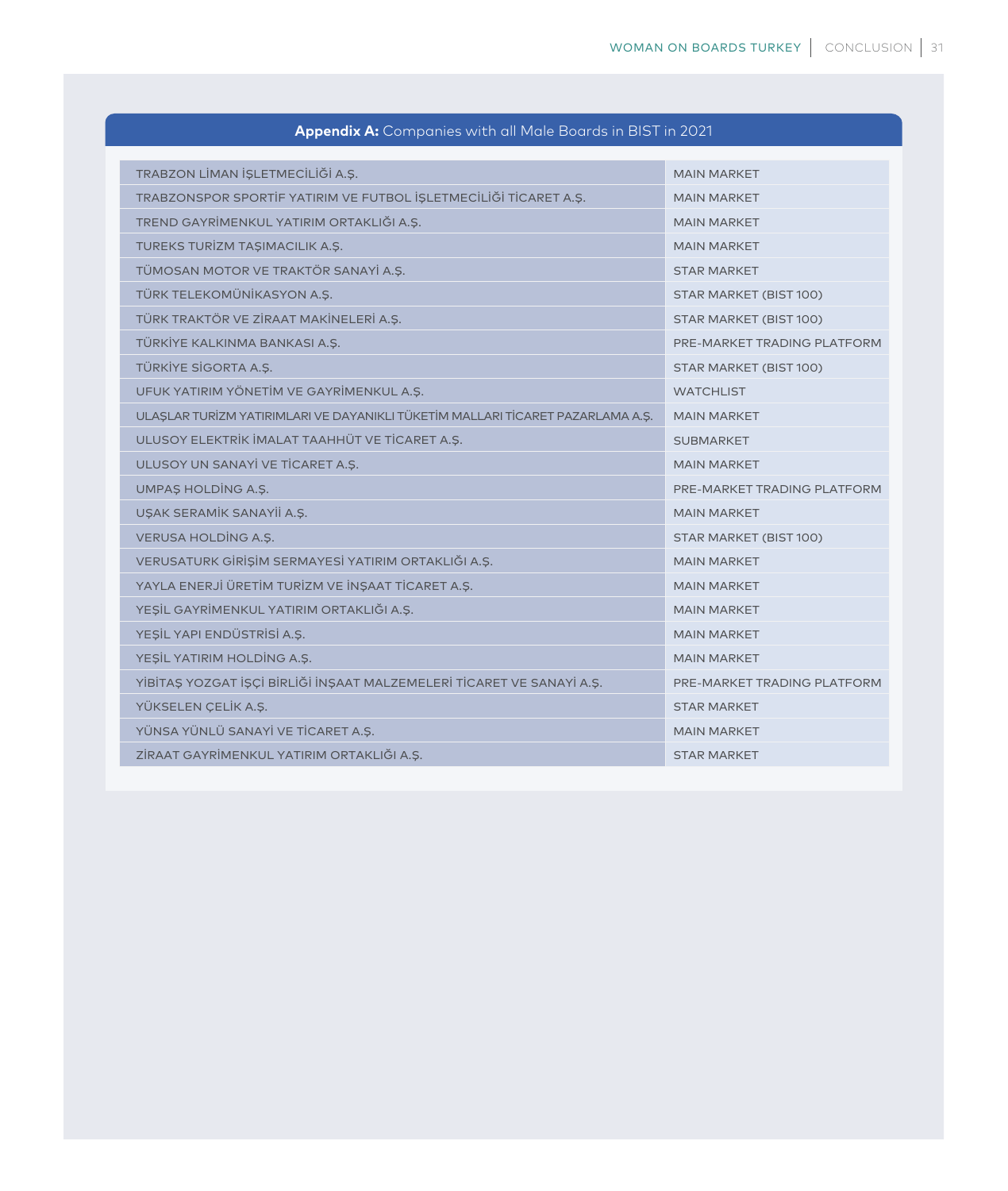**Appendix A:** Companies with all Male Boards in BIST in 2021

| | |
|---|---|
| TRABZON LİMAN İŞLETMECİLİĞİ A.Ş. | MAIN MARKET |
| TRABZONSPOR SPORTİF YATIRIM VE FUTBOL İŞLETMECİLİĞİ TİCARET A.Ş. | MAIN MARKET |
| TREND GAYRİMENKUL YATIRIM ORTAKLIĞI A.Ş. | MAIN MARKET |
| TUREKS TURİZM TAŞIMACILIK A.Ş. | MAIN MARKET |
| TÜMOSAN MOTOR VE TRAKTÖR SANAYİ A.Ş. | STAR MARKET |
| TÜRK TELEKOMÜNİKASYON A.Ş. | STAR MARKET (BIST 100) |
| TÜRK TRAKTÖR VE ZİRAAT MAKİNELERİ A.Ş. | STAR MARKET (BIST 100) |
| TÜRKİYE KALKINMA BANKASI A.Ş. | PRE-MARKET TRADING PLATFORM |
| TÜRKİYE SİGORTA A.Ş. | STAR MARKET (BIST 100) |
| UFUK YATIRIM YÖNETİM VE GAYRİMENKUL A.Ş. | WATCHLIST |
| ULAŞLAR TURİZM YATIRIMLARI VE DAYANIKLI TÜKETİM MALLARI TİCARET PAZARLAMA A.Ş. | MAIN MARKET |
| ULUSOY ELEKTRİK İMALAT TAAHHÜT VE TİCARET A.Ş. | SUBMARKET |
| ULUSOY UN SANAYİ VE TİCARET A.Ş. | MAIN MARKET |
| UMPAŞ HOLDİNG A.Ş. | PRE-MARKET TRADING PLATFORM |
| UŞAK SERAMİK SANAYİİ A.Ş. | MAIN MARKET |
| VERUSA HOLDİNG A.Ş. | STAR MARKET (BIST 100) |
| VERUSATURK GİRİŞİM SERMAYESİ YATIRIM ORTAKLIĞI A.Ş. | MAIN MARKET |
| YAYLA ENERJİ ÜRETİM TURİZM VE İNŞAAT TİCARET A.Ş. | MAIN MARKET |
| YEŞİL GAYRİMENKUL YATIRIM ORTAKLIĞI A.Ş. | MAIN MARKET |
| YEŞİL YAPI ENDÜSTRİSİ A.Ş. | MAIN MARKET |
| YEŞİL YATIRIM HOLDİNG A.Ş. | MAIN MARKET |
| YİBİTAŞ YOZGAT İŞÇİ BİRLİĞİ İNŞAAT MALZEMELERİ TİCARET VE SANAYİ A.Ş. | PRE-MARKET TRADING PLATFORM |
| YÜKSELEN ÇELİK A.Ş. | STAR MARKET |
| YÜNSA YÜNLÜ SANAYİ VE TİCARET A.Ş. | MAIN MARKET |
| ZİRAAT GAYRİMENKUL YATIRIM ORTAKLIĞI A.Ş. | STAR MARKET |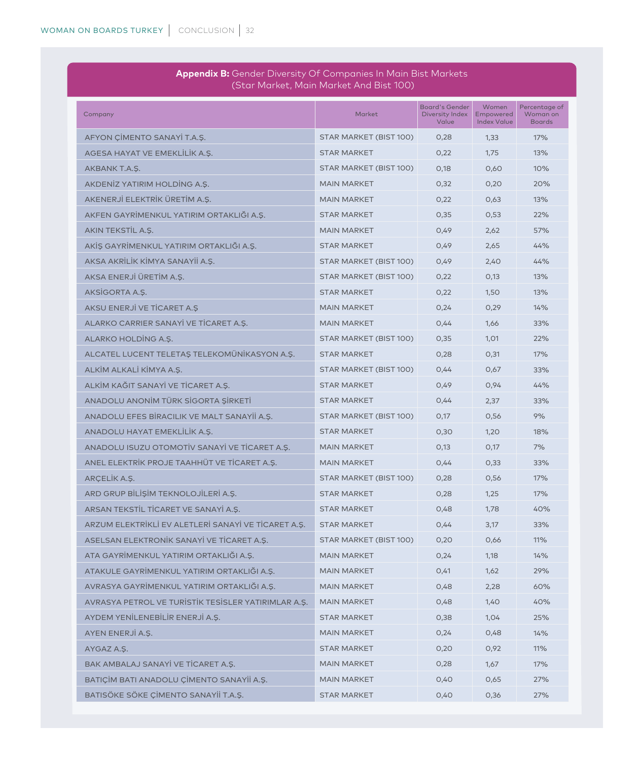## **Appendix B:** Gender Diversity Of Companies In Main Bist Markets (Star Market, Main Market And Bist 100)

| Company | Market | Board's Gender Diversity Index Value | Women Empowered Index Value | Percentage of Woman on Boards |
|---|---|---|---|---|
| AFYON ÇİMENTO SANAYİ T.A.Ş. | STAR MARKET (BIST 100) | 0,28 | 1,33 | 17% |
| AGESA HAYAT VE EMEKLİLİK A.Ş. | STAR MARKET | 0,22 | 1,75 | 13% |
| AKBANK T.A.Ş. | STAR MARKET (BIST 100) | 0,18 | 0,60 | 10% |
| AKDENİZ YATIRIM HOLDİNG A.Ş. | MAIN MARKET | 0,32 | 0,20 | 20% |
| AKENERJİ ELEKTRİK ÜRETİM A.Ş. | MAIN MARKET | 0,22 | 0,63 | 13% |
| AKFEN GAYRİMENKUL YATIRIM ORTAKLIĞI A.Ş. | STAR MARKET | 0,35 | 0,53 | 22% |
| AKIN TEKSTİL A.Ş. | MAIN MARKET | 0,49 | 2,62 | 57% |
| AKİŞ GAYRİMENKUL YATIRIM ORTAKLIĞI A.Ş. | STAR MARKET | 0,49 | 2,65 | 44% |
| AKSA AKRİLİK KİMYA SANAYİİ A.Ş. | STAR MARKET (BIST 100) | 0,49 | 2,40 | 44% |
| AKSA ENERJİ ÜRETİM A.Ş. | STAR MARKET (BIST 100) | 0,22 | 0,13 | 13% |
| AKSİGORTA A.Ş. | STAR MARKET | 0,22 | 1,50 | 13% |
| AKSU ENERJİ VE TİCARET A.Ş | MAIN MARKET | 0,24 | 0,29 | 14% |
| ALARKO CARRIER SANAYİ VE TİCARET A.Ş. | MAIN MARKET | 0,44 | 1,66 | 33% |
| ALARKO HOLDİNG A.Ş. | STAR MARKET (BIST 100) | 0,35 | 1,01 | 22% |
| ALCATEL LUCENT TELETAŞ TELEKOMÜNİKASYON A.Ş. | STAR MARKET | 0,28 | 0,31 | 17% |
| ALKİM ALKALİ KİMYA A.Ş. | STAR MARKET (BIST 100) | 0,44 | 0,67 | 33% |
| ALKİM KAĞIT SANAYİ VE TİCARET A.Ş. | STAR MARKET | 0,49 | 0,94 | 44% |
| ANADOLU ANONİM TÜRK SİGORTA ŞİRKETİ | STAR MARKET | 0,44 | 2,37 | 33% |
| ANADOLU EFES BİRACILIK VE MALT SANAYİİ A.Ş. | STAR MARKET (BIST 100) | 0,17 | 0,56 | 9% |
| ANADOLU HAYAT EMEKLİLİK A.Ş. | STAR MARKET | 0,30 | 1,20 | 18% |
| ANADOLU ISUZU OTOMOTİV SANAYİ VE TİCARET A.Ş. | MAIN MARKET | 0,13 | 0,17 | 7% |
| ANEL ELEKTRİK PROJE TAAHHÜT VE TİCARET A.Ş. | MAIN MARKET | 0,44 | 0,33 | 33% |
| ARÇELİK A.Ş. | STAR MARKET (BIST 100) | 0,28 | 0,56 | 17% |
| ARD GRUP BİLİŞİM TEKNOLOJİLERİ A.Ş. | STAR MARKET | 0,28 | 1,25 | 17% |
| ARSAN TEKSTİL TİCARET VE SANAYİ A.Ş. | STAR MARKET | 0,48 | 1,78 | 40% |
| ARZUM ELEKTRİKLİ EV ALETLERİ SANAYİ VE TİCARET A.Ş. | STAR MARKET | 0,44 | 3,17 | 33% |
| ASELSAN ELEKTRONİK SANAYİ VE TİCARET A.Ş. | STAR MARKET (BIST 100) | 0,20 | 0,66 | 11% |
| ATA GAYRİMENKUL YATIRIM ORTAKLIĞI A.Ş. | MAIN MARKET | 0,24 | 1,18 | 14% |
| ATAKULE GAYRİMENKUL YATIRIM ORTAKLIĞI A.Ş. | MAIN MARKET | 0,41 | 1,62 | 29% |
| AVRASYA GAYRİMENKUL YATIRIM ORTAKLIĞI A.Ş. | MAIN MARKET | 0,48 | 2,28 | 60% |
| AVRASYA PETROL VE TURİSTİK TESİSLER YATIRIMLAR A.Ş. | MAIN MARKET | 0,48 | 1,40 | 40% |
| AYDEM YENİLENEBİLİR ENERJİ A.Ş. | STAR MARKET | 0,38 | 1,04 | 25% |
| AYEN ENERJİ A.Ş. | MAIN MARKET | 0,24 | 0,48 | 14% |
| AYGAZ A.Ş. | STAR MARKET | 0,20 | 0,92 | 11% |
| BAK AMBALAJ SANAYİ VE TİCARET A.Ş. | MAIN MARKET | 0,28 | 1,67 | 17% |
| BATIÇİM BATI ANADOLU ÇİMENTO SANAYİİ A.Ş. | MAIN MARKET | 0,40 | 0,65 | 27% |
| BATISÖKE SÖKE ÇİMENTO SANAYİİ T.A.Ş. | STAR MARKET | 0,40 | 0,36 | 27% |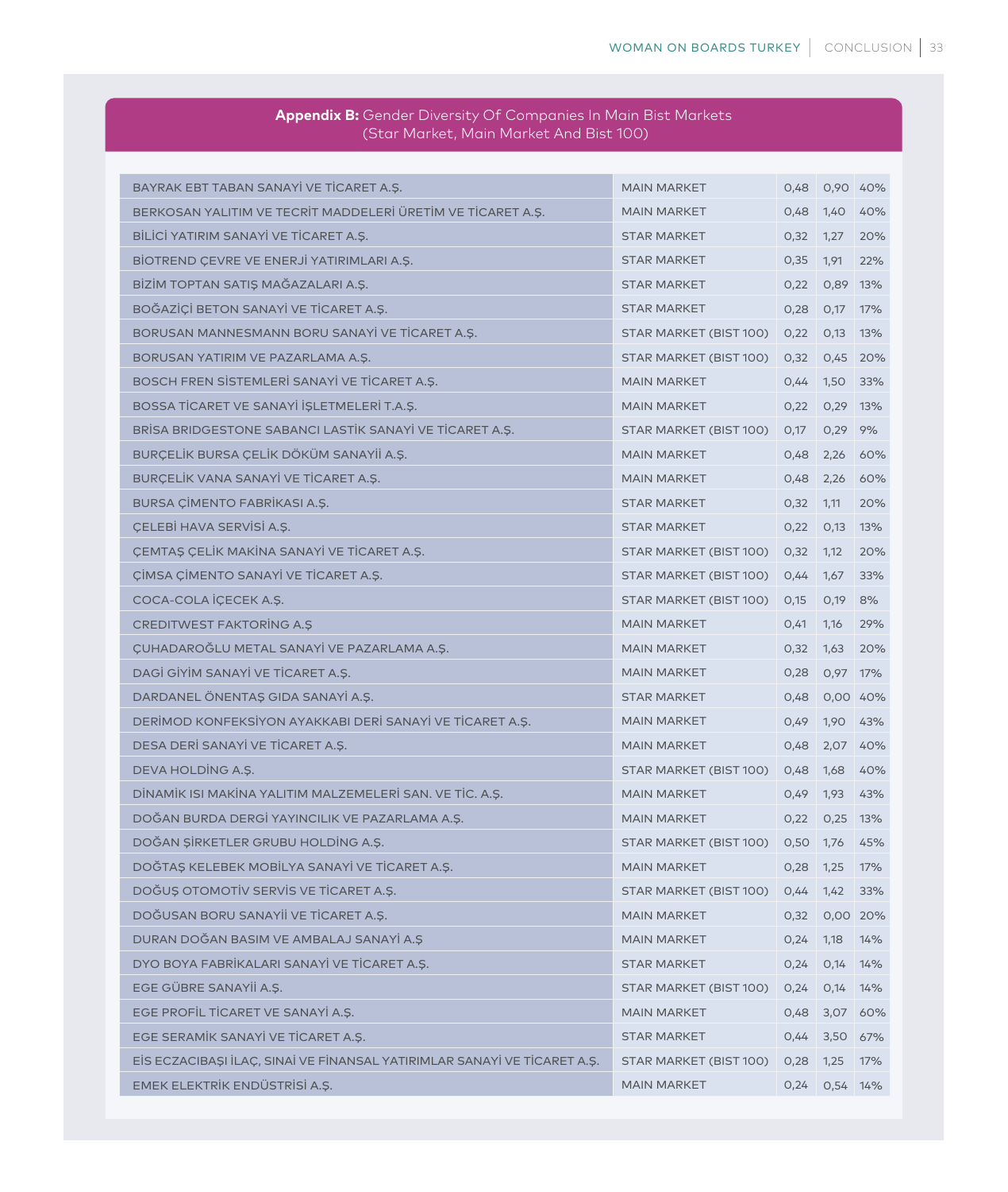**Appendix B:** Gender Diversity Of Companies In Main Bist Markets (Star Market, Main Market And Bist 100)

| | | | | |
|---|---|---|---|---|
| BAYRAK EBT TABAN SANAYİ VE TİCARET A.Ş. | MAIN MARKET | 0,48 | 0,90 | 40% |
| BERKOSAN YALITIM VE TECRİT MADDELERİ ÜRETİM VE TİCARET A.Ş. | MAIN MARKET | 0,48 | 1,40 | 40% |
| BİLİCİ YATIRIM SANAYİ VE TİCARET A.Ş. | STAR MARKET | 0,32 | 1,27 | 20% |
| BİOTREND ÇEVRE VE ENERJİ YATIRIMLARI A.Ş. | STAR MARKET | 0,35 | 1,91 | 22% |
| BİZİM TOPTAN SATIŞ MAĞAZALARI A.Ş. | STAR MARKET | 0,22 | 0,89 | 13% |
| BOĞAZİÇİ BETON SANAYİ VE TİCARET A.Ş. | STAR MARKET | 0,28 | 0,17 | 17% |
| BORUSAN MANNESMANN BORU SANAYİ VE TİCARET A.Ş. | STAR MARKET (BIST 100) | 0,22 | 0,13 | 13% |
| BORUSAN YATIRIM VE PAZARLAMA A.Ş. | STAR MARKET (BIST 100) | 0,32 | 0,45 | 20% |
| BOSCH FREN SİSTEMLERİ SANAYİ VE TİCARET A.Ş. | MAIN MARKET | 0,44 | 1,50 | 33% |
| BOSSA TİCARET VE SANAYİ İŞLETMELERİ T.A.Ş. | MAIN MARKET | 0,22 | 0,29 | 13% |
| BRİSA BRIDGESTONE SABANCI LASTİK SANAYİ VE TİCARET A.Ş. | STAR MARKET (BIST 100) | 0,17 | 0,29 | 9% |
| BURÇELİK BURSA ÇELİK DÖKÜM SANAYİİ A.Ş. | MAIN MARKET | 0,48 | 2,26 | 60% |
| BURÇELİK VANA SANAYİ VE TİCARET A.Ş. | MAIN MARKET | 0,48 | 2,26 | 60% |
| BURSA ÇİMENTO FABRİKASI A.Ş. | STAR MARKET | 0,32 | 1,11 | 20% |
| ÇELEBİ HAVA SERVİSİ A.Ş. | STAR MARKET | 0,22 | 0,13 | 13% |
| ÇEMTAŞ ÇELİK MAKİNA SANAYİ VE TİCARET A.Ş. | STAR MARKET (BIST 100) | 0,32 | 1,12 | 20% |
| ÇİMSA ÇİMENTO SANAYİ VE TİCARET A.Ş. | STAR MARKET (BIST 100) | 0,44 | 1,67 | 33% |
| COCA-COLA İÇECEK A.Ş. | STAR MARKET (BIST 100) | 0,15 | 0,19 | 8% |
| CREDITWEST FAKTORİNG A.Ş | MAIN MARKET | 0,41 | 1,16 | 29% |
| ÇUHADAROĞLU METAL SANAYİ VE PAZARLAMA A.Ş. | MAIN MARKET | 0,32 | 1,63 | 20% |
| DAGİ GİYİM SANAYİ VE TİCARET A.Ş. | MAIN MARKET | 0,28 | 0,97 | 17% |
| DARDANEL ÖNENTAŞ GIDA SANAYİ A.Ş. | STAR MARKET | 0,48 | 0,00 | 40% |
| DERİMOD KONFEKSİYON AYAKKABI DERİ SANAYİ VE TİCARET A.Ş. | MAIN MARKET | 0,49 | 1,90 | 43% |
| DESA DERİ SANAYİ VE TİCARET A.Ş. | MAIN MARKET | 0,48 | 2,07 | 40% |
| DEVA HOLDİNG A.Ş. | STAR MARKET (BIST 100) | 0,48 | 1,68 | 40% |
| DİNAMİK ISI MAKİNA YALITIM MALZEMELERİ SAN. VE TİC. A.Ş. | MAIN MARKET | 0,49 | 1,93 | 43% |
| DOĞAN BURDA DERGİ YAYINCILIK VE PAZARLAMA A.Ş. | MAIN MARKET | 0,22 | 0,25 | 13% |
| DOĞAN ŞİRKETLER GRUBU HOLDİNG A.Ş. | STAR MARKET (BIST 100) | 0,50 | 1,76 | 45% |
| DOĞTAŞ KELEBEK MOBİLYA SANAYİ VE TİCARET A.Ş. | MAIN MARKET | 0,28 | 1,25 | 17% |
| DOĞUŞ OTOMOTİV SERVİS VE TİCARET A.Ş. | STAR MARKET (BIST 100) | 0,44 | 1,42 | 33% |
| DOĞUSAN BORU SANAYİİ VE TİCARET A.Ş. | MAIN MARKET | 0,32 | 0,00 | 20% |
| DURAN DOĞAN BASIM VE AMBALAJ SANAYİ A.Ş | MAIN MARKET | 0,24 | 1,18 | 14% |
| DYO BOYA FABRİKALARI SANAYİ VE TİCARET A.Ş. | STAR MARKET | 0,24 | 0,14 | 14% |
| EGE GÜBRE SANAYİİ A.Ş. | STAR MARKET (BIST 100) | 0,24 | 0,14 | 14% |
| EGE PROFİL TİCARET VE SANAYİ A.Ş. | MAIN MARKET | 0,48 | 3,07 | 60% |
| EGE SERAMİK SANAYİ VE TİCARET A.Ş. | STAR MARKET | 0,44 | 3,50 | 67% |
| EİS ECZACIBAŞI İLAÇ, SINAİ VE FİNANSAL YATIRIMLAR SANAYİ VE TİCARET A.Ş. | STAR MARKET (BIST 100) | 0,28 | 1,25 | 17% |
| EMEK ELEKTRİK ENDÜSTRİSİ A.Ş. | MAIN MARKET | 0,24 | 0,54 | 14% |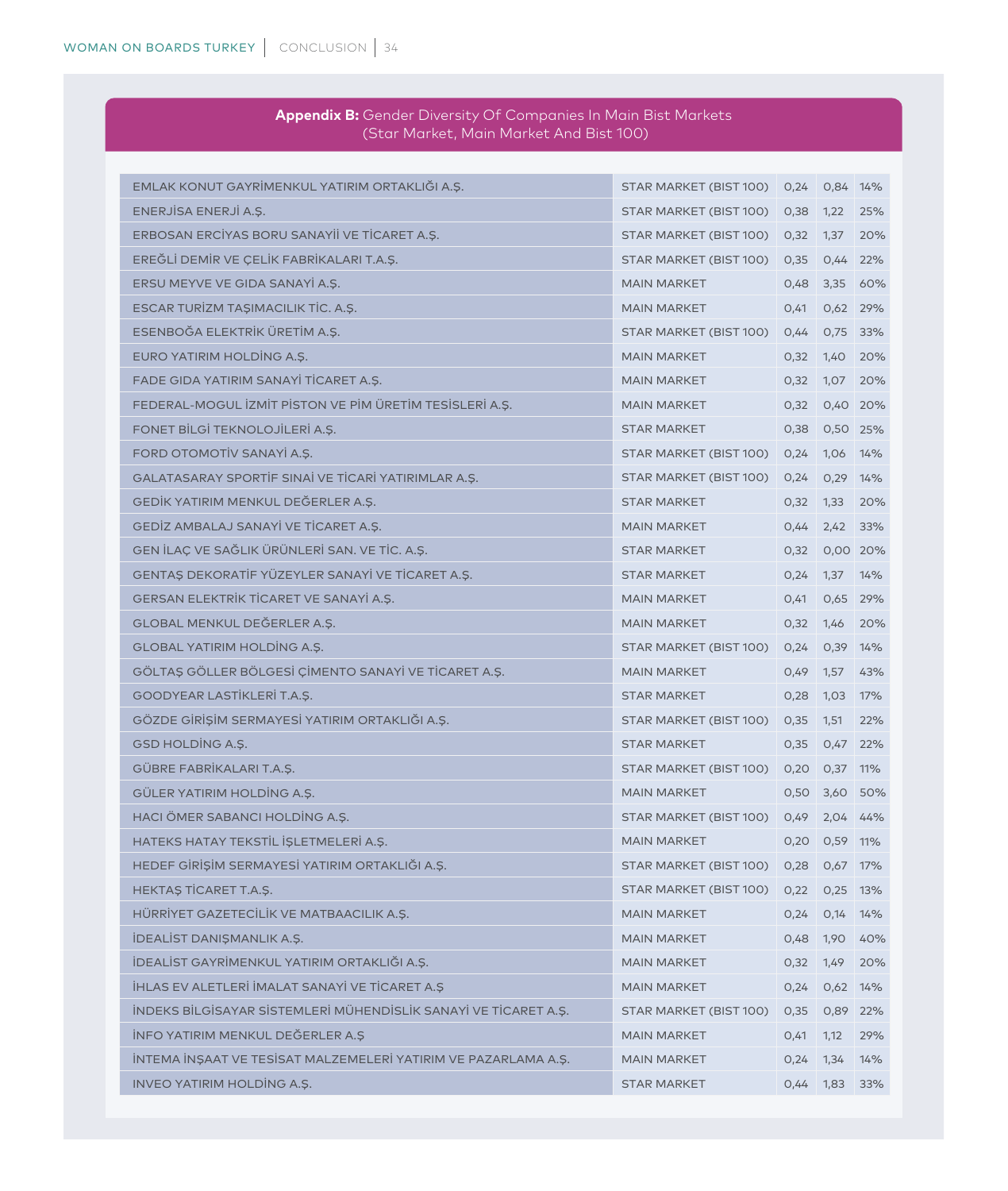**Appendix B:** Gender Diversity Of Companies In Main Bist Markets (Star Market, Main Market And Bist 100)

| | | | | |
|---|---|---|---|---|
| EMLAK KONUT GAYRİMENKUL YATIRIM ORTAKLIĞI A.Ş. | STAR MARKET (BIST 100) | 0,24 | 0,84 | 14% |
| ENERJİSA ENERJİ A.Ş. | STAR MARKET (BIST 100) | 0,38 | 1,22 | 25% |
| ERBOSAN ERCİYAS BORU SANAYİİ VE TİCARET A.Ş. | STAR MARKET (BIST 100) | 0,32 | 1,37 | 20% |
| EREĞLİ DEMİR VE ÇELİK FABRİKALARI T.A.Ş. | STAR MARKET (BIST 100) | 0,35 | 0,44 | 22% |
| ERSU MEYVE VE GIDA SANAYİ A.Ş. | MAIN MARKET | 0,48 | 3,35 | 60% |
| ESCAR TURİZM TAŞIMACILIK TİC. A.Ş. | MAIN MARKET | 0,41 | 0,62 | 29% |
| ESENBOĞA ELEKTRİK ÜRETİM A.Ş. | STAR MARKET (BIST 100) | 0,44 | 0,75 | 33% |
| EURO YATIRIM HOLDİNG A.Ş. | MAIN MARKET | 0,32 | 1,40 | 20% |
| FADE GIDA YATIRIM SANAYİ TİCARET A.Ş. | MAIN MARKET | 0,32 | 1,07 | 20% |
| FEDERAL-MOGUL İZMİT PİSTON VE PİM ÜRETİM TESİSLERİ A.Ş. | MAIN MARKET | 0,32 | 0,40 | 20% |
| FONET BİLGİ TEKNOLOJİLERİ A.Ş. | STAR MARKET | 0,38 | 0,50 | 25% |
| FORD OTOMOTİV SANAYİ A.Ş. | STAR MARKET (BIST 100) | 0,24 | 1,06 | 14% |
| GALATASARAY SPORTİF SINAİ VE TİCARİ YATIRIMLAR A.Ş. | STAR MARKET (BIST 100) | 0,24 | 0,29 | 14% |
| GEDİK YATIRIM MENKUL DEĞERLER A.Ş. | STAR MARKET | 0,32 | 1,33 | 20% |
| GEDİZ AMBALAJ SANAYİ VE TİCARET A.Ş. | MAIN MARKET | 0,44 | 2,42 | 33% |
| GEN İLAÇ VE SAĞLIK ÜRÜNLERİ SAN. VE TİC. A.Ş. | STAR MARKET | 0,32 | 0,00 | 20% |
| GENTAŞ DEKORATİF YÜZEYLER SANAYİ VE TİCARET A.Ş. | STAR MARKET | 0,24 | 1,37 | 14% |
| GERSAN ELEKTRİK TİCARET VE SANAYİ A.Ş. | MAIN MARKET | 0,41 | 0,65 | 29% |
| GLOBAL MENKUL DEĞERLER A.Ş. | MAIN MARKET | 0,32 | 1,46 | 20% |
| GLOBAL YATIRIM HOLDİNG A.Ş. | STAR MARKET (BIST 100) | 0,24 | 0,39 | 14% |
| GÖLTAŞ GÖLLER BÖLGESİ ÇİMENTO SANAYİ VE TİCARET A.Ş. | MAIN MARKET | 0,49 | 1,57 | 43% |
| GOODYEAR LASTİKLERİ T.A.Ş. | STAR MARKET | 0,28 | 1,03 | 17% |
| GÖZDE GİRİŞİM SERMAYESİ YATIRIM ORTAKLIĞI A.Ş. | STAR MARKET (BIST 100) | 0,35 | 1,51 | 22% |
| GSD HOLDİNG A.Ş. | STAR MARKET | 0,35 | 0,47 | 22% |
| GÜBRE FABRİKALARI T.A.Ş. | STAR MARKET (BIST 100) | 0,20 | 0,37 | 11% |
| GÜLER YATIRIM HOLDİNG A.Ş. | MAIN MARKET | 0,50 | 3,60 | 50% |
| HACI ÖMER SABANCI HOLDİNG A.Ş. | STAR MARKET (BIST 100) | 0,49 | 2,04 | 44% |
| HATEKS HATAY TEKSTİL İŞLETMELERİ A.Ş. | MAIN MARKET | 0,20 | 0,59 | 11% |
| HEDEF GİRİŞİM SERMAYESİ YATIRIM ORTAKLIĞI A.Ş. | STAR MARKET (BIST 100) | 0,28 | 0,67 | 17% |
| HEKTAŞ TİCARET T.A.Ş. | STAR MARKET (BIST 100) | 0,22 | 0,25 | 13% |
| HÜRRİYET GAZETECİLİK VE MATBAACILIK A.Ş. | MAIN MARKET | 0,24 | 0,14 | 14% |
| İDEALİST DANIŞMANLIK A.Ş. | MAIN MARKET | 0,48 | 1,90 | 40% |
| İDEALİST GAYRİMENKUL YATIRIM ORTAKLIĞI A.Ş. | MAIN MARKET | 0,32 | 1,49 | 20% |
| İHLAS EV ALETLERİ İMALAT SANAYİ VE TİCARET A.Ş | MAIN MARKET | 0,24 | 0,62 | 14% |
| İNDEKS BİLGİSAYAR SİSTEMLERİ MÜHENDİSLİK SANAYİ VE TİCARET A.Ş. | STAR MARKET (BIST 100) | 0,35 | 0,89 | 22% |
| İNFO YATIRIM MENKUL DEĞERLER A.Ş | MAIN MARKET | 0,41 | 1,12 | 29% |
| İNTEMA İNŞAAT VE TESİSAT MALZEMELERİ YATIRIM VE PAZARLAMA A.Ş. | MAIN MARKET | 0,24 | 1,34 | 14% |
| INVEO YATIRIM HOLDİNG A.Ş. | STAR MARKET | 0,44 | 1,83 | 33% |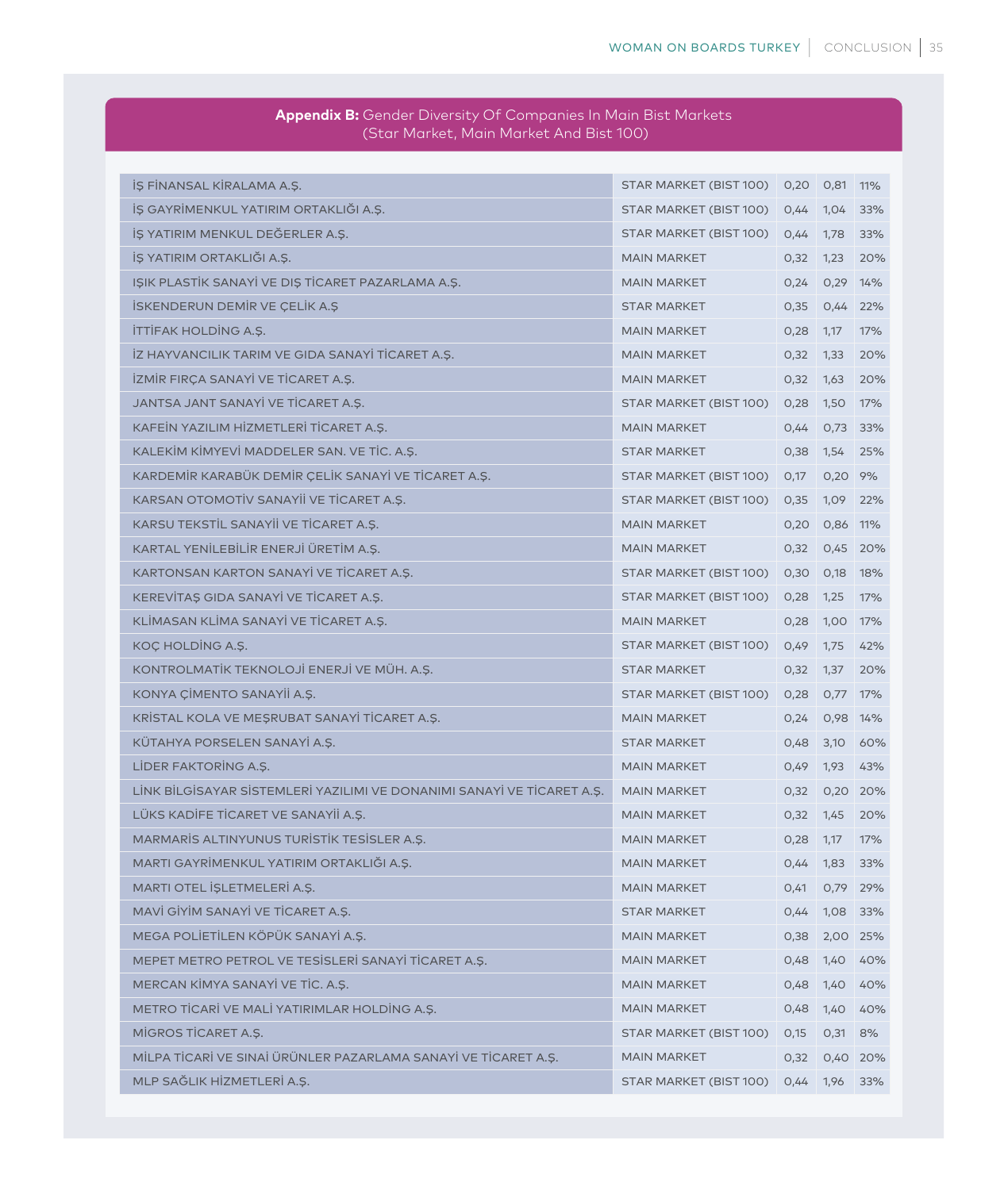**Appendix B:** Gender Diversity Of Companies In Main Bist Markets (Star Market, Main Market And Bist 100)

| | | | | |
|---|---|---|---|---|
| İŞ FİNANSAL KİRALAMA A.Ş. | STAR MARKET (BIST 100) | 0,20 | 0,81 | 11% |
| İŞ GAYRİMENKUL YATIRIM ORTAKLIĞI A.Ş. | STAR MARKET (BIST 100) | 0,44 | 1,04 | 33% |
| İŞ YATIRIM MENKUL DEĞERLER A.Ş. | STAR MARKET (BIST 100) | 0,44 | 1,78 | 33% |
| İŞ YATIRIM ORTAKLIĞI A.Ş. | MAIN MARKET | 0,32 | 1,23 | 20% |
| IŞIK PLASTİK SANAYİ VE DIŞ TİCARET PAZARLAMA A.Ş. | MAIN MARKET | 0,24 | 0,29 | 14% |
| İSKENDERUN DEMİR VE ÇELİK A.Ş | STAR MARKET | 0,35 | 0,44 | 22% |
| İTTİFAK HOLDİNG A.Ş. | MAIN MARKET | 0,28 | 1,17 | 17% |
| İZ HAYVANCILIK TARIM VE GIDA SANAYİ TİCARET A.Ş. | MAIN MARKET | 0,32 | 1,33 | 20% |
| İZMİR FIRÇA SANAYİ VE TİCARET A.Ş. | MAIN MARKET | 0,32 | 1,63 | 20% |
| JANTSA JANT SANAYİ VE TİCARET A.Ş. | STAR MARKET (BIST 100) | 0,28 | 1,50 | 17% |
| KAFEİN YAZILIM HİZMETLERİ TİCARET A.Ş. | MAIN MARKET | 0,44 | 0,73 | 33% |
| KALEKİM KİMYEVİ MADDELER SAN. VE TİC. A.Ş. | STAR MARKET | 0,38 | 1,54 | 25% |
| KARDEMİR KARABÜK DEMİR ÇELİK SANAYİ VE TİCARET A.Ş. | STAR MARKET (BIST 100) | 0,17 | 0,20 | 9% |
| KARSAN OTOMOTİV SANAYİİ VE TİCARET A.Ş. | STAR MARKET (BIST 100) | 0,35 | 1,09 | 22% |
| KARSU TEKSTİL SANAYİİ VE TİCARET A.Ş. | MAIN MARKET | 0,20 | 0,86 | 11% |
| KARTAL YENİLEBİLİR ENERJİ ÜRETİM A.Ş. | MAIN MARKET | 0,32 | 0,45 | 20% |
| KARTONSAN KARTON SANAYİ VE TİCARET A.Ş. | STAR MARKET (BIST 100) | 0,30 | 0,18 | 18% |
| KEREVİTAŞ GIDA SANAYİ VE TİCARET A.Ş. | STAR MARKET (BIST 100) | 0,28 | 1,25 | 17% |
| KLİMASAN KLİMA SANAYİ VE TİCARET A.Ş. | MAIN MARKET | 0,28 | 1,00 | 17% |
| KOÇ HOLDİNG A.Ş. | STAR MARKET (BIST 100) | 0,49 | 1,75 | 42% |
| KONTROLMATİK TEKNOLOJİ ENERJİ VE MÜH. A.Ş. | STAR MARKET | 0,32 | 1,37 | 20% |
| KONYA ÇİMENTO SANAYİİ A.Ş. | STAR MARKET (BIST 100) | 0,28 | 0,77 | 17% |
| KRİSTAL KOLA VE MEŞRUBAT SANAYİ TİCARET A.Ş. | MAIN MARKET | 0,24 | 0,98 | 14% |
| KÜTAHYA PORSELEN SANAYİ A.Ş. | STAR MARKET | 0,48 | 3,10 | 60% |
| LİDER FAKTORİNG A.Ş. | MAIN MARKET | 0,49 | 1,93 | 43% |
| LİNK BİLGİSAYAR SİSTEMLERİ YAZILIMI VE DONANIMI SANAYİ VE TİCARET A.Ş. | MAIN MARKET | 0,32 | 0,20 | 20% |
| LÜKS KADİFE TİCARET VE SANAYİİ A.Ş. | MAIN MARKET | 0,32 | 1,45 | 20% |
| MARMARİS ALTINYUNUS TURİSTİK TESİSLER A.Ş. | MAIN MARKET | 0,28 | 1,17 | 17% |
| MARTI GAYRİMENKUL YATIRIM ORTAKLIĞI A.Ş. | MAIN MARKET | 0,44 | 1,83 | 33% |
| MARTI OTEL İŞLETMELERİ A.Ş. | MAIN MARKET | 0,41 | 0,79 | 29% |
| MAVİ GİYİM SANAYİ VE TİCARET A.Ş. | STAR MARKET | 0,44 | 1,08 | 33% |
| MEGA POLİETİLEN KÖPÜK SANAYİ A.Ş. | MAIN MARKET | 0,38 | 2,00 | 25% |
| MEPET METRO PETROL VE TESİSLERİ SANAYİ TİCARET A.Ş. | MAIN MARKET | 0,48 | 1,40 | 40% |
| MERCAN KİMYA SANAYİ VE TİC. A.Ş. | MAIN MARKET | 0,48 | 1,40 | 40% |
| METRO TİCARİ VE MALİ YATIRIMLAR HOLDİNG A.Ş. | MAIN MARKET | 0,48 | 1,40 | 40% |
| MİGROS TİCARET A.Ş. | STAR MARKET (BIST 100) | 0,15 | 0,31 | 8% |
| MİLPA TİCARİ VE SINAİ ÜRÜNLER PAZARLAMA SANAYİ VE TİCARET A.Ş. | MAIN MARKET | 0,32 | 0,40 | 20% |
| MLP SAĞLIK HİZMETLERİ A.Ş. | STAR MARKET (BIST 100) | 0,44 | 1,96 | 33% |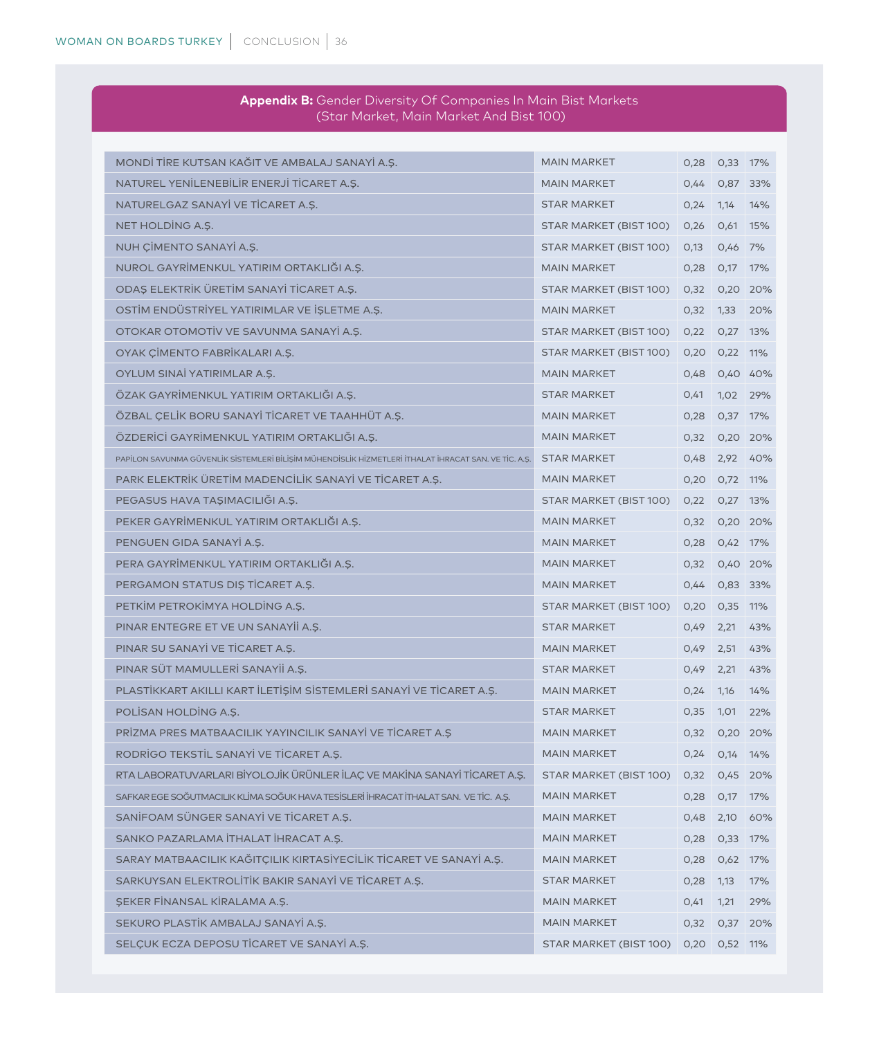## **Appendix B:** Gender Diversity Of Companies In Main Bist Markets (Star Market, Main Market And Bist 100)

| | | | | |
|---|---|---|---|---|
| MONDİ TİRE KUTSAN KAĞIT VE AMBALAJ SANAYİ A.Ş. | MAIN MARKET | 0,28 | 0,33 | 17% |
| NATUREL YENİLENEBİLİR ENERJİ TİCARET A.Ş. | MAIN MARKET | 0,44 | 0,87 | 33% |
| NATURELGAZ SANAYİ VE TİCARET A.Ş. | STAR MARKET | 0,24 | 1,14 | 14% |
| NET HOLDİNG A.Ş. | STAR MARKET (BIST 100) | 0,26 | 0,61 | 15% |
| NUH ÇİMENTO SANAYİ A.Ş. | STAR MARKET (BIST 100) | 0,13 | 0,46 | 7% |
| NUROL GAYRİMENKUL YATIRIM ORTAKLIĞI A.Ş. | MAIN MARKET | 0,28 | 0,17 | 17% |
| ODAŞ ELEKTRİK ÜRETİM SANAYİ TİCARET A.Ş. | STAR MARKET (BIST 100) | 0,32 | 0,20 | 20% |
| OSTİM ENDÜSTRİYEL YATIRIMLAR VE İŞLETME A.Ş. | MAIN MARKET | 0,32 | 1,33 | 20% |
| OTOKAR OTOMOTİV VE SAVUNMA SANAYİ A.Ş. | STAR MARKET (BIST 100) | 0,22 | 0,27 | 13% |
| OYAK ÇİMENTO FABRİKALARI A.Ş. | STAR MARKET (BIST 100) | 0,20 | 0,22 | 11% |
| OYLUM SINAİ YATIRIMLAR A.Ş. | MAIN MARKET | 0,48 | 0,40 | 40% |
| ÖZAK GAYRİMENKUL YATIRIM ORTAKLIĞI A.Ş. | STAR MARKET | 0,41 | 1,02 | 29% |
| ÖZBAL ÇELİK BORU SANAYİ TİCARET VE TAAHHÜT A.Ş. | MAIN MARKET | 0,28 | 0,37 | 17% |
| ÖZDERİCİ GAYRİMENKUL YATIRIM ORTAKLIĞI A.Ş. | MAIN MARKET | 0,32 | 0,20 | 20% |
| PAPİLON SAVUNMA GÜVENLİK SİSTEMLERİ BİLİŞİM MÜHENDİSLİK HİZMETLERİ İTHALAT İHRACAT SAN. VE TİC. A.Ş. | STAR MARKET | 0,48 | 2,92 | 40% |
| PARK ELEKTRİK ÜRETİM MADENCİLİK SANAYİ VE TİCARET A.Ş. | MAIN MARKET | 0,20 | 0,72 | 11% |
| PEGASUS HAVA TAŞIMACILIĞI A.Ş. | STAR MARKET (BIST 100) | 0,22 | 0,27 | 13% |
| PEKER GAYRİMENKUL YATIRIM ORTAKLIĞI A.Ş. | MAIN MARKET | 0,32 | 0,20 | 20% |
| PENGUEN GIDA SANAYİ A.Ş. | MAIN MARKET | 0,28 | 0,42 | 17% |
| PERA GAYRİMENKUL YATIRIM ORTAKLIĞI A.Ş. | MAIN MARKET | 0,32 | 0,40 | 20% |
| PERGAMON STATUS DIŞ TİCARET A.Ş. | MAIN MARKET | 0,44 | 0,83 | 33% |
| PETKİM PETROKİMYA HOLDİNG A.Ş. | STAR MARKET (BIST 100) | 0,20 | 0,35 | 11% |
| PINAR ENTEGRE ET VE UN SANAYİİ A.Ş. | STAR MARKET | 0,49 | 2,21 | 43% |
| PINAR SU SANAYİ VE TİCARET A.Ş. | MAIN MARKET | 0,49 | 2,51 | 43% |
| PINAR SÜT MAMULLERİ SANAYİİ A.Ş. | STAR MARKET | 0,49 | 2,21 | 43% |
| PLASTİKKART AKILLI KART İLETİŞİM SİSTEMLERİ SANAYİ VE TİCARET A.Ş. | MAIN MARKET | 0,24 | 1,16 | 14% |
| POLİSAN HOLDİNG A.Ş. | STAR MARKET | 0,35 | 1,01 | 22% |
| PRİZMA PRES MATBAACILIK YAYINCILIK SANAYİ VE TİCARET A.Ş | MAIN MARKET | 0,32 | 0,20 | 20% |
| RODRİGO TEKSTİL SANAYİ VE TİCARET A.Ş. | MAIN MARKET | 0,24 | 0,14 | 14% |
| RTA LABORATUVARLARI BİYOLOJİK ÜRÜNLER İLAÇ VE MAKİNA SANAYİ TİCARET A.Ş. | STAR MARKET (BIST 100) | 0,32 | 0,45 | 20% |
| SAFKAR EGE SOĞUTMACILIK KLİMA SOĞUK HAVA TESİSLERİ İHRACAT İTHALAT SAN. VE TİC. A.Ş. | MAIN MARKET | 0,28 | 0,17 | 17% |
| SANİFOAM SÜNGER SANAYİ VE TİCARET A.Ş. | MAIN MARKET | 0,48 | 2,10 | 60% |
| SANKO PAZARLAMA İTHALAT İHRACAT A.Ş. | MAIN MARKET | 0,28 | 0,33 | 17% |
| SARAY MATBAACILIK KAĞITÇILIK KIRTASİYECİLİK TİCARET VE SANAYİ A.Ş. | MAIN MARKET | 0,28 | 0,62 | 17% |
| SARKUYSAN ELEKTROLİTİK BAKIR SANAYİ VE TİCARET A.Ş. | STAR MARKET | 0,28 | 1,13 | 17% |
| ŞEKER FİNANSAL KİRALAMA A.Ş. | MAIN MARKET | 0,41 | 1,21 | 29% |
| SEKURO PLASTİK AMBALAJ SANAYİ A.Ş. | MAIN MARKET | 0,32 | 0,37 | 20% |
| SELÇUK ECZA DEPOSU TİCARET VE SANAYİ A.Ş. | STAR MARKET (BIST 100) | 0,20 | 0,52 | 11% |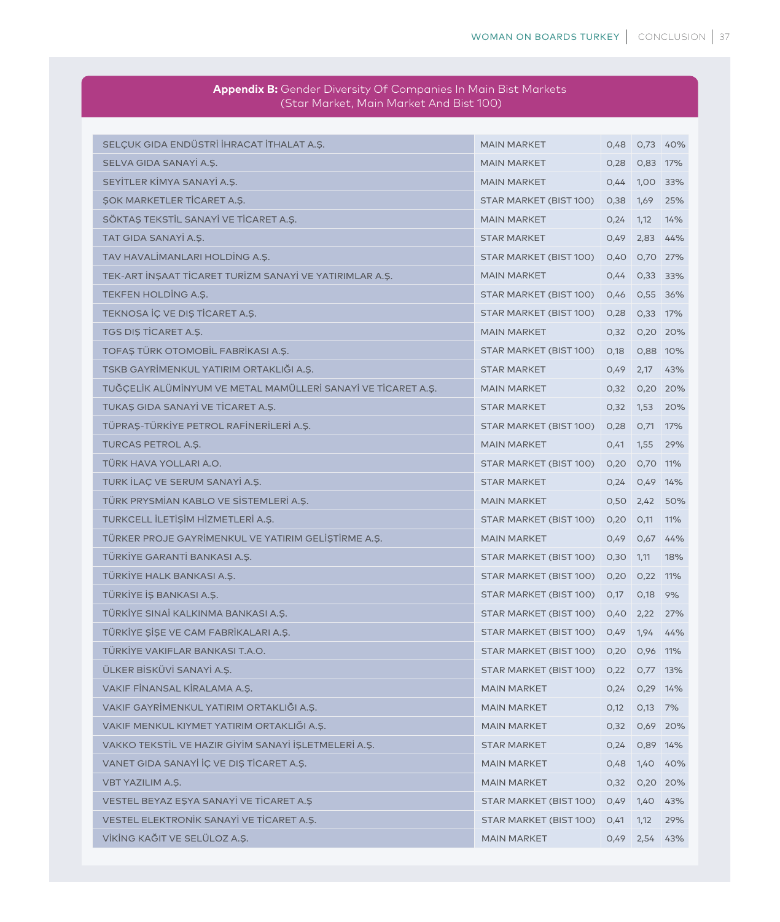**Appendix B:** Gender Diversity Of Companies In Main Bist Markets (Star Market, Main Market And Bist 100)

| | | | | |
|---|---|---|---|---|
| SELÇUK GIDA ENDÜSTRİ İHRACAT İTHALAT A.Ş. | MAIN MARKET | 0,48 | 0,73 | 40% |
| SELVA GIDA SANAYİ A.Ş. | MAIN MARKET | 0,28 | 0,83 | 17% |
| SEYİTLER KİMYA SANAYİ A.Ş. | MAIN MARKET | 0,44 | 1,00 | 33% |
| ŞOK MARKETLER TİCARET A.Ş. | STAR MARKET (BIST 100) | 0,38 | 1,69 | 25% |
| SÖKTAŞ TEKSTİL SANAYİ VE TİCARET A.Ş. | MAIN MARKET | 0,24 | 1,12 | 14% |
| TAT GIDA SANAYİ A.Ş. | STAR MARKET | 0,49 | 2,83 | 44% |
| TAV HAVALİMANLARI HOLDİNG A.Ş. | STAR MARKET (BIST 100) | 0,40 | 0,70 | 27% |
| TEK-ART İNŞAAT TİCARET TURİZM SANAYİ VE YATIRIMLAR A.Ş. | MAIN MARKET | 0,44 | 0,33 | 33% |
| TEKFEN HOLDİNG A.Ş. | STAR MARKET (BIST 100) | 0,46 | 0,55 | 36% |
| TEKNOSA İÇ VE DIŞ TİCARET A.Ş. | STAR MARKET (BIST 100) | 0,28 | 0,33 | 17% |
| TGS DIŞ TİCARET A.Ş. | MAIN MARKET | 0,32 | 0,20 | 20% |
| TOFAŞ TÜRK OTOMOBİL FABRİKASI A.Ş. | STAR MARKET (BIST 100) | 0,18 | 0,88 | 10% |
| TSKB GAYRİMENKUL YATIRIM ORTAKLIĞI A.Ş. | STAR MARKET | 0,49 | 2,17 | 43% |
| TUĞÇELİK ALÜMİNYUM VE METAL MAMÜLLERİ SANAYİ VE TİCARET A.Ş. | MAIN MARKET | 0,32 | 0,20 | 20% |
| TUKAŞ GIDA SANAYİ VE TİCARET A.Ş. | STAR MARKET | 0,32 | 1,53 | 20% |
| TÜPRAŞ-TÜRKİYE PETROL RAFİNERİLERİ A.Ş. | STAR MARKET (BIST 100) | 0,28 | 0,71 | 17% |
| TURCAS PETROL A.Ş. | MAIN MARKET | 0,41 | 1,55 | 29% |
| TÜRK HAVA YOLLARI A.O. | STAR MARKET (BIST 100) | 0,20 | 0,70 | 11% |
| TURK İLAÇ VE SERUM SANAYİ A.Ş. | STAR MARKET | 0,24 | 0,49 | 14% |
| TÜRK PRYSMİAN KABLO VE SİSTEMLERİ A.Ş. | MAIN MARKET | 0,50 | 2,42 | 50% |
| TURKCELL İLETİŞİM HİZMETLERİ A.Ş. | STAR MARKET (BIST 100) | 0,20 | 0,11 | 11% |
| TÜRKER PROJE GAYRİMENKUL VE YATIRIM GELİŞTİRME A.Ş. | MAIN MARKET | 0,49 | 0,67 | 44% |
| TÜRKİYE GARANTİ BANKASI A.Ş. | STAR MARKET (BIST 100) | 0,30 | 1,11 | 18% |
| TÜRKİYE HALK BANKASI A.Ş. | STAR MARKET (BIST 100) | 0,20 | 0,22 | 11% |
| TÜRKİYE İŞ BANKASI A.Ş. | STAR MARKET (BIST 100) | 0,17 | 0,18 | 9% |
| TÜRKİYE SINAİ KALKINMA BANKASI A.Ş. | STAR MARKET (BIST 100) | 0,40 | 2,22 | 27% |
| TÜRKİYE ŞİŞE VE CAM FABRİKALARI A.Ş. | STAR MARKET (BIST 100) | 0,49 | 1,94 | 44% |
| TÜRKİYE VAKIFLAR BANKASI T.A.O. | STAR MARKET (BIST 100) | 0,20 | 0,96 | 11% |
| ÜLKER BİSKÜVİ SANAYİ A.Ş. | STAR MARKET (BIST 100) | 0,22 | 0,77 | 13% |
| VAKIF FİNANSAL KİRALAMA A.Ş. | MAIN MARKET | 0,24 | 0,29 | 14% |
| VAKIF GAYRİMENKUL YATIRIM ORTAKLIĞI A.Ş. | MAIN MARKET | 0,12 | 0,13 | 7% |
| VAKIF MENKUL KIYMET YATIRIM ORTAKLIĞI A.Ş. | MAIN MARKET | 0,32 | 0,69 | 20% |
| VAKKO TEKSTİL VE HAZIR GİYİM SANAYİ İŞLETMELERİ A.Ş. | STAR MARKET | 0,24 | 0,89 | 14% |
| VANET GIDA SANAYİ İÇ VE DIŞ TİCARET A.Ş. | MAIN MARKET | 0,48 | 1,40 | 40% |
| VBT YAZILIM A.Ş. | MAIN MARKET | 0,32 | 0,20 | 20% |
| VESTEL BEYAZ EŞYA SANAYİ VE TİCARET A.Ş | STAR MARKET (BIST 100) | 0,49 | 1,40 | 43% |
| VESTEL ELEKTRONİK SANAYİ VE TİCARET A.Ş. | STAR MARKET (BIST 100) | 0,41 | 1,12 | 29% |
| VİKİNG KAĞIT VE SELÜLOZ A.Ş. | MAIN MARKET | 0,49 | 2,54 | 43% |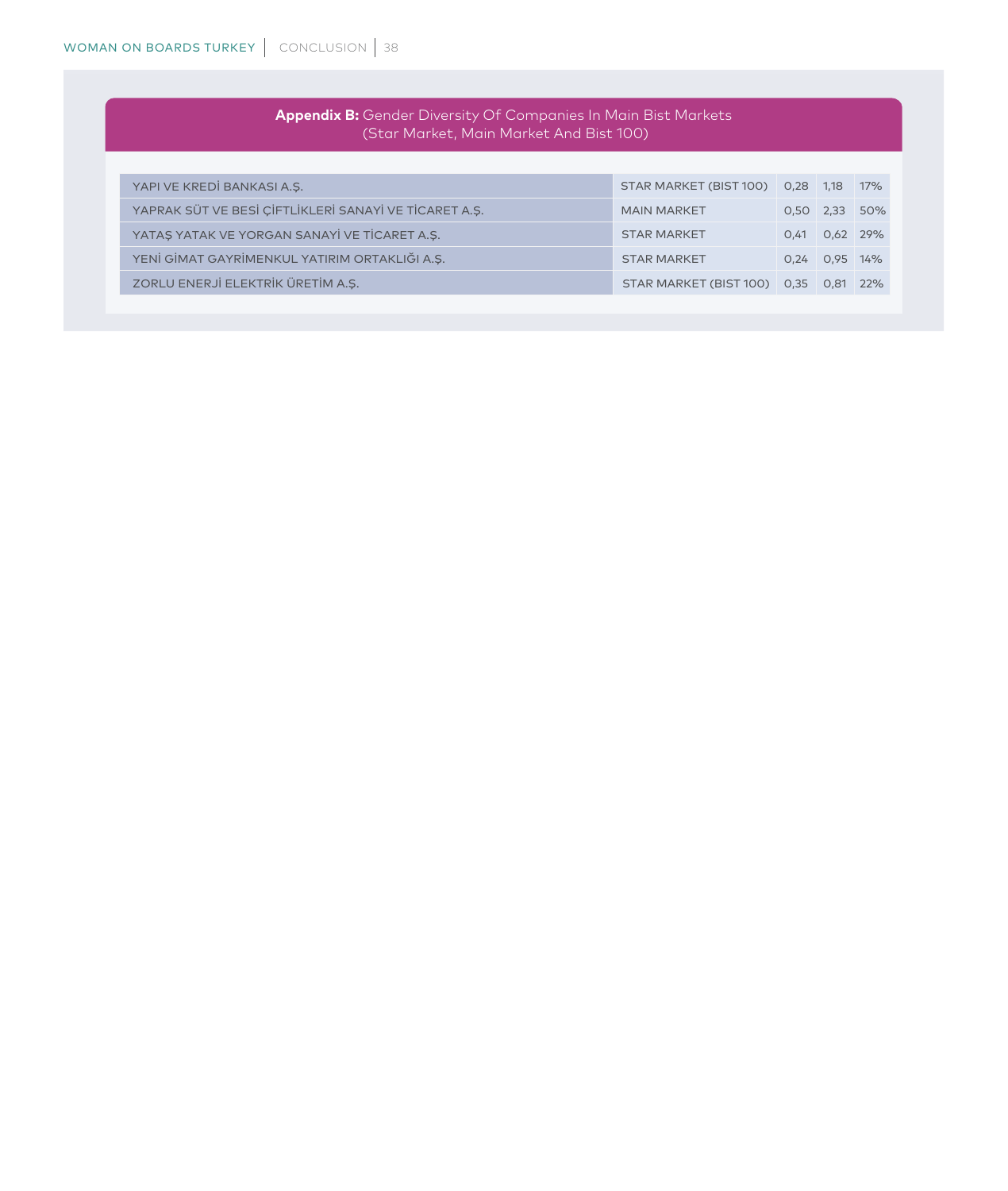**Appendix B:** Gender Diversity Of Companies In Main Bist Markets
(Star Market, Main Market And Bist 100)

| | | | | |
|---|---|---|---|---|
| YAPI VE KREDİ BANKASI A.Ş. | STAR MARKET (BIST 100) | 0,28 | 1,18 | 17% |
| YAPRAK SÜT VE BESİ ÇİFTLİKLERİ SANAYİ VE TİCARET A.Ş. | MAIN MARKET | 0,50 | 2,33 | 50% |
| YATAŞ YATAK VE YORGAN SANAYİ VE TİCARET A.Ş. | STAR MARKET | 0,41 | 0,62 | 29% |
| YENİ GİMAT GAYRİMENKUL YATIRIM ORTAKLIĞI A.Ş. | STAR MARKET | 0,24 | 0,95 | 14% |
| ZORLU ENERJİ ELEKTRİK ÜRETİM A.Ş. | STAR MARKET (BIST 100) | 0,35 | 0,81 | 22% |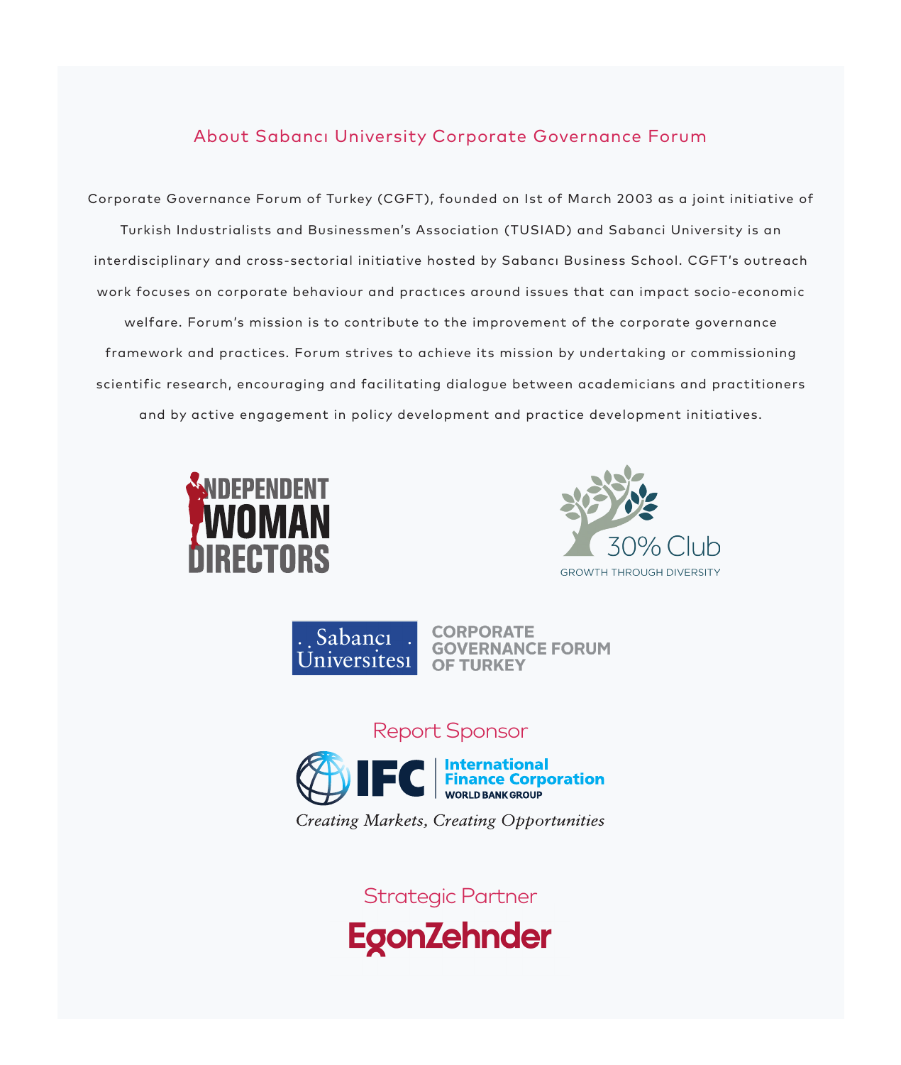## About Sabancı University Corporate Governance Forum

Corporate Governance Forum of Turkey (CGFT), founded on 1st of March 2003 as a joint initiative of Turkish Industrialists and Businessmen's Association (TUSIAD) and Sabanci University is an interdisciplinary and cross-sectorial initiative hosted by Sabancı Business School. CGFT's outreach work focuses on corporate behaviour and practices around issues that can impact socio-economic welfare. Forum's mission is to contribute to the improvement of the corporate governance framework and practices. Forum strives to achieve its mission by undertaking or commissioning scientific research, encouraging and facilitating dialogue between academicians and practitioners and by active engagement in policy development and practice development initiatives.

INDEPENDENT WOMAN DIRECTORS

30% Club
GROWTH THROUGH DIVERSITY

Sabancı Üniversitesi
CORPORATE GOVERNANCE FORUM OF TURKEY

Report Sponsor

IFC International Finance Corporation
WORLD BANK GROUP
*Creating Markets, Creating Opportunities*

Strategic Partner

EgonZehnder